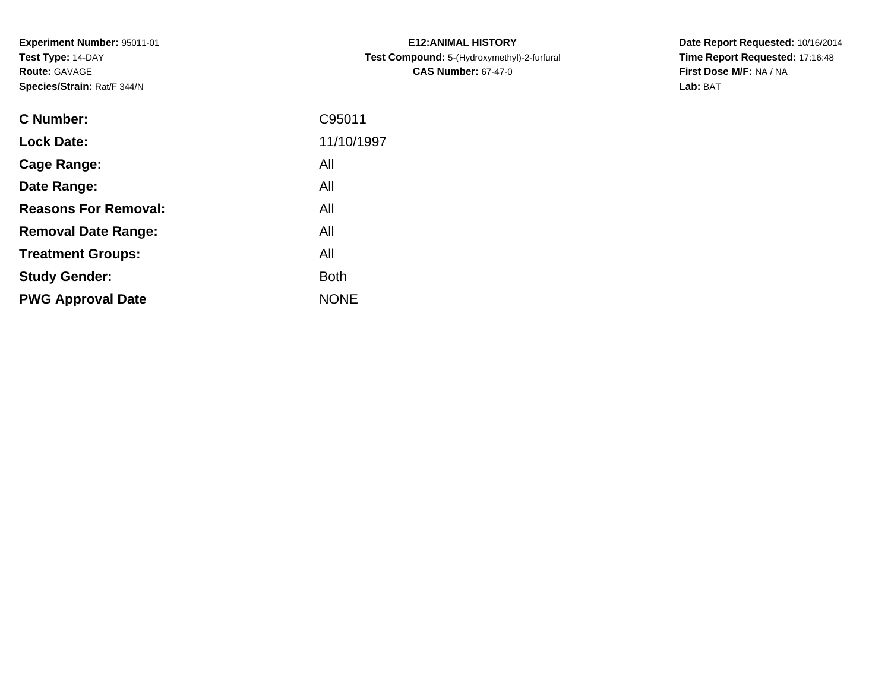**Experiment Number:** 95011-01
**Test Type:** 14-DAY
**Route:** GAVAGE
**Species/Strain:** Rat/F 344/N

**E12:ANIMAL HISTORY**
**Test Compound:** 5-(Hydroxymethyl)-2-furfural
**CAS Number:** 67-47-0

**Date Report Requested:** 10/16/2014
**Time Report Requested:** 17:16:48
**First Dose M/F:** NA / NA
**Lab:** BAT

| | |
|---|---|
| **C Number:** | C95011 |
| **Lock Date:** | 11/10/1997 |
| **Cage Range:** | All |
| **Date Range:** | All |
| **Reasons For Removal:** | All |
| **Removal Date Range:** | All |
| **Treatment Groups:** | All |
| **Study Gender:** | Both |
| **PWG Approval Date** | NONE |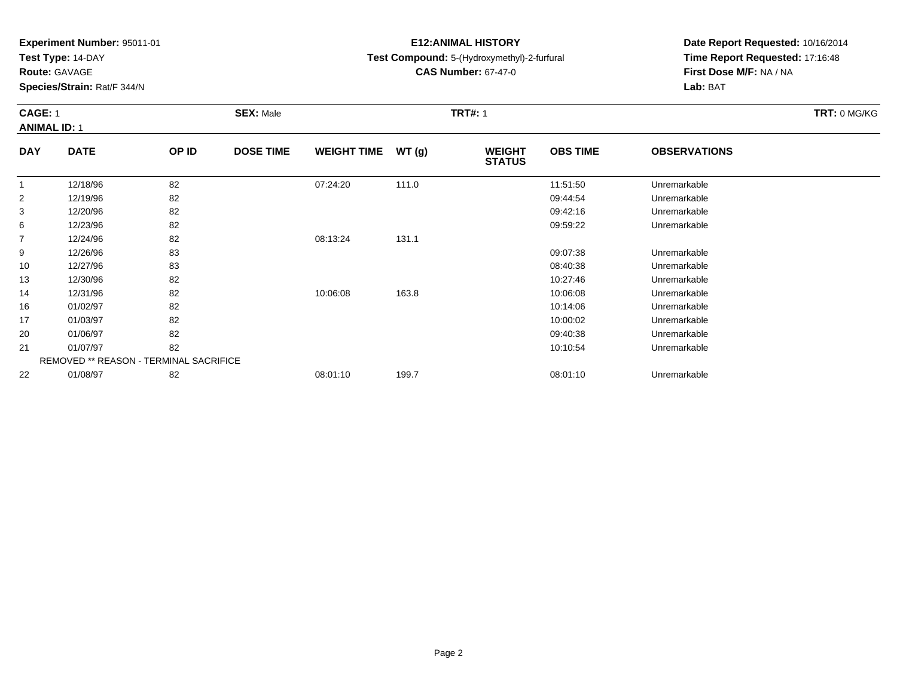**Experiment Number:** 95011-01
**Test Type:** 14-DAY
**Route:** GAVAGE
**Species/Strain:** Rat/F 344/N

**E12:ANIMAL HISTORY**
**Test Compound:** 5-(Hydroxymethyl)-2-furfural
**CAS Number:** 67-47-0

**Date Report Requested:** 10/16/2014
**Time Report Requested:** 17:16:48
**First Dose M/F:** NA / NA
**Lab:** BAT

**CAGE:** 1 **SEX:** Male **TRT#:** 1 **TRT:** 0 MG/KG
**ANIMAL ID:** 1

| DAY | DATE | OP ID | DOSE TIME | WEIGHT TIME | WT (g) | WEIGHT STATUS | OBS TIME | OBSERVATIONS |
|---|---|---|---|---|---|---|---|---|
| 1 | 12/18/96 | 82 | | 07:24:20 | 111.0 | | 11:51:50 | Unremarkable |
| 2 | 12/19/96 | 82 | | | | | 09:44:54 | Unremarkable |
| 3 | 12/20/96 | 82 | | | | | 09:42:16 | Unremarkable |
| 6 | 12/23/96 | 82 | | | | | 09:59:22 | Unremarkable |
| 7 | 12/24/96 | 82 | | 08:13:24 | 131.1 | | | |
| 9 | 12/26/96 | 83 | | | | | 09:07:38 | Unremarkable |
| 10 | 12/27/96 | 83 | | | | | 08:40:38 | Unremarkable |
| 13 | 12/30/96 | 82 | | | | | 10:27:46 | Unremarkable |
| 14 | 12/31/96 | 82 | | 10:06:08 | 163.8 | | 10:06:08 | Unremarkable |
| 16 | 01/02/97 | 82 | | | | | 10:14:06 | Unremarkable |
| 17 | 01/03/97 | 82 | | | | | 10:00:02 | Unremarkable |
| 20 | 01/06/97 | 82 | | | | | 09:40:38 | Unremarkable |
| 21 | 01/07/97 | 82 | | | | | 10:10:54 | Unremarkable |
| REMOVED ** REASON - TERMINAL SACRIFICE | | | | | | | | |
| 22 | 01/08/97 | 82 | | 08:01:10 | 199.7 | | 08:01:10 | Unremarkable |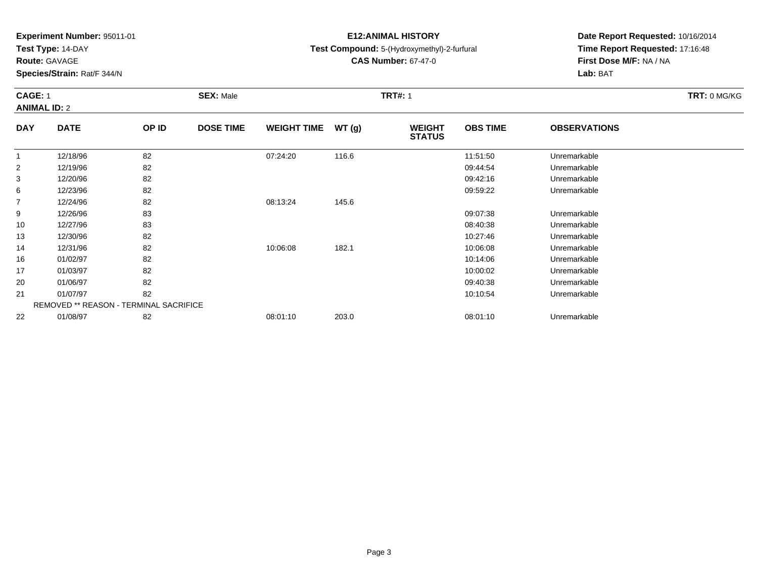**Experiment Number:** 95011-01
**Test Type:** 14-DAY
**Route:** GAVAGE
**Species/Strain:** Rat/F 344/N

**E12:ANIMAL HISTORY**
**Test Compound:** 5-(Hydroxymethyl)-2-furfural
**CAS Number:** 67-47-0

**Date Report Requested:** 10/16/2014
**Time Report Requested:** 17:16:48
**First Dose M/F:** NA / NA
**Lab:** BAT

**CAGE:** 1 **SEX:** Male **TRT#:** 1 **TRT:** 0 MG/KG
**ANIMAL ID:** 2

| DAY | DATE | OP ID | DOSE TIME | WEIGHT TIME | WT (g) | WEIGHT STATUS | OBS TIME | OBSERVATIONS |
|---|---|---|---|---|---|---|---|---|
| 1 | 12/18/96 | 82 | | 07:24:20 | 116.6 | | 11:51:50 | Unremarkable |
| 2 | 12/19/96 | 82 | | | | | 09:44:54 | Unremarkable |
| 3 | 12/20/96 | 82 | | | | | 09:42:16 | Unremarkable |
| 6 | 12/23/96 | 82 | | | | | 09:59:22 | Unremarkable |
| 7 | 12/24/96 | 82 | | 08:13:24 | 145.6 | | | |
| 9 | 12/26/96 | 83 | | | | | 09:07:38 | Unremarkable |
| 10 | 12/27/96 | 83 | | | | | 08:40:38 | Unremarkable |
| 13 | 12/30/96 | 82 | | | | | 10:27:46 | Unremarkable |
| 14 | 12/31/96 | 82 | | 10:06:08 | 182.1 | | 10:06:08 | Unremarkable |
| 16 | 01/02/97 | 82 | | | | | 10:14:06 | Unremarkable |
| 17 | 01/03/97 | 82 | | | | | 10:00:02 | Unremarkable |
| 20 | 01/06/97 | 82 | | | | | 09:40:38 | Unremarkable |
| 21 | 01/07/97 | 82 | | | | | 10:10:54 | Unremarkable |
| REMOVED ** REASON - TERMINAL SACRIFICE | | | | | | | | |
| 22 | 01/08/97 | 82 | | 08:01:10 | 203.0 | | 08:01:10 | Unremarkable |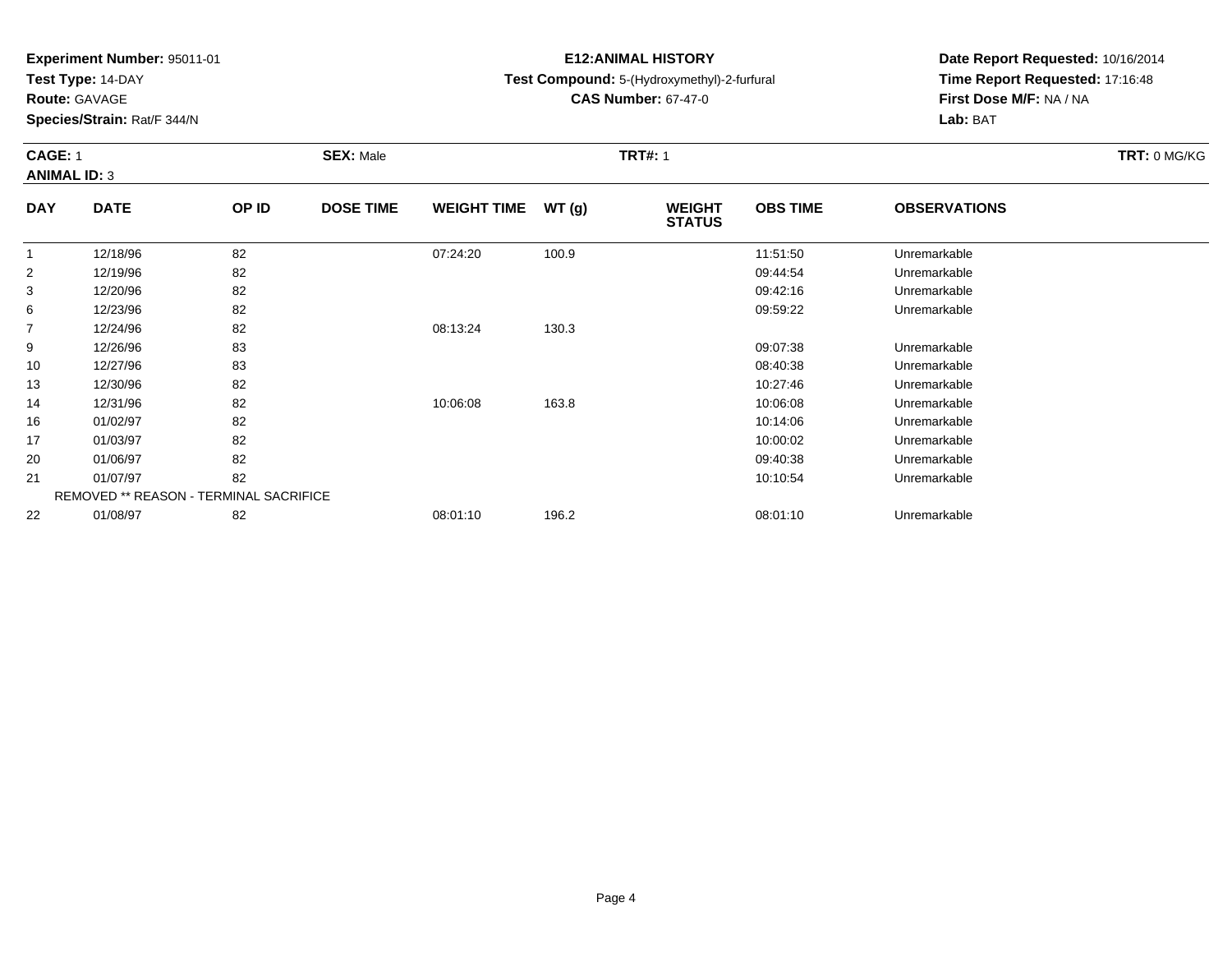**Experiment Number:** 95011-01
**Test Type:** 14-DAY
**Route:** GAVAGE
**Species/Strain:** Rat/F 344/N

**E12:ANIMAL HISTORY**
**Test Compound:** 5-(Hydroxymethyl)-2-furfural
**CAS Number:** 67-47-0

**Date Report Requested:** 10/16/2014
**Time Report Requested:** 17:16:48
**First Dose M/F:** NA / NA
**Lab:** BAT

**CAGE:** 1 **SEX:** Male **TRT#:** 1 **TRT:** 0 MG/KG
**ANIMAL ID:** 3

| DAY | DATE | OP ID | DOSE TIME | WEIGHT TIME | WT (g) | WEIGHT STATUS | OBS TIME | OBSERVATIONS |
|---|---|---|---|---|---|---|---|---|
| 1 | 12/18/96 | 82 | | 07:24:20 | 100.9 | | 11:51:50 | Unremarkable |
| 2 | 12/19/96 | 82 | | | | | 09:44:54 | Unremarkable |
| 3 | 12/20/96 | 82 | | | | | 09:42:16 | Unremarkable |
| 6 | 12/23/96 | 82 | | | | | 09:59:22 | Unremarkable |
| 7 | 12/24/96 | 82 | | 08:13:24 | 130.3 | | | |
| 9 | 12/26/96 | 83 | | | | | 09:07:38 | Unremarkable |
| 10 | 12/27/96 | 83 | | | | | 08:40:38 | Unremarkable |
| 13 | 12/30/96 | 82 | | | | | 10:27:46 | Unremarkable |
| 14 | 12/31/96 | 82 | | 10:06:08 | 163.8 | | 10:06:08 | Unremarkable |
| 16 | 01/02/97 | 82 | | | | | 10:14:06 | Unremarkable |
| 17 | 01/03/97 | 82 | | | | | 10:00:02 | Unremarkable |
| 20 | 01/06/97 | 82 | | | | | 09:40:38 | Unremarkable |
| 21 | 01/07/97 | 82 | | | | | 10:10:54 | Unremarkable |
| REMOVED ** REASON - TERMINAL SACRIFICE | | | | | | | | |
| 22 | 01/08/97 | 82 | | 08:01:10 | 196.2 | | 08:01:10 | Unremarkable |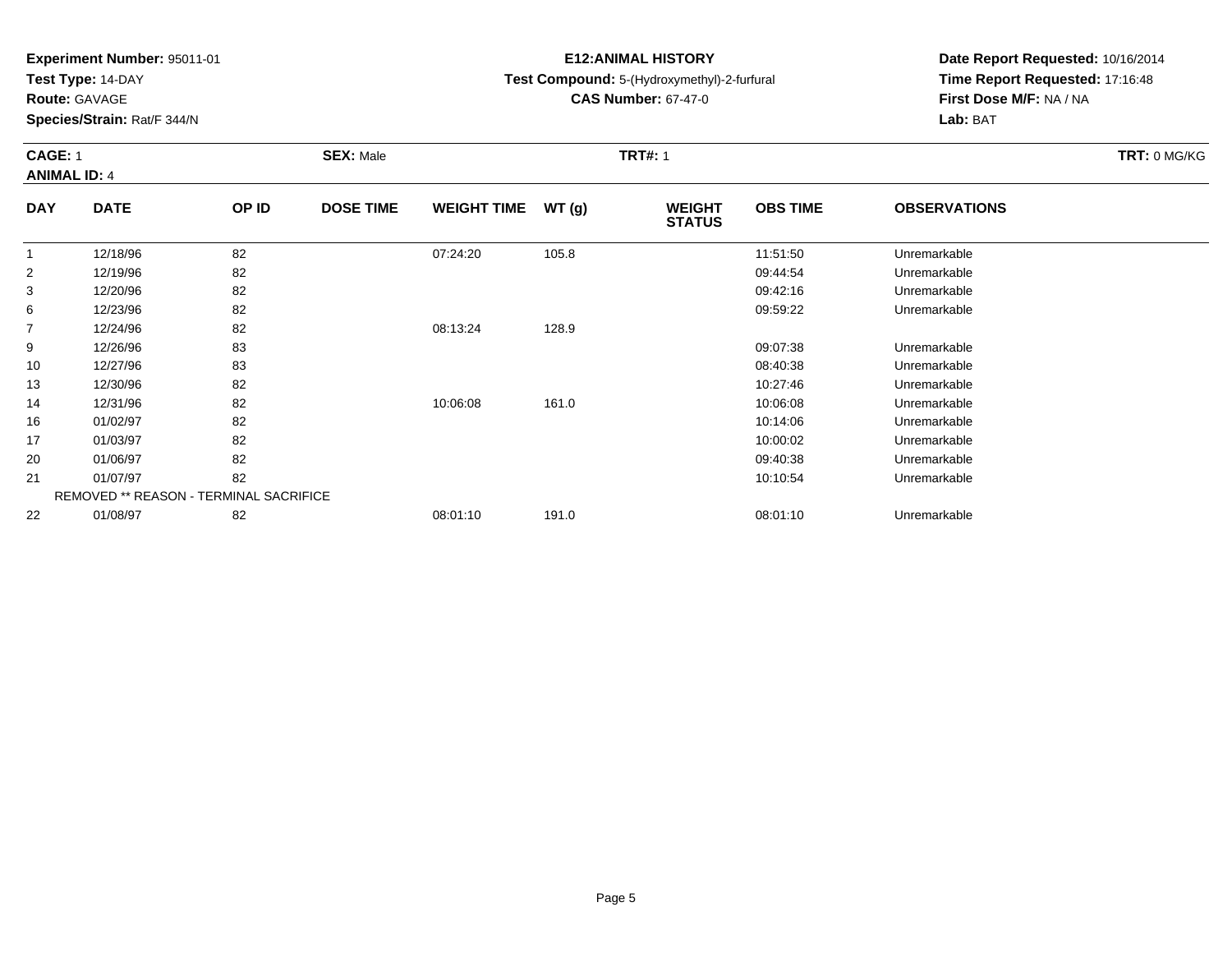**Experiment Number:** 95011-01
**Test Type:** 14-DAY
**Route:** GAVAGE
**Species/Strain:** Rat/F 344/N

**E12:ANIMAL HISTORY**
**Test Compound:** 5-(Hydroxymethyl)-2-furfural
**CAS Number:** 67-47-0

**Date Report Requested:** 10/16/2014
**Time Report Requested:** 17:16:48
**First Dose M/F:** NA / NA
**Lab:** BAT

**CAGE:** 1 **SEX:** Male **TRT#:** 1 **TRT:** 0 MG/KG
**ANIMAL ID:** 4

| DAY | DATE | OP ID | DOSE TIME | WEIGHT TIME | WT (g) | WEIGHT STATUS | OBS TIME | OBSERVATIONS |
|---|---|---|---|---|---|---|---|---|
| 1 | 12/18/96 | 82 | | 07:24:20 | 105.8 | | 11:51:50 | Unremarkable |
| 2 | 12/19/96 | 82 | | | | | 09:44:54 | Unremarkable |
| 3 | 12/20/96 | 82 | | | | | 09:42:16 | Unremarkable |
| 6 | 12/23/96 | 82 | | | | | 09:59:22 | Unremarkable |
| 7 | 12/24/96 | 82 | | 08:13:24 | 128.9 | | | |
| 9 | 12/26/96 | 83 | | | | | 09:07:38 | Unremarkable |
| 10 | 12/27/96 | 83 | | | | | 08:40:38 | Unremarkable |
| 13 | 12/30/96 | 82 | | | | | 10:27:46 | Unremarkable |
| 14 | 12/31/96 | 82 | | 10:06:08 | 161.0 | | 10:06:08 | Unremarkable |
| 16 | 01/02/97 | 82 | | | | | 10:14:06 | Unremarkable |
| 17 | 01/03/97 | 82 | | | | | 10:00:02 | Unremarkable |
| 20 | 01/06/97 | 82 | | | | | 09:40:38 | Unremarkable |
| 21 | 01/07/97 | 82 | | | | | 10:10:54 | Unremarkable |
| REMOVED ** REASON - TERMINAL SACRIFICE | | | | | | | | |
| 22 | 01/08/97 | 82 | | 08:01:10 | 191.0 | | 08:01:10 | Unremarkable |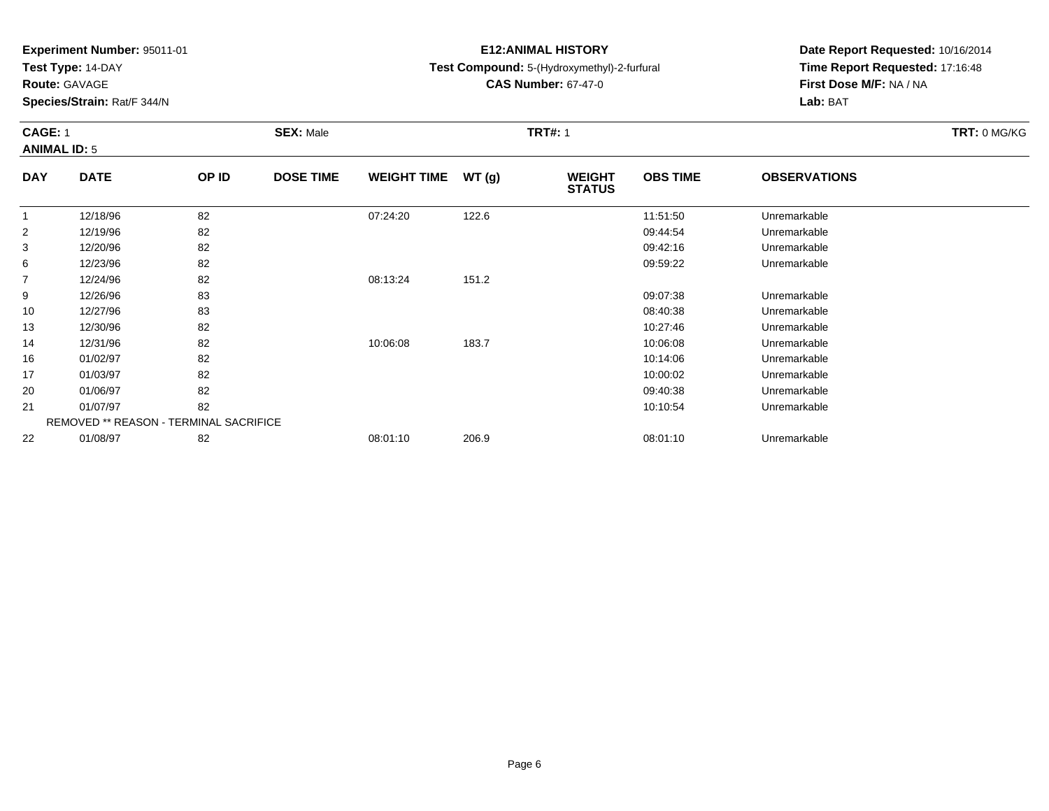**Experiment Number:** 95011-01
**Test Type:** 14-DAY
**Route:** GAVAGE
**Species/Strain:** Rat/F 344/N

**E12:ANIMAL HISTORY**
**Test Compound:** 5-(Hydroxymethyl)-2-furfural
**CAS Number:** 67-47-0

**Date Report Requested:** 10/16/2014
**Time Report Requested:** 17:16:48
**First Dose M/F:** NA / NA
**Lab:** BAT

**CAGE:** 1 **SEX:** Male **TRT#:** 1 **TRT:** 0 MG/KG
**ANIMAL ID:** 5

| DAY | DATE | OP ID | DOSE TIME | WEIGHT TIME | WT (g) | WEIGHT STATUS | OBS TIME | OBSERVATIONS |
|---|---|---|---|---|---|---|---|---|
| 1 | 12/18/96 | 82 | | 07:24:20 | 122.6 | | 11:51:50 | Unremarkable |
| 2 | 12/19/96 | 82 | | | | | 09:44:54 | Unremarkable |
| 3 | 12/20/96 | 82 | | | | | 09:42:16 | Unremarkable |
| 6 | 12/23/96 | 82 | | | | | 09:59:22 | Unremarkable |
| 7 | 12/24/96 | 82 | | 08:13:24 | 151.2 | | | |
| 9 | 12/26/96 | 83 | | | | | 09:07:38 | Unremarkable |
| 10 | 12/27/96 | 83 | | | | | 08:40:38 | Unremarkable |
| 13 | 12/30/96 | 82 | | | | | 10:27:46 | Unremarkable |
| 14 | 12/31/96 | 82 | | 10:06:08 | 183.7 | | 10:06:08 | Unremarkable |
| 16 | 01/02/97 | 82 | | | | | 10:14:06 | Unremarkable |
| 17 | 01/03/97 | 82 | | | | | 10:00:02 | Unremarkable |
| 20 | 01/06/97 | 82 | | | | | 09:40:38 | Unremarkable |
| 21 | 01/07/97 | 82 | | | | | 10:10:54 | Unremarkable |
| REMOVED ** REASON - TERMINAL SACRIFICE | | | | | | | | |
| 22 | 01/08/97 | 82 | | 08:01:10 | 206.9 | | 08:01:10 | Unremarkable |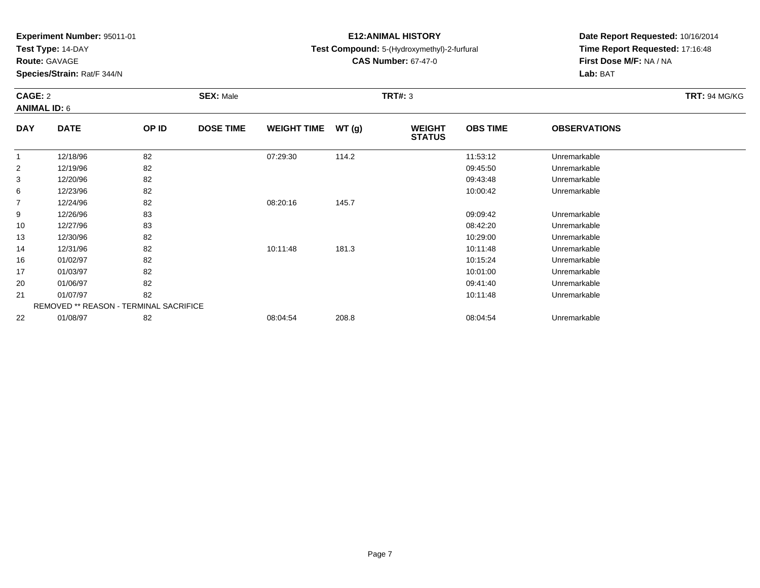**Experiment Number:** 95011-01
**Test Type:** 14-DAY
**Route:** GAVAGE
**Species/Strain:** Rat/F 344/N

**E12:ANIMAL HISTORY**
**Test Compound:** 5-(Hydroxymethyl)-2-furfural
**CAS Number:** 67-47-0

**Date Report Requested:** 10/16/2014
**Time Report Requested:** 17:16:48
**First Dose M/F:** NA / NA
**Lab:** BAT

**CAGE:** 2 **SEX:** Male **TRT#:** 3 **TRT:** 94 MG/KG
**ANIMAL ID:** 6

| DAY | DATE | OP ID | DOSE TIME | WEIGHT TIME | WT (g) | WEIGHT STATUS | OBS TIME | OBSERVATIONS |
|---|---|---|---|---|---|---|---|---|
| 1 | 12/18/96 | 82 | | 07:29:30 | 114.2 | | 11:53:12 | Unremarkable |
| 2 | 12/19/96 | 82 | | | | | 09:45:50 | Unremarkable |
| 3 | 12/20/96 | 82 | | | | | 09:43:48 | Unremarkable |
| 6 | 12/23/96 | 82 | | | | | 10:00:42 | Unremarkable |
| 7 | 12/24/96 | 82 | | 08:20:16 | 145.7 | | | |
| 9 | 12/26/96 | 83 | | | | | 09:09:42 | Unremarkable |
| 10 | 12/27/96 | 83 | | | | | 08:42:20 | Unremarkable |
| 13 | 12/30/96 | 82 | | | | | 10:29:00 | Unremarkable |
| 14 | 12/31/96 | 82 | | 10:11:48 | 181.3 | | 10:11:48 | Unremarkable |
| 16 | 01/02/97 | 82 | | | | | 10:15:24 | Unremarkable |
| 17 | 01/03/97 | 82 | | | | | 10:01:00 | Unremarkable |
| 20 | 01/06/97 | 82 | | | | | 09:41:40 | Unremarkable |
| 21 | 01/07/97 | 82 | | | | | 10:11:48 | Unremarkable |
| | REMOVED ** REASON - TERMINAL SACRIFICE | | | | | | | |
| 22 | 01/08/97 | 82 | | 08:04:54 | 208.8 | | 08:04:54 | Unremarkable |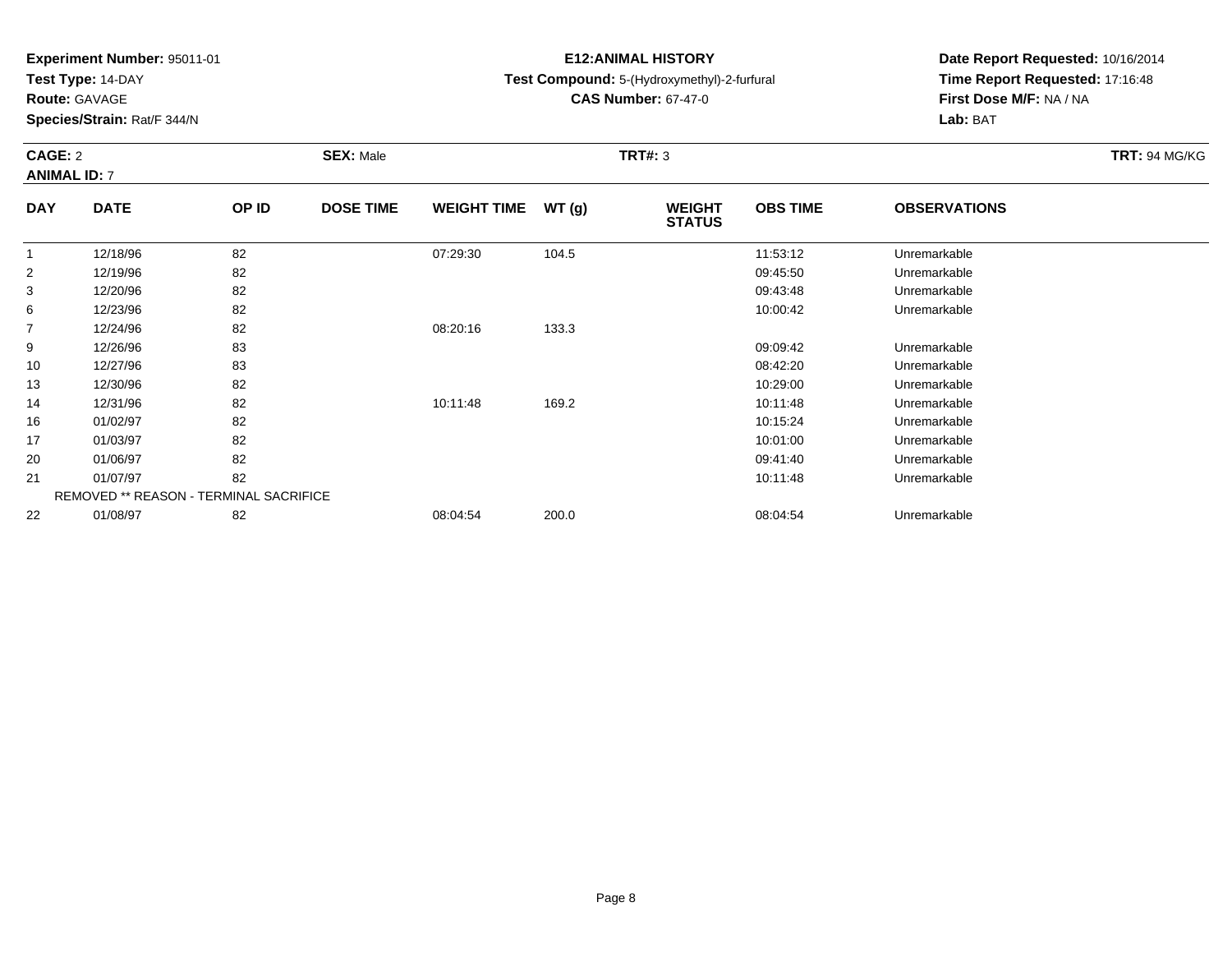**Experiment Number:** 95011-01
**Test Type:** 14-DAY
**Route:** GAVAGE
**Species/Strain:** Rat/F 344/N

**E12:ANIMAL HISTORY**
**Test Compound:** 5-(Hydroxymethyl)-2-furfural
**CAS Number:** 67-47-0

**Date Report Requested:** 10/16/2014
**Time Report Requested:** 17:16:48
**First Dose M/F:** NA / NA
**Lab:** BAT

**CAGE:** 2 **SEX:** Male **TRT#:** 3 **TRT:** 94 MG/KG
**ANIMAL ID:** 7

| DAY | DATE | OP ID | DOSE TIME | WEIGHT TIME | WT (g) | WEIGHT STATUS | OBS TIME | OBSERVATIONS |
|---|---|---|---|---|---|---|---|---|
| 1 | 12/18/96 | 82 | | 07:29:30 | 104.5 | | 11:53:12 | Unremarkable |
| 2 | 12/19/96 | 82 | | | | | 09:45:50 | Unremarkable |
| 3 | 12/20/96 | 82 | | | | | 09:43:48 | Unremarkable |
| 6 | 12/23/96 | 82 | | | | | 10:00:42 | Unremarkable |
| 7 | 12/24/96 | 82 | | 08:20:16 | 133.3 | | | |
| 9 | 12/26/96 | 83 | | | | | 09:09:42 | Unremarkable |
| 10 | 12/27/96 | 83 | | | | | 08:42:20 | Unremarkable |
| 13 | 12/30/96 | 82 | | | | | 10:29:00 | Unremarkable |
| 14 | 12/31/96 | 82 | | 10:11:48 | 169.2 | | 10:11:48 | Unremarkable |
| 16 | 01/02/97 | 82 | | | | | 10:15:24 | Unremarkable |
| 17 | 01/03/97 | 82 | | | | | 10:01:00 | Unremarkable |
| 20 | 01/06/97 | 82 | | | | | 09:41:40 | Unremarkable |
| 21 | 01/07/97 | 82 | | | | | 10:11:48 | Unremarkable |
| | REMOVED ** REASON - TERMINAL SACRIFICE | | | | | | | |
| 22 | 01/08/97 | 82 | | 08:04:54 | 200.0 | | 08:04:54 | Unremarkable |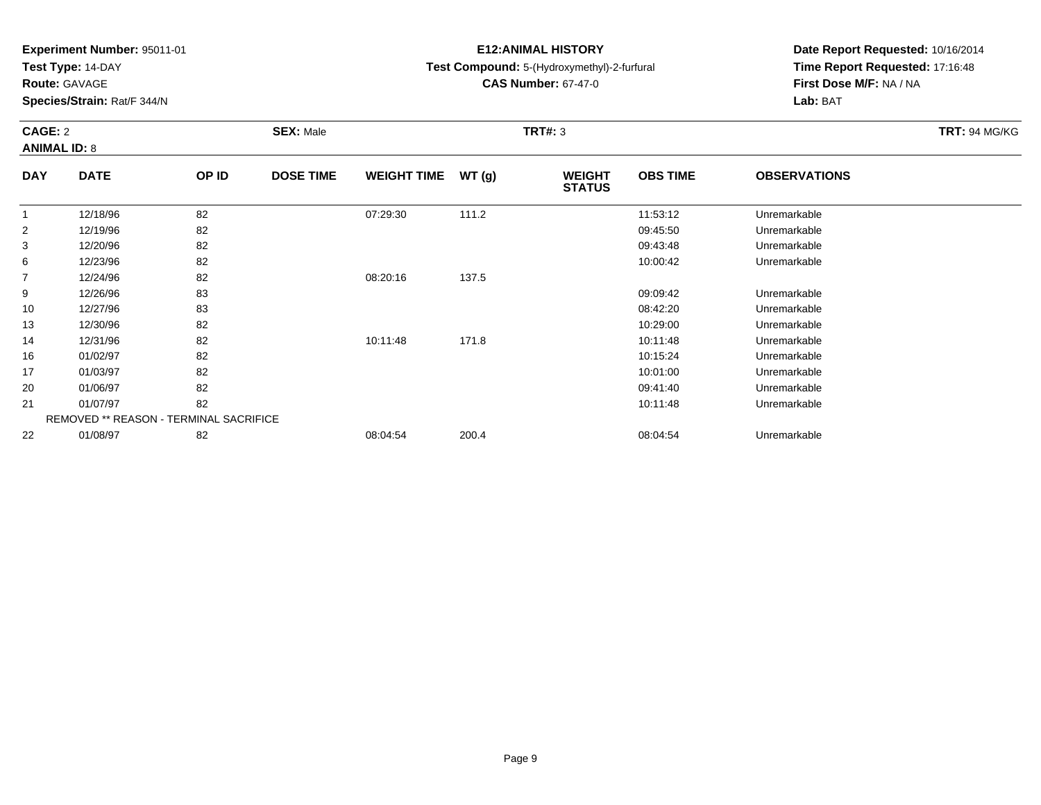**Experiment Number:** 95011-01
**Test Type:** 14-DAY
**Route:** GAVAGE
**Species/Strain:** Rat/F 344/N

**E12:ANIMAL HISTORY**
**Test Compound:** 5-(Hydroxymethyl)-2-furfural
**CAS Number:** 67-47-0

**Date Report Requested:** 10/16/2014
**Time Report Requested:** 17:16:48
**First Dose M/F:** NA / NA
**Lab:** BAT

**CAGE:** 2 **SEX:** Male **TRT#:** 3 **TRT:** 94 MG/KG
**ANIMAL ID:** 8

| DAY | DATE | OP ID | DOSE TIME | WEIGHT TIME | WT (g) | WEIGHT STATUS | OBS TIME | OBSERVATIONS |
|---|---|---|---|---|---|---|---|---|
| 1 | 12/18/96 | 82 | | 07:29:30 | 111.2 | | 11:53:12 | Unremarkable |
| 2 | 12/19/96 | 82 | | | | | 09:45:50 | Unremarkable |
| 3 | 12/20/96 | 82 | | | | | 09:43:48 | Unremarkable |
| 6 | 12/23/96 | 82 | | | | | 10:00:42 | Unremarkable |
| 7 | 12/24/96 | 82 | | 08:20:16 | 137.5 | | | |
| 9 | 12/26/96 | 83 | | | | | 09:09:42 | Unremarkable |
| 10 | 12/27/96 | 83 | | | | | 08:42:20 | Unremarkable |
| 13 | 12/30/96 | 82 | | | | | 10:29:00 | Unremarkable |
| 14 | 12/31/96 | 82 | | 10:11:48 | 171.8 | | 10:11:48 | Unremarkable |
| 16 | 01/02/97 | 82 | | | | | 10:15:24 | Unremarkable |
| 17 | 01/03/97 | 82 | | | | | 10:01:00 | Unremarkable |
| 20 | 01/06/97 | 82 | | | | | 09:41:40 | Unremarkable |
| 21 | 01/07/97 | 82 | | | | | 10:11:48 | Unremarkable |
| REMOVED ** REASON - TERMINAL SACRIFICE | | | | | | | | |
| 22 | 01/08/97 | 82 | | 08:04:54 | 200.4 | | 08:04:54 | Unremarkable |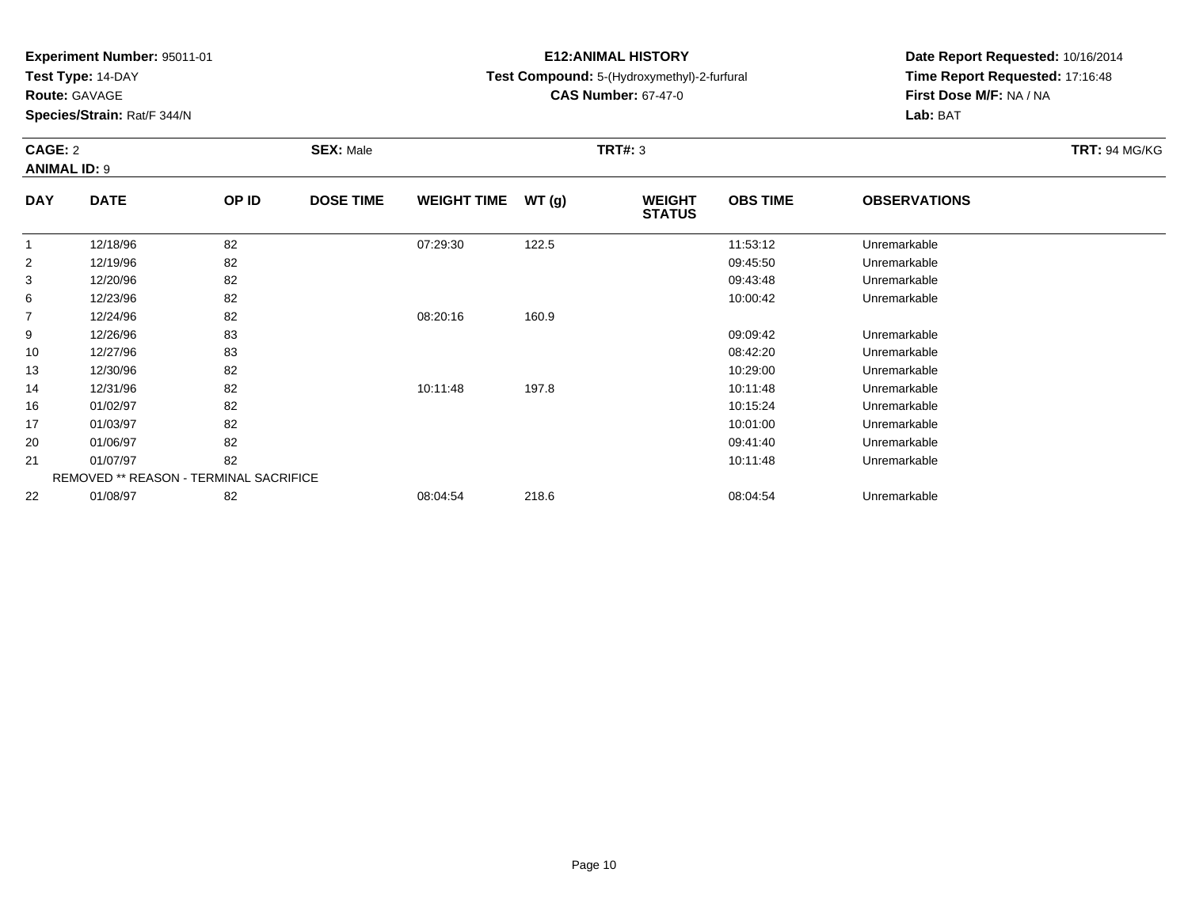**Experiment Number:** 95011-01
**Test Type:** 14-DAY
**Route:** GAVAGE
**Species/Strain:** Rat/F 344/N

**E12:ANIMAL HISTORY**
**Test Compound:** 5-(Hydroxymethyl)-2-furfural
**CAS Number:** 67-47-0

**Date Report Requested:** 10/16/2014
**Time Report Requested:** 17:16:48
**First Dose M/F:** NA / NA
**Lab:** BAT

**CAGE:** 2 **SEX:** Male **TRT#:** 3 **TRT:** 94 MG/KG
**ANIMAL ID:** 9

| DAY | DATE | OP ID | DOSE TIME | WEIGHT TIME | WT (g) | WEIGHT STATUS | OBS TIME | OBSERVATIONS |
|---|---|---|---|---|---|---|---|---|
| 1 | 12/18/96 | 82 | | 07:29:30 | 122.5 | | 11:53:12 | Unremarkable |
| 2 | 12/19/96 | 82 | | | | | 09:45:50 | Unremarkable |
| 3 | 12/20/96 | 82 | | | | | 09:43:48 | Unremarkable |
| 6 | 12/23/96 | 82 | | | | | 10:00:42 | Unremarkable |
| 7 | 12/24/96 | 82 | | 08:20:16 | 160.9 | | | |
| 9 | 12/26/96 | 83 | | | | | 09:09:42 | Unremarkable |
| 10 | 12/27/96 | 83 | | | | | 08:42:20 | Unremarkable |
| 13 | 12/30/96 | 82 | | | | | 10:29:00 | Unremarkable |
| 14 | 12/31/96 | 82 | | 10:11:48 | 197.8 | | 10:11:48 | Unremarkable |
| 16 | 01/02/97 | 82 | | | | | 10:15:24 | Unremarkable |
| 17 | 01/03/97 | 82 | | | | | 10:01:00 | Unremarkable |
| 20 | 01/06/97 | 82 | | | | | 09:41:40 | Unremarkable |
| 21 | 01/07/97 | 82 | | | | | 10:11:48 | Unremarkable |
| | REMOVED ** REASON - TERMINAL SACRIFICE | | | | | | | |
| 22 | 01/08/97 | 82 | | 08:04:54 | 218.6 | | 08:04:54 | Unremarkable |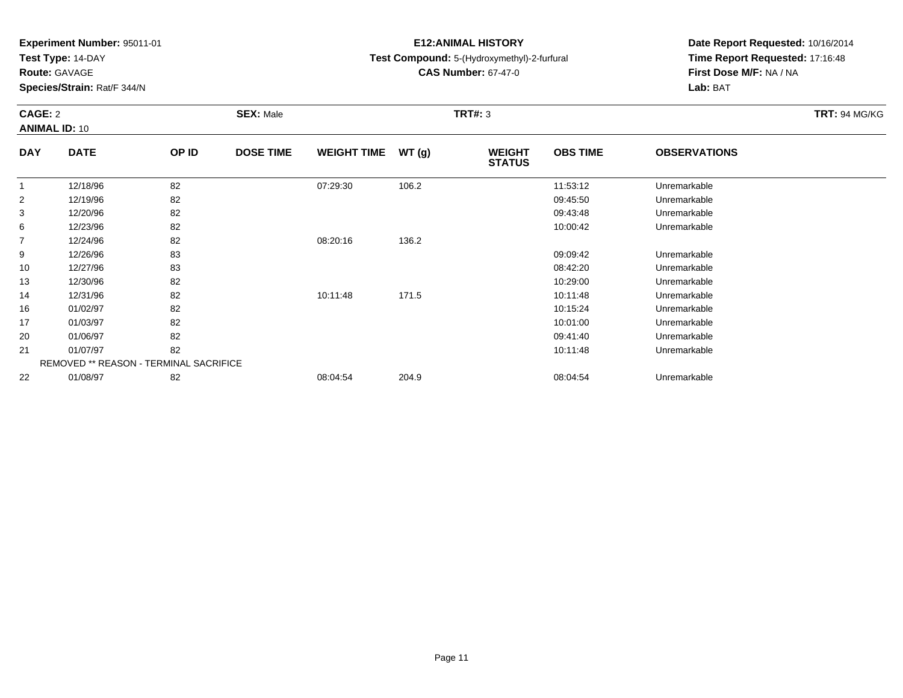**Experiment Number:** 95011-01
**Test Type:** 14-DAY
**Route:** GAVAGE
**Species/Strain:** Rat/F 344/N

**E12:ANIMAL HISTORY**
**Test Compound:** 5-(Hydroxymethyl)-2-furfural
**CAS Number:** 67-47-0

**Date Report Requested:** 10/16/2014
**Time Report Requested:** 17:16:48
**First Dose M/F:** NA / NA
**Lab:** BAT

**CAGE:** 2 **SEX:** Male **TRT#:** 3 **TRT:** 94 MG/KG
**ANIMAL ID:** 10

| DAY | DATE | OP ID | DOSE TIME | WEIGHT TIME | WT (g) | WEIGHT STATUS | OBS TIME | OBSERVATIONS |
|---|---|---|---|---|---|---|---|---|
| 1 | 12/18/96 | 82 | | 07:29:30 | 106.2 | | 11:53:12 | Unremarkable |
| 2 | 12/19/96 | 82 | | | | | 09:45:50 | Unremarkable |
| 3 | 12/20/96 | 82 | | | | | 09:43:48 | Unremarkable |
| 6 | 12/23/96 | 82 | | | | | 10:00:42 | Unremarkable |
| 7 | 12/24/96 | 82 | | 08:20:16 | 136.2 | | | |
| 9 | 12/26/96 | 83 | | | | | 09:09:42 | Unremarkable |
| 10 | 12/27/96 | 83 | | | | | 08:42:20 | Unremarkable |
| 13 | 12/30/96 | 82 | | | | | 10:29:00 | Unremarkable |
| 14 | 12/31/96 | 82 | | 10:11:48 | 171.5 | | 10:11:48 | Unremarkable |
| 16 | 01/02/97 | 82 | | | | | 10:15:24 | Unremarkable |
| 17 | 01/03/97 | 82 | | | | | 10:01:00 | Unremarkable |
| 20 | 01/06/97 | 82 | | | | | 09:41:40 | Unremarkable |
| 21 | 01/07/97 | 82 | | | | | 10:11:48 | Unremarkable |
| | REMOVED ** REASON - TERMINAL SACRIFICE | | | | | | | |
| 22 | 01/08/97 | 82 | | 08:04:54 | 204.9 | | 08:04:54 | Unremarkable |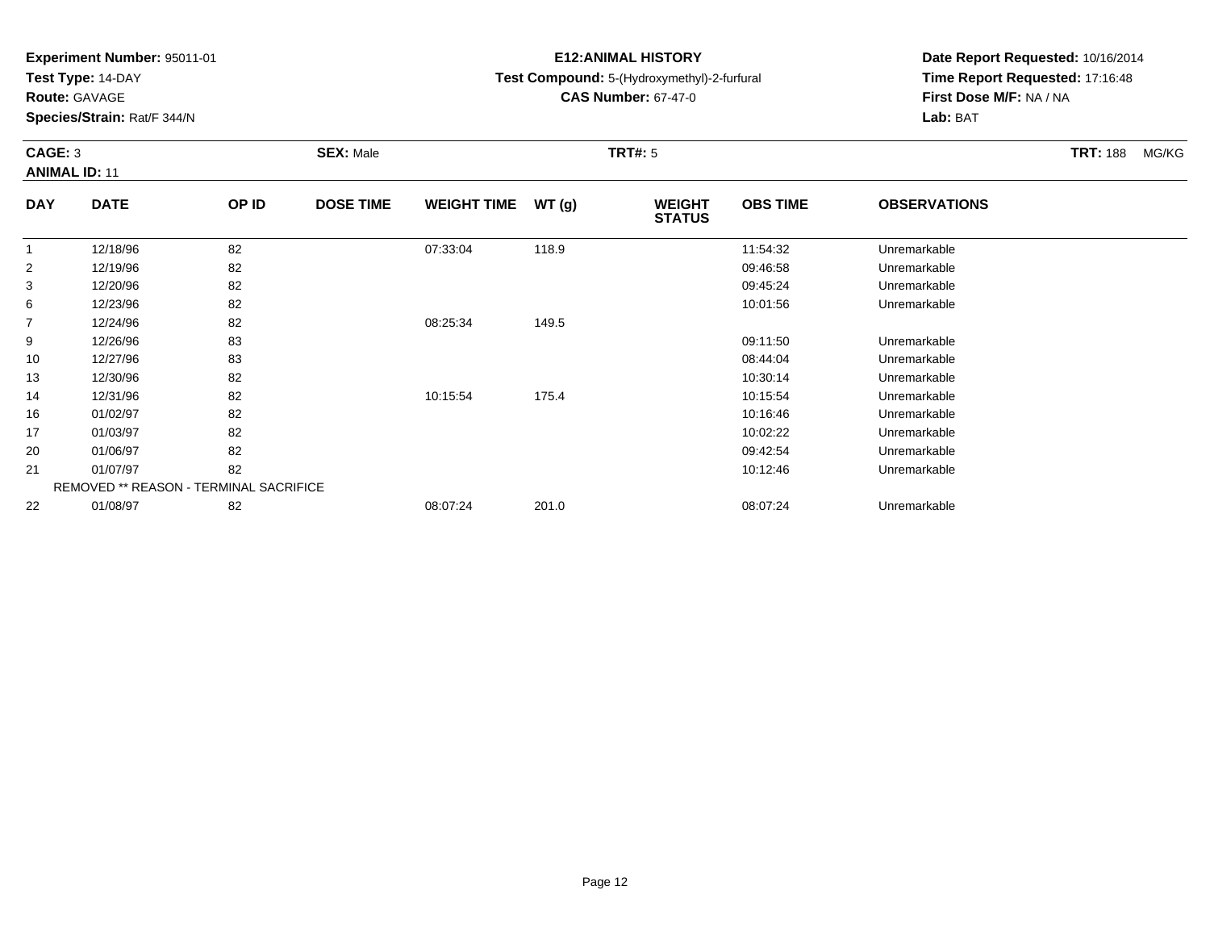**Experiment Number:** 95011-01
**Test Type:** 14-DAY
**Route:** GAVAGE
**Species/Strain:** Rat/F 344/N

**E12:ANIMAL HISTORY**
**Test Compound:** 5-(Hydroxymethyl)-2-furfural
**CAS Number:** 67-47-0

**Date Report Requested:** 10/16/2014
**Time Report Requested:** 17:16:48
**First Dose M/F:** NA / NA
**Lab:** BAT

**CAGE:** 3 **SEX:** Male **TRT#:** 5 **TRT:** 188 MG/KG
**ANIMAL ID:** 11

| DAY | DATE | OP ID | DOSE TIME | WEIGHT TIME | WT (g) | WEIGHT STATUS | OBS TIME | OBSERVATIONS |
|---|---|---|---|---|---|---|---|---|
| 1 | 12/18/96 | 82 | | 07:33:04 | 118.9 | | 11:54:32 | Unremarkable |
| 2 | 12/19/96 | 82 | | | | | 09:46:58 | Unremarkable |
| 3 | 12/20/96 | 82 | | | | | 09:45:24 | Unremarkable |
| 6 | 12/23/96 | 82 | | | | | 10:01:56 | Unremarkable |
| 7 | 12/24/96 | 82 | | 08:25:34 | 149.5 | | | |
| 9 | 12/26/96 | 83 | | | | | 09:11:50 | Unremarkable |
| 10 | 12/27/96 | 83 | | | | | 08:44:04 | Unremarkable |
| 13 | 12/30/96 | 82 | | | | | 10:30:14 | Unremarkable |
| 14 | 12/31/96 | 82 | | 10:15:54 | 175.4 | | 10:15:54 | Unremarkable |
| 16 | 01/02/97 | 82 | | | | | 10:16:46 | Unremarkable |
| 17 | 01/03/97 | 82 | | | | | 10:02:22 | Unremarkable |
| 20 | 01/06/97 | 82 | | | | | 09:42:54 | Unremarkable |
| 21 | 01/07/97 | 82 | | | | | 10:12:46 | Unremarkable |
| REMOVED ** REASON - TERMINAL SACRIFICE | | | | | | | | |
| 22 | 01/08/97 | 82 | | 08:07:24 | 201.0 | | 08:07:24 | Unremarkable |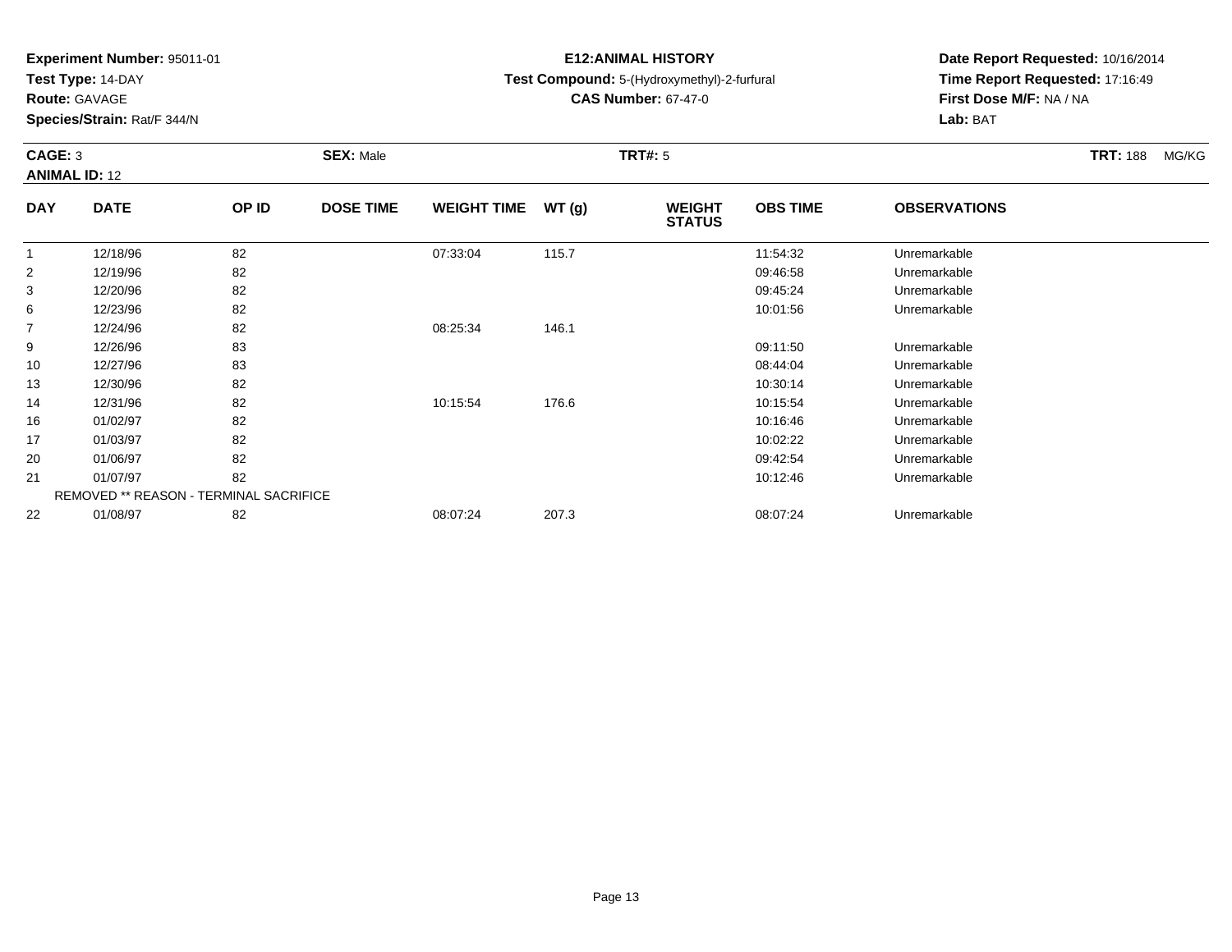**Experiment Number:** 95011-01
**Test Type:** 14-DAY
**Route:** GAVAGE
**Species/Strain:** Rat/F 344/N

**E12:ANIMAL HISTORY**
**Test Compound:** 5-(Hydroxymethyl)-2-furfural
**CAS Number:** 67-47-0

**Date Report Requested:** 10/16/2014
**Time Report Requested:** 17:16:49
**First Dose M/F:** NA / NA
**Lab:** BAT

**CAGE:** 3 **SEX:** Male **TRT#:** 5 **TRT:** 188 MG/KG
**ANIMAL ID:** 12

| DAY | DATE | OP ID | DOSE TIME | WEIGHT TIME | WT (g) | WEIGHT STATUS | OBS TIME | OBSERVATIONS |
|---|---|---|---|---|---|---|---|---|
| 1 | 12/18/96 | 82 | | 07:33:04 | 115.7 | | 11:54:32 | Unremarkable |
| 2 | 12/19/96 | 82 | | | | | 09:46:58 | Unremarkable |
| 3 | 12/20/96 | 82 | | | | | 09:45:24 | Unremarkable |
| 6 | 12/23/96 | 82 | | | | | 10:01:56 | Unremarkable |
| 7 | 12/24/96 | 82 | | 08:25:34 | 146.1 | | | |
| 9 | 12/26/96 | 83 | | | | | 09:11:50 | Unremarkable |
| 10 | 12/27/96 | 83 | | | | | 08:44:04 | Unremarkable |
| 13 | 12/30/96 | 82 | | | | | 10:30:14 | Unremarkable |
| 14 | 12/31/96 | 82 | | 10:15:54 | 176.6 | | 10:15:54 | Unremarkable |
| 16 | 01/02/97 | 82 | | | | | 10:16:46 | Unremarkable |
| 17 | 01/03/97 | 82 | | | | | 10:02:22 | Unremarkable |
| 20 | 01/06/97 | 82 | | | | | 09:42:54 | Unremarkable |
| 21 | 01/07/97 | 82 | | | | | 10:12:46 | Unremarkable |
| REMOVED ** REASON - TERMINAL SACRIFICE | | | | | | | | |
| 22 | 01/08/97 | 82 | | 08:07:24 | 207.3 | | 08:07:24 | Unremarkable |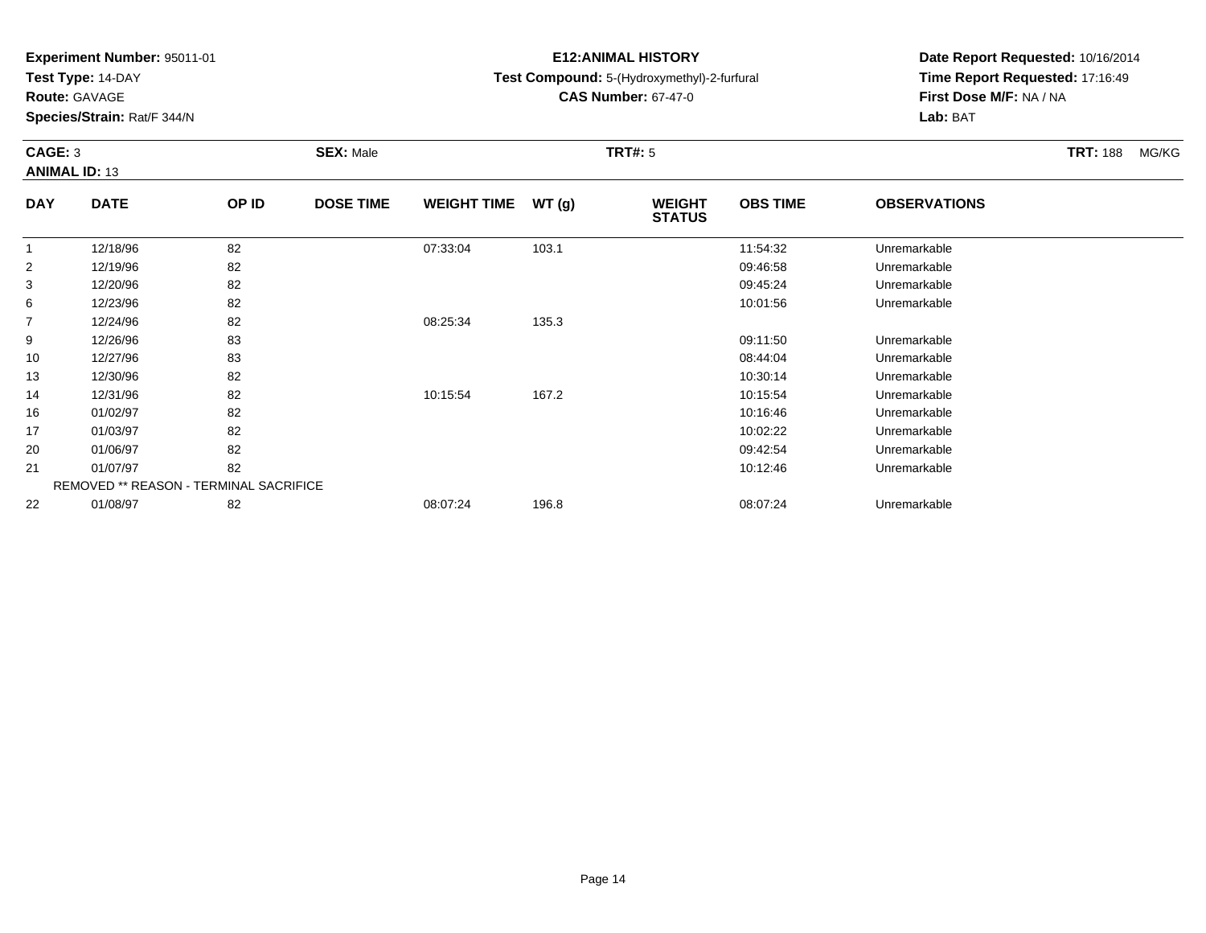**Experiment Number:** 95011-01
**Test Type:** 14-DAY
**Route:** GAVAGE
**Species/Strain:** Rat/F 344/N

**E12:ANIMAL HISTORY**
**Test Compound:** 5-(Hydroxymethyl)-2-furfural
**CAS Number:** 67-47-0

**Date Report Requested:** 10/16/2014
**Time Report Requested:** 17:16:49
**First Dose M/F:** NA / NA
**Lab:** BAT

**CAGE:** 3 **SEX:** Male **TRT#:** 5 **TRT:** 188 MG/KG
**ANIMAL ID:** 13

| DAY | DATE | OP ID | DOSE TIME | WEIGHT TIME | WT (g) | WEIGHT STATUS | OBS TIME | OBSERVATIONS |
|---|---|---|---|---|---|---|---|---|
| 1 | 12/18/96 | 82 | | 07:33:04 | 103.1 | | 11:54:32 | Unremarkable |
| 2 | 12/19/96 | 82 | | | | | 09:46:58 | Unremarkable |
| 3 | 12/20/96 | 82 | | | | | 09:45:24 | Unremarkable |
| 6 | 12/23/96 | 82 | | | | | 10:01:56 | Unremarkable |
| 7 | 12/24/96 | 82 | | 08:25:34 | 135.3 | | | |
| 9 | 12/26/96 | 83 | | | | | 09:11:50 | Unremarkable |
| 10 | 12/27/96 | 83 | | | | | 08:44:04 | Unremarkable |
| 13 | 12/30/96 | 82 | | | | | 10:30:14 | Unremarkable |
| 14 | 12/31/96 | 82 | | 10:15:54 | 167.2 | | 10:15:54 | Unremarkable |
| 16 | 01/02/97 | 82 | | | | | 10:16:46 | Unremarkable |
| 17 | 01/03/97 | 82 | | | | | 10:02:22 | Unremarkable |
| 20 | 01/06/97 | 82 | | | | | 09:42:54 | Unremarkable |
| 21 | 01/07/97 | 82 | | | | | 10:12:46 | Unremarkable |
| REMOVED ** REASON - TERMINAL SACRIFICE | | | | | | | | |
| 22 | 01/08/97 | 82 | | 08:07:24 | 196.8 | | 08:07:24 | Unremarkable |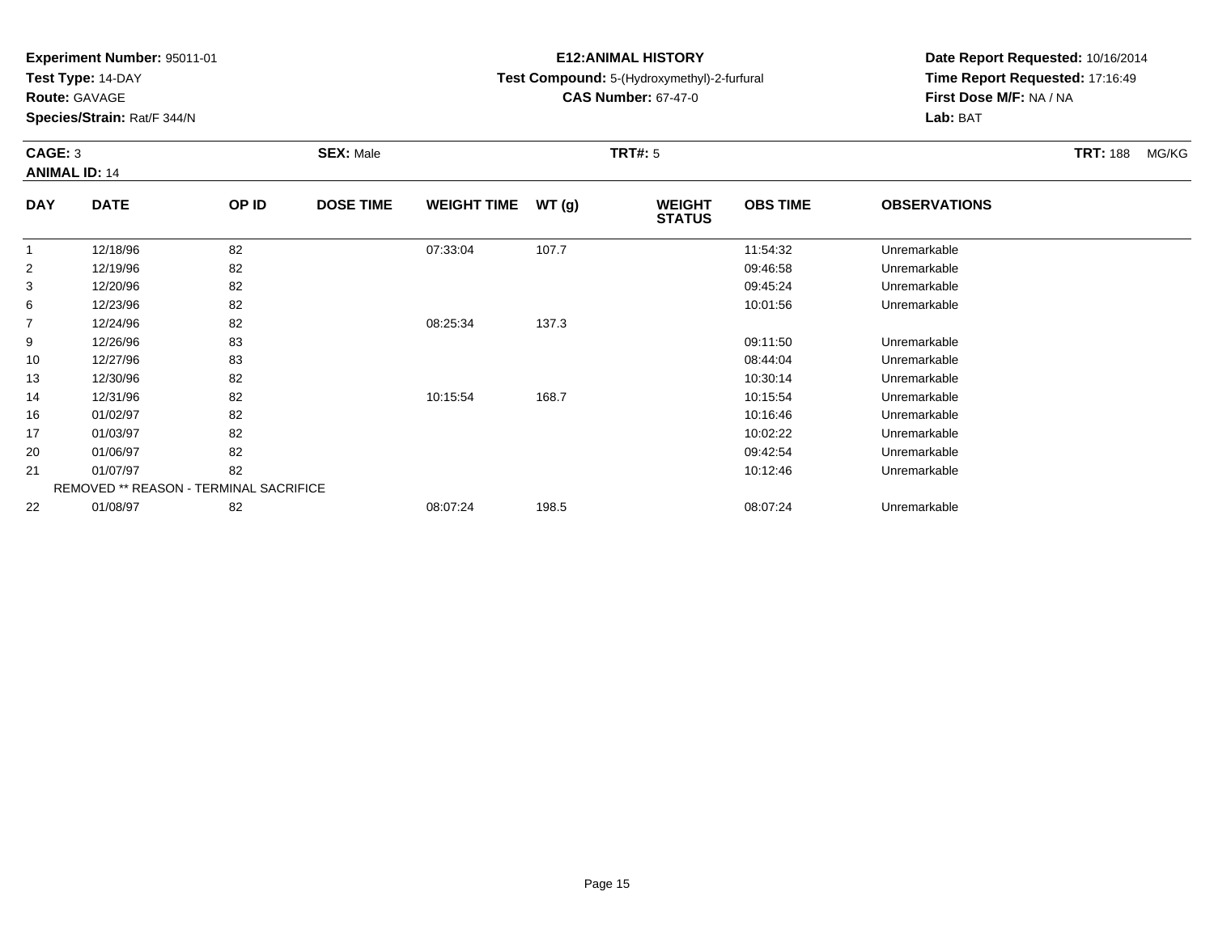**Experiment Number:** 95011-01
**Test Type:** 14-DAY
**Route:** GAVAGE
**Species/Strain:** Rat/F 344/N

**E12:ANIMAL HISTORY**
**Test Compound:** 5-(Hydroxymethyl)-2-furfural
**CAS Number:** 67-47-0

**Date Report Requested:** 10/16/2014
**Time Report Requested:** 17:16:49
**First Dose M/F:** NA / NA
**Lab:** BAT

**CAGE:** 3 **SEX:** Male **TRT#:** 5 **TRT:** 188 MG/KG
**ANIMAL ID:** 14

| DAY | DATE | OP ID | DOSE TIME | WEIGHT TIME | WT (g) | WEIGHT STATUS | OBS TIME | OBSERVATIONS |
|---|---|---|---|---|---|---|---|---|
| 1 | 12/18/96 | 82 | | 07:33:04 | 107.7 | | 11:54:32 | Unremarkable |
| 2 | 12/19/96 | 82 | | | | | 09:46:58 | Unremarkable |
| 3 | 12/20/96 | 82 | | | | | 09:45:24 | Unremarkable |
| 6 | 12/23/96 | 82 | | | | | 10:01:56 | Unremarkable |
| 7 | 12/24/96 | 82 | | 08:25:34 | 137.3 | | | |
| 9 | 12/26/96 | 83 | | | | | 09:11:50 | Unremarkable |
| 10 | 12/27/96 | 83 | | | | | 08:44:04 | Unremarkable |
| 13 | 12/30/96 | 82 | | | | | 10:30:14 | Unremarkable |
| 14 | 12/31/96 | 82 | | 10:15:54 | 168.7 | | 10:15:54 | Unremarkable |
| 16 | 01/02/97 | 82 | | | | | 10:16:46 | Unremarkable |
| 17 | 01/03/97 | 82 | | | | | 10:02:22 | Unremarkable |
| 20 | 01/06/97 | 82 | | | | | 09:42:54 | Unremarkable |
| 21 | 01/07/97 | 82 | | | | | 10:12:46 | Unremarkable |
| REMOVED ** REASON - TERMINAL SACRIFICE | | | | | | | | |
| 22 | 01/08/97 | 82 | | 08:07:24 | 198.5 | | 08:07:24 | Unremarkable |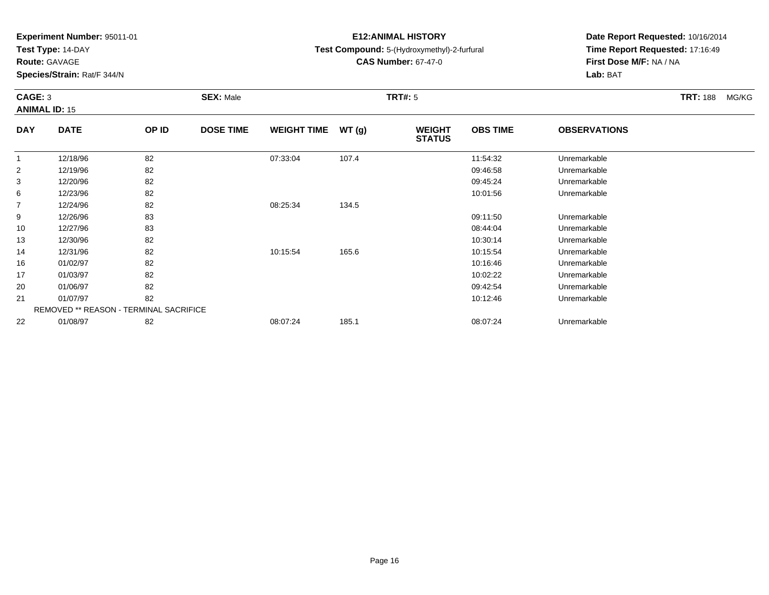**Experiment Number:** 95011-01
**Test Type:** 14-DAY
**Route:** GAVAGE
**Species/Strain:** Rat/F 344/N

**E12:ANIMAL HISTORY**
**Test Compound:** 5-(Hydroxymethyl)-2-furfural
**CAS Number:** 67-47-0

**Date Report Requested:** 10/16/2014
**Time Report Requested:** 17:16:49
**First Dose M/F:** NA / NA
**Lab:** BAT

**CAGE:** 3 **SEX:** Male **TRT#:** 5 **TRT:** 188 MG/KG
**ANIMAL ID:** 15

| DAY | DATE | OP ID | DOSE TIME | WEIGHT TIME | WT (g) | WEIGHT STATUS | OBS TIME | OBSERVATIONS |
|---|---|---|---|---|---|---|---|---|
| 1 | 12/18/96 | 82 | | 07:33:04 | 107.4 | | 11:54:32 | Unremarkable |
| 2 | 12/19/96 | 82 | | | | | 09:46:58 | Unremarkable |
| 3 | 12/20/96 | 82 | | | | | 09:45:24 | Unremarkable |
| 6 | 12/23/96 | 82 | | | | | 10:01:56 | Unremarkable |
| 7 | 12/24/96 | 82 | | 08:25:34 | 134.5 | | | |
| 9 | 12/26/96 | 83 | | | | | 09:11:50 | Unremarkable |
| 10 | 12/27/96 | 83 | | | | | 08:44:04 | Unremarkable |
| 13 | 12/30/96 | 82 | | | | | 10:30:14 | Unremarkable |
| 14 | 12/31/96 | 82 | | 10:15:54 | 165.6 | | 10:15:54 | Unremarkable |
| 16 | 01/02/97 | 82 | | | | | 10:16:46 | Unremarkable |
| 17 | 01/03/97 | 82 | | | | | 10:02:22 | Unremarkable |
| 20 | 01/06/97 | 82 | | | | | 09:42:54 | Unremarkable |
| 21 | 01/07/97 | 82 | | | | | 10:12:46 | Unremarkable |
| REMOVED ** REASON - TERMINAL SACRIFICE | | | | | | | | |
| 22 | 01/08/97 | 82 | | 08:07:24 | 185.1 | | 08:07:24 | Unremarkable |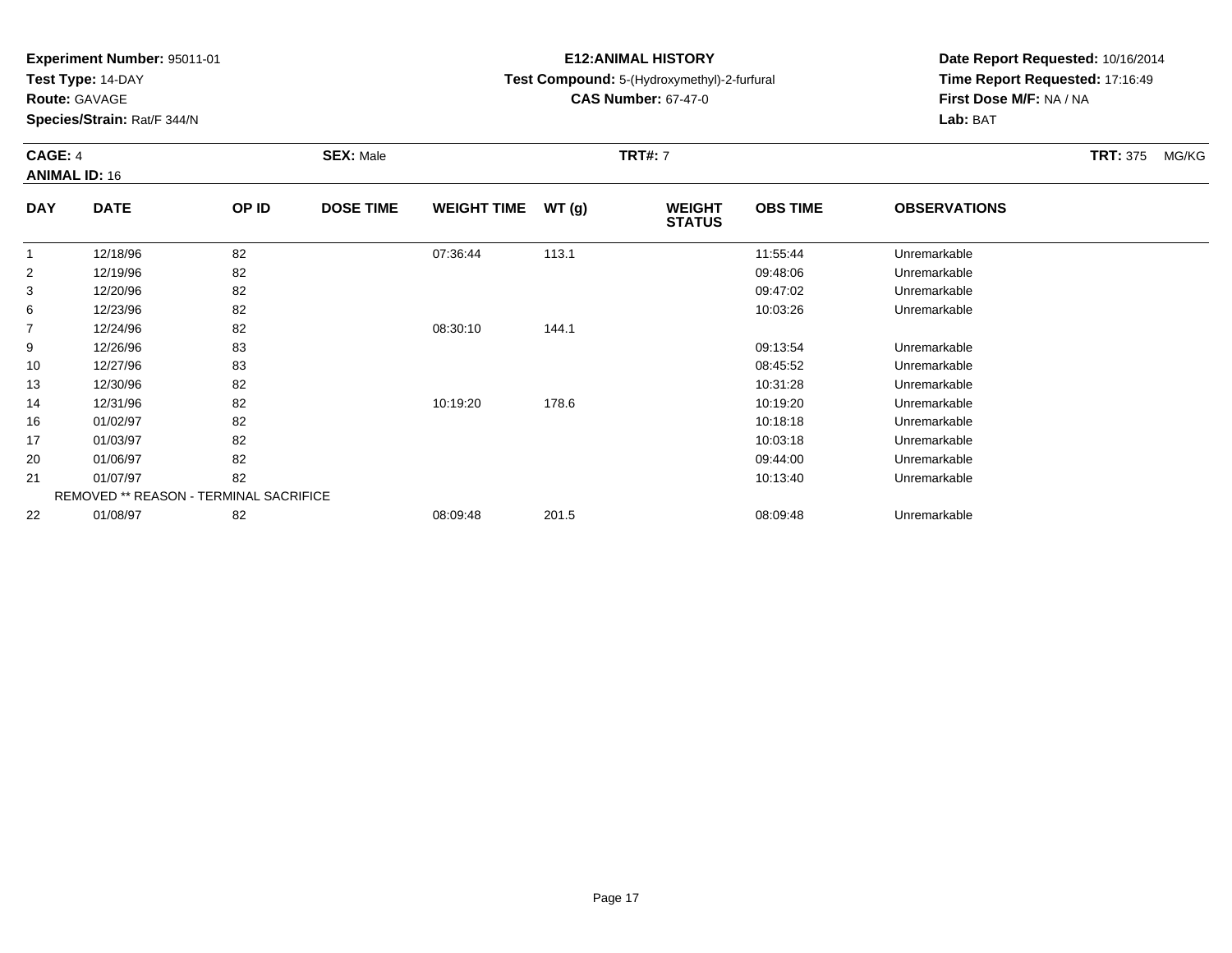**Experiment Number:** 95011-01
**Test Type:** 14-DAY
**Route:** GAVAGE
**Species/Strain:** Rat/F 344/N

**E12:ANIMAL HISTORY**
**Test Compound:** 5-(Hydroxymethyl)-2-furfural
**CAS Number:** 67-47-0

**Date Report Requested:** 10/16/2014
**Time Report Requested:** 17:16:49
**First Dose M/F:** NA / NA
**Lab:** BAT

**CAGE:** 4 **SEX:** Male **TRT#:** 7 **TRT:** 375 MG/KG
**ANIMAL ID:** 16

| DAY | DATE | OP ID | DOSE TIME | WEIGHT TIME | WT (g) | WEIGHT STATUS | OBS TIME | OBSERVATIONS |
|---|---|---|---|---|---|---|---|---|
| 1 | 12/18/96 | 82 | | 07:36:44 | 113.1 | | 11:55:44 | Unremarkable |
| 2 | 12/19/96 | 82 | | | | | 09:48:06 | Unremarkable |
| 3 | 12/20/96 | 82 | | | | | 09:47:02 | Unremarkable |
| 6 | 12/23/96 | 82 | | | | | 10:03:26 | Unremarkable |
| 7 | 12/24/96 | 82 | | 08:30:10 | 144.1 | | | |
| 9 | 12/26/96 | 83 | | | | | 09:13:54 | Unremarkable |
| 10 | 12/27/96 | 83 | | | | | 08:45:52 | Unremarkable |
| 13 | 12/30/96 | 82 | | | | | 10:31:28 | Unremarkable |
| 14 | 12/31/96 | 82 | | 10:19:20 | 178.6 | | 10:19:20 | Unremarkable |
| 16 | 01/02/97 | 82 | | | | | 10:18:18 | Unremarkable |
| 17 | 01/03/97 | 82 | | | | | 10:03:18 | Unremarkable |
| 20 | 01/06/97 | 82 | | | | | 09:44:00 | Unremarkable |
| 21 | 01/07/97 | 82 | | | | | 10:13:40 | Unremarkable |
| REMOVED ** REASON - TERMINAL SACRIFICE | | | | | | | | |
| 22 | 01/08/97 | 82 | | 08:09:48 | 201.5 | | 08:09:48 | Unremarkable |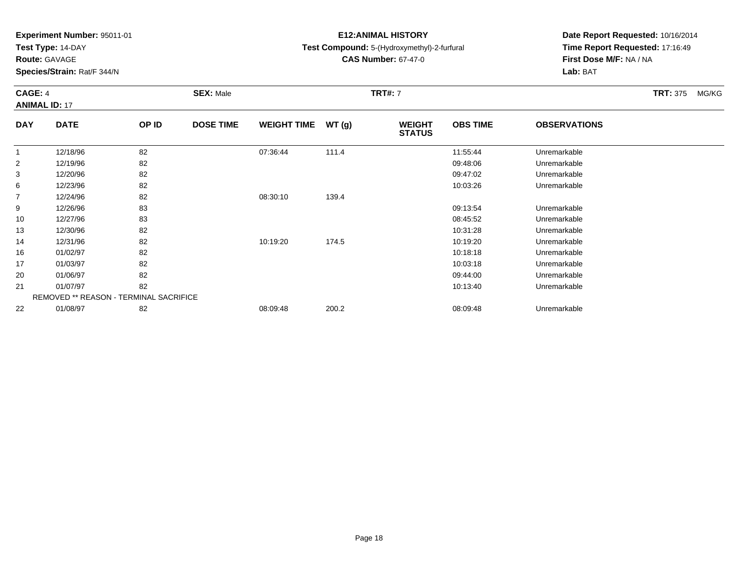**Experiment Number:** 95011-01
**Test Type:** 14-DAY
**Route:** GAVAGE
**Species/Strain:** Rat/F 344/N

**E12:ANIMAL HISTORY**
**Test Compound:** 5-(Hydroxymethyl)-2-furfural
**CAS Number:** 67-47-0

**Date Report Requested:** 10/16/2014
**Time Report Requested:** 17:16:49
**First Dose M/F:** NA / NA
**Lab:** BAT

**CAGE:** 4 **SEX:** Male **TRT#:** 7 **TRT:** 375 MG/KG
**ANIMAL ID:** 17

| DAY | DATE | OP ID | DOSE TIME | WEIGHT TIME | WT (g) | WEIGHT STATUS | OBS TIME | OBSERVATIONS |
|---|---|---|---|---|---|---|---|---|
| 1 | 12/18/96 | 82 | | 07:36:44 | 111.4 | | 11:55:44 | Unremarkable |
| 2 | 12/19/96 | 82 | | | | | 09:48:06 | Unremarkable |
| 3 | 12/20/96 | 82 | | | | | 09:47:02 | Unremarkable |
| 6 | 12/23/96 | 82 | | | | | 10:03:26 | Unremarkable |
| 7 | 12/24/96 | 82 | | 08:30:10 | 139.4 | | | |
| 9 | 12/26/96 | 83 | | | | | 09:13:54 | Unremarkable |
| 10 | 12/27/96 | 83 | | | | | 08:45:52 | Unremarkable |
| 13 | 12/30/96 | 82 | | | | | 10:31:28 | Unremarkable |
| 14 | 12/31/96 | 82 | | 10:19:20 | 174.5 | | 10:19:20 | Unremarkable |
| 16 | 01/02/97 | 82 | | | | | 10:18:18 | Unremarkable |
| 17 | 01/03/97 | 82 | | | | | 10:03:18 | Unremarkable |
| 20 | 01/06/97 | 82 | | | | | 09:44:00 | Unremarkable |
| 21 | 01/07/97 | 82 | | | | | 10:13:40 | Unremarkable |
| REMOVED ** REASON - TERMINAL SACRIFICE | | | | | | | | |
| 22 | 01/08/97 | 82 | | 08:09:48 | 200.2 | | 08:09:48 | Unremarkable |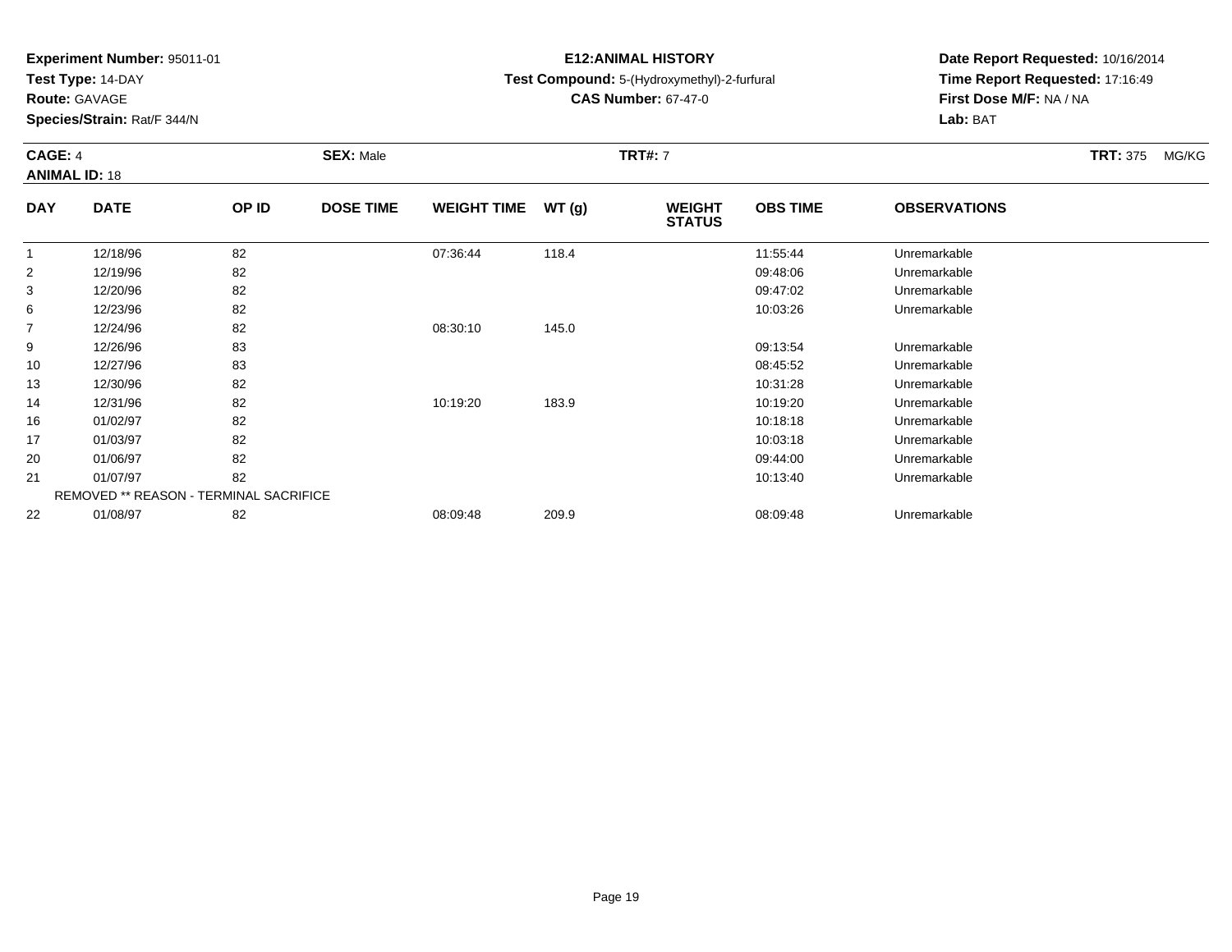**Experiment Number:** 95011-01
**Test Type:** 14-DAY
**Route:** GAVAGE
**Species/Strain:** Rat/F 344/N

**E12:ANIMAL HISTORY**
**Test Compound:** 5-(Hydroxymethyl)-2-furfural
**CAS Number:** 67-47-0

**Date Report Requested:** 10/16/2014
**Time Report Requested:** 17:16:49
**First Dose M/F:** NA / NA
**Lab:** BAT

**CAGE:** 4 **SEX:** Male **TRT#:** 7 **TRT:** 375 MG/KG
**ANIMAL ID:** 18

| DAY | DATE | OP ID | DOSE TIME | WEIGHT TIME | WT (g) | WEIGHT STATUS | OBS TIME | OBSERVATIONS |
|---|---|---|---|---|---|---|---|---|
| 1 | 12/18/96 | 82 | | 07:36:44 | 118.4 | | 11:55:44 | Unremarkable |
| 2 | 12/19/96 | 82 | | | | | 09:48:06 | Unremarkable |
| 3 | 12/20/96 | 82 | | | | | 09:47:02 | Unremarkable |
| 6 | 12/23/96 | 82 | | | | | 10:03:26 | Unremarkable |
| 7 | 12/24/96 | 82 | | 08:30:10 | 145.0 | | | |
| 9 | 12/26/96 | 83 | | | | | 09:13:54 | Unremarkable |
| 10 | 12/27/96 | 83 | | | | | 08:45:52 | Unremarkable |
| 13 | 12/30/96 | 82 | | | | | 10:31:28 | Unremarkable |
| 14 | 12/31/96 | 82 | | 10:19:20 | 183.9 | | 10:19:20 | Unremarkable |
| 16 | 01/02/97 | 82 | | | | | 10:18:18 | Unremarkable |
| 17 | 01/03/97 | 82 | | | | | 10:03:18 | Unremarkable |
| 20 | 01/06/97 | 82 | | | | | 09:44:00 | Unremarkable |
| 21 | 01/07/97 | 82 | | | | | 10:13:40 | Unremarkable |
| REMOVED ** REASON - TERMINAL SACRIFICE | | | | | | | | |
| 22 | 01/08/97 | 82 | | 08:09:48 | 209.9 | | 08:09:48 | Unremarkable |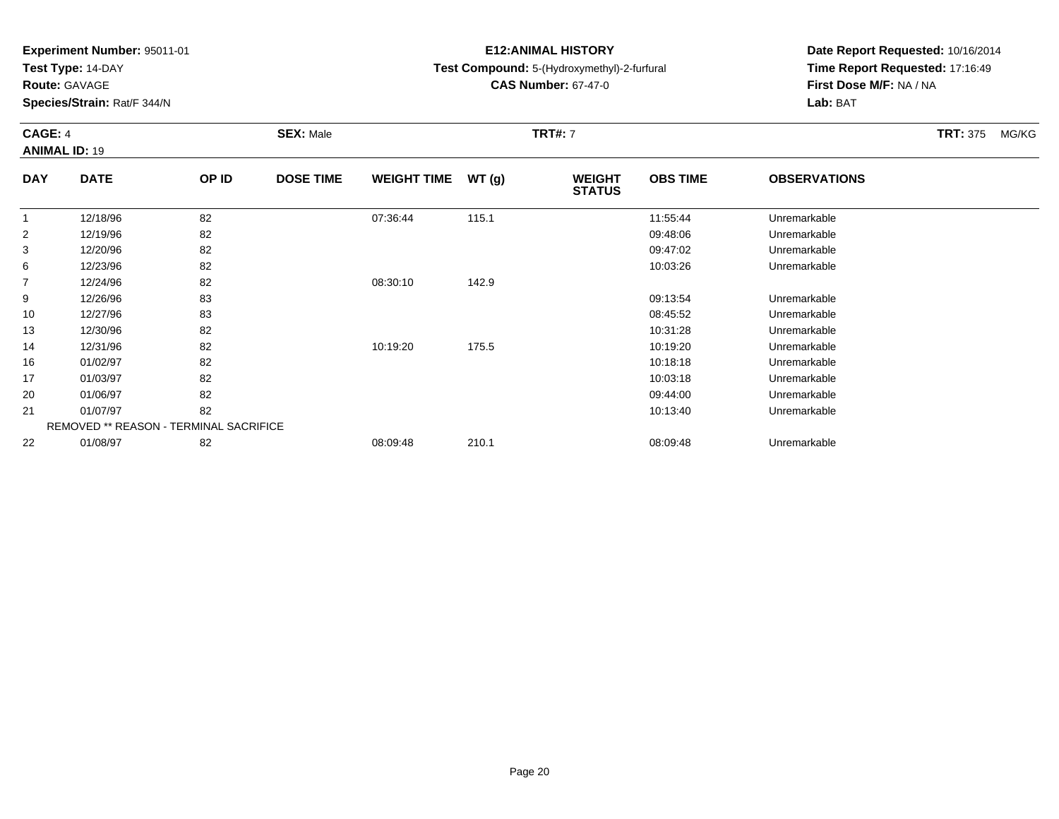**Experiment Number:** 95011-01
**Test Type:** 14-DAY
**Route:** GAVAGE
**Species/Strain:** Rat/F 344/N

**E12:ANIMAL HISTORY**
**Test Compound:** 5-(Hydroxymethyl)-2-furfural
**CAS Number:** 67-47-0

**Date Report Requested:** 10/16/2014
**Time Report Requested:** 17:16:49
**First Dose M/F:** NA / NA
**Lab:** BAT

**CAGE:** 4 **SEX:** Male **TRT#:** 7 **TRT:** 375 MG/KG
**ANIMAL ID:** 19

| DAY | DATE | OP ID | DOSE TIME | WEIGHT TIME | WT (g) | WEIGHT STATUS | OBS TIME | OBSERVATIONS |
|---|---|---|---|---|---|---|---|---|
| 1 | 12/18/96 | 82 | | 07:36:44 | 115.1 | | 11:55:44 | Unremarkable |
| 2 | 12/19/96 | 82 | | | | | 09:48:06 | Unremarkable |
| 3 | 12/20/96 | 82 | | | | | 09:47:02 | Unremarkable |
| 6 | 12/23/96 | 82 | | | | | 10:03:26 | Unremarkable |
| 7 | 12/24/96 | 82 | | 08:30:10 | 142.9 | | | |
| 9 | 12/26/96 | 83 | | | | | 09:13:54 | Unremarkable |
| 10 | 12/27/96 | 83 | | | | | 08:45:52 | Unremarkable |
| 13 | 12/30/96 | 82 | | | | | 10:31:28 | Unremarkable |
| 14 | 12/31/96 | 82 | | 10:19:20 | 175.5 | | 10:19:20 | Unremarkable |
| 16 | 01/02/97 | 82 | | | | | 10:18:18 | Unremarkable |
| 17 | 01/03/97 | 82 | | | | | 10:03:18 | Unremarkable |
| 20 | 01/06/97 | 82 | | | | | 09:44:00 | Unremarkable |
| 21 | 01/07/97 | 82 | | | | | 10:13:40 | Unremarkable |
| REMOVED ** REASON - TERMINAL SACRIFICE | | | | | | | | |
| 22 | 01/08/97 | 82 | | 08:09:48 | 210.1 | | 08:09:48 | Unremarkable |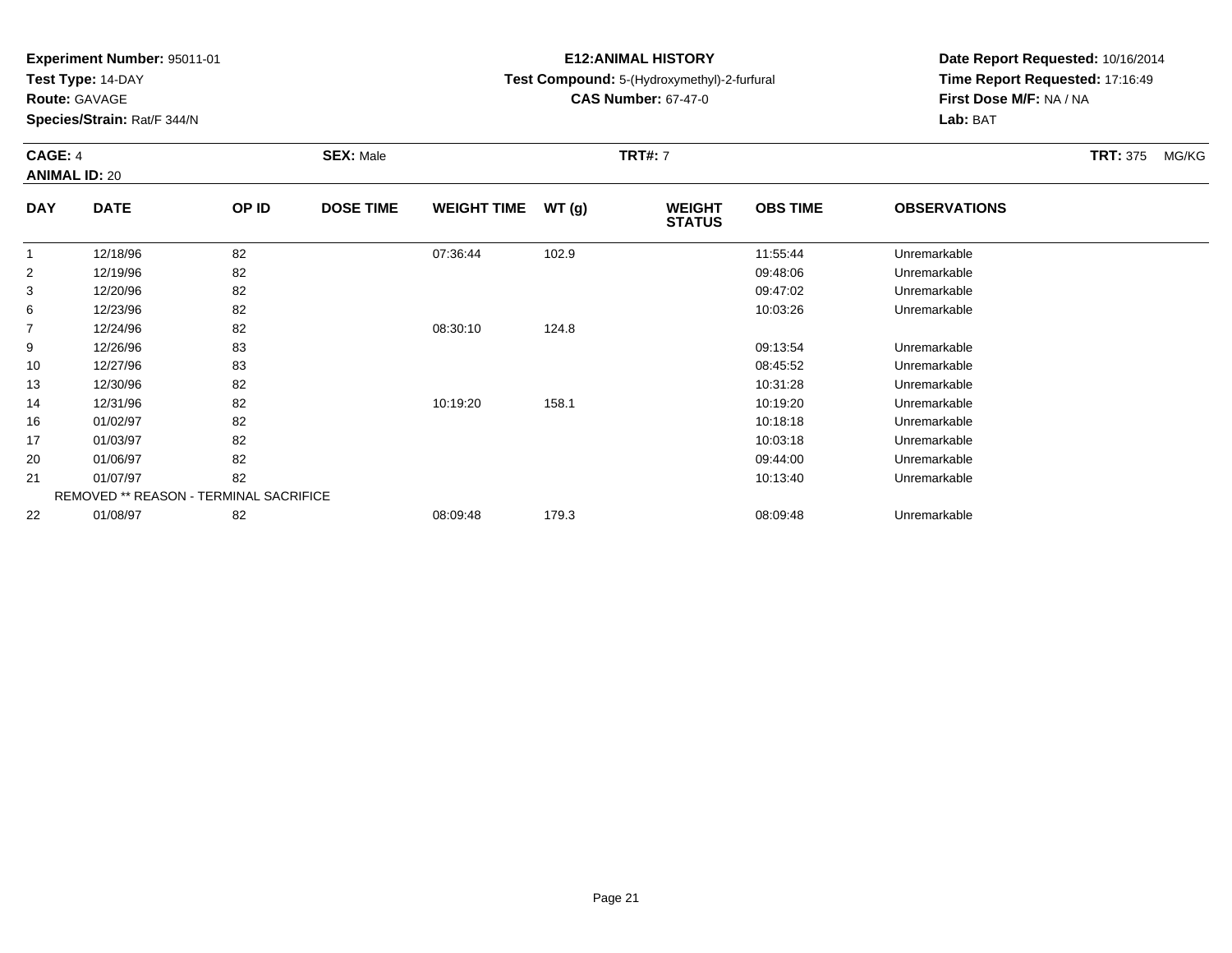**Experiment Number:** 95011-01
**Test Type:** 14-DAY
**Route:** GAVAGE
**Species/Strain:** Rat/F 344/N

**E12:ANIMAL HISTORY**
**Test Compound:** 5-(Hydroxymethyl)-2-furfural
**CAS Number:** 67-47-0

**Date Report Requested:** 10/16/2014
**Time Report Requested:** 17:16:49
**First Dose M/F:** NA / NA
**Lab:** BAT

**CAGE:** 4 **SEX:** Male **TRT#:** 7 **TRT:** 375 MG/KG
**ANIMAL ID:** 20

| DAY | DATE | OP ID | DOSE TIME | WEIGHT TIME | WT (g) | WEIGHT STATUS | OBS TIME | OBSERVATIONS |
|---|---|---|---|---|---|---|---|---|
| 1 | 12/18/96 | 82 | | 07:36:44 | 102.9 | | 11:55:44 | Unremarkable |
| 2 | 12/19/96 | 82 | | | | | 09:48:06 | Unremarkable |
| 3 | 12/20/96 | 82 | | | | | 09:47:02 | Unremarkable |
| 6 | 12/23/96 | 82 | | | | | 10:03:26 | Unremarkable |
| 7 | 12/24/96 | 82 | | 08:30:10 | 124.8 | | | |
| 9 | 12/26/96 | 83 | | | | | 09:13:54 | Unremarkable |
| 10 | 12/27/96 | 83 | | | | | 08:45:52 | Unremarkable |
| 13 | 12/30/96 | 82 | | | | | 10:31:28 | Unremarkable |
| 14 | 12/31/96 | 82 | | 10:19:20 | 158.1 | | 10:19:20 | Unremarkable |
| 16 | 01/02/97 | 82 | | | | | 10:18:18 | Unremarkable |
| 17 | 01/03/97 | 82 | | | | | 10:03:18 | Unremarkable |
| 20 | 01/06/97 | 82 | | | | | 09:44:00 | Unremarkable |
| 21 | 01/07/97 | 82 | | | | | 10:13:40 | Unremarkable |
| REMOVED ** REASON - TERMINAL SACRIFICE | | | | | | | | |
| 22 | 01/08/97 | 82 | | 08:09:48 | 179.3 | | 08:09:48 | Unremarkable |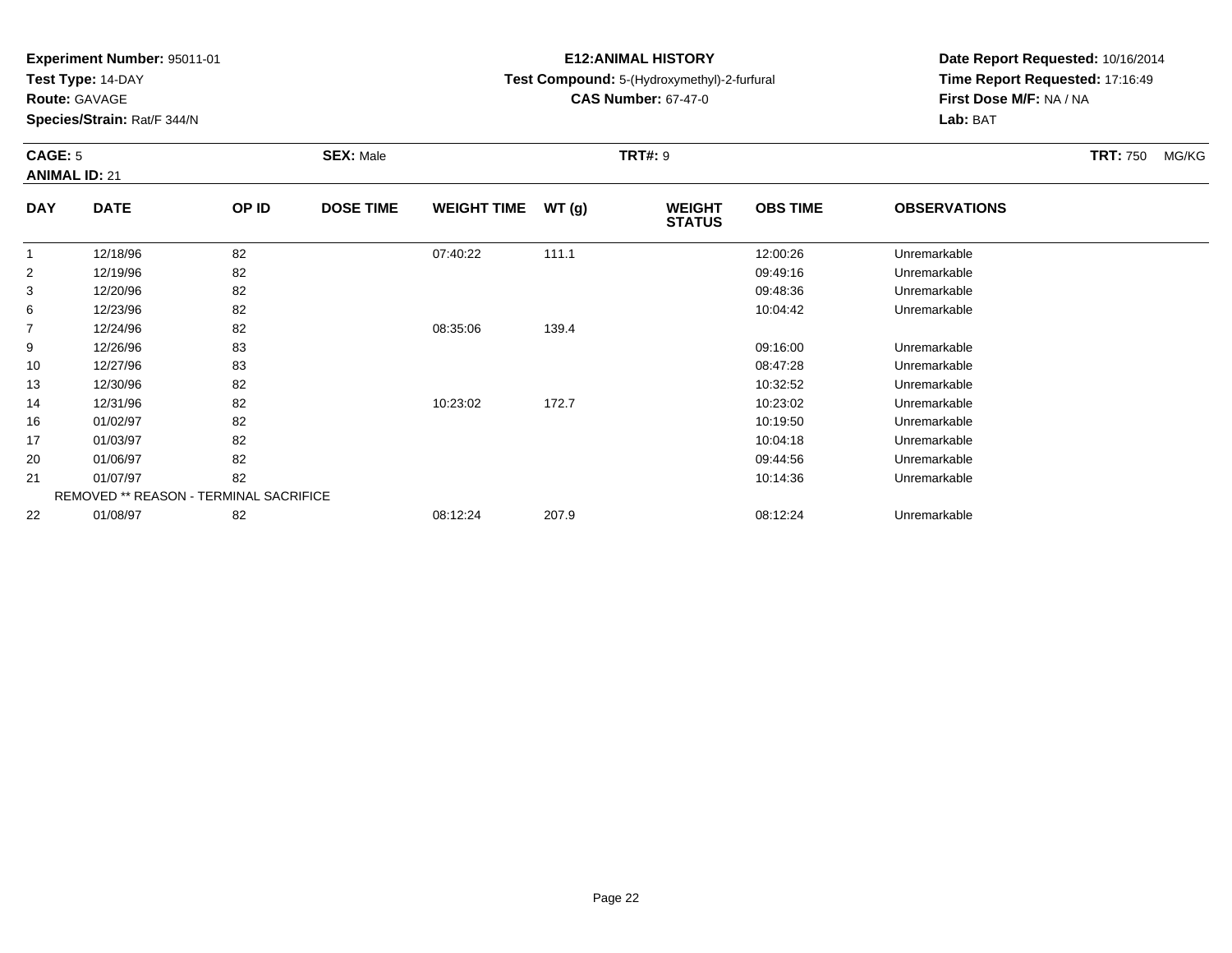**Experiment Number:** 95011-01
**Test Type:** 14-DAY
**Route:** GAVAGE
**Species/Strain:** Rat/F 344/N

**E12:ANIMAL HISTORY**
**Test Compound:** 5-(Hydroxymethyl)-2-furfural
**CAS Number:** 67-47-0

**Date Report Requested:** 10/16/2014
**Time Report Requested:** 17:16:49
**First Dose M/F:** NA / NA
**Lab:** BAT

**CAGE:** 5 **SEX:** Male **TRT#:** 9 **TRT:** 750 MG/KG
**ANIMAL ID:** 21

| DAY | DATE | OP ID | DOSE TIME | WEIGHT TIME | WT (g) | WEIGHT STATUS | OBS TIME | OBSERVATIONS |
|---|---|---|---|---|---|---|---|---|
| 1 | 12/18/96 | 82 | | 07:40:22 | 111.1 | | 12:00:26 | Unremarkable |
| 2 | 12/19/96 | 82 | | | | | 09:49:16 | Unremarkable |
| 3 | 12/20/96 | 82 | | | | | 09:48:36 | Unremarkable |
| 6 | 12/23/96 | 82 | | | | | 10:04:42 | Unremarkable |
| 7 | 12/24/96 | 82 | | 08:35:06 | 139.4 | | | |
| 9 | 12/26/96 | 83 | | | | | 09:16:00 | Unremarkable |
| 10 | 12/27/96 | 83 | | | | | 08:47:28 | Unremarkable |
| 13 | 12/30/96 | 82 | | | | | 10:32:52 | Unremarkable |
| 14 | 12/31/96 | 82 | | 10:23:02 | 172.7 | | 10:23:02 | Unremarkable |
| 16 | 01/02/97 | 82 | | | | | 10:19:50 | Unremarkable |
| 17 | 01/03/97 | 82 | | | | | 10:04:18 | Unremarkable |
| 20 | 01/06/97 | 82 | | | | | 09:44:56 | Unremarkable |
| 21 | 01/07/97 | 82 | | | | | 10:14:36 | Unremarkable |
| REMOVED ** REASON - TERMINAL SACRIFICE | | | | | | | | |
| 22 | 01/08/97 | 82 | | 08:12:24 | 207.9 | | 08:12:24 | Unremarkable |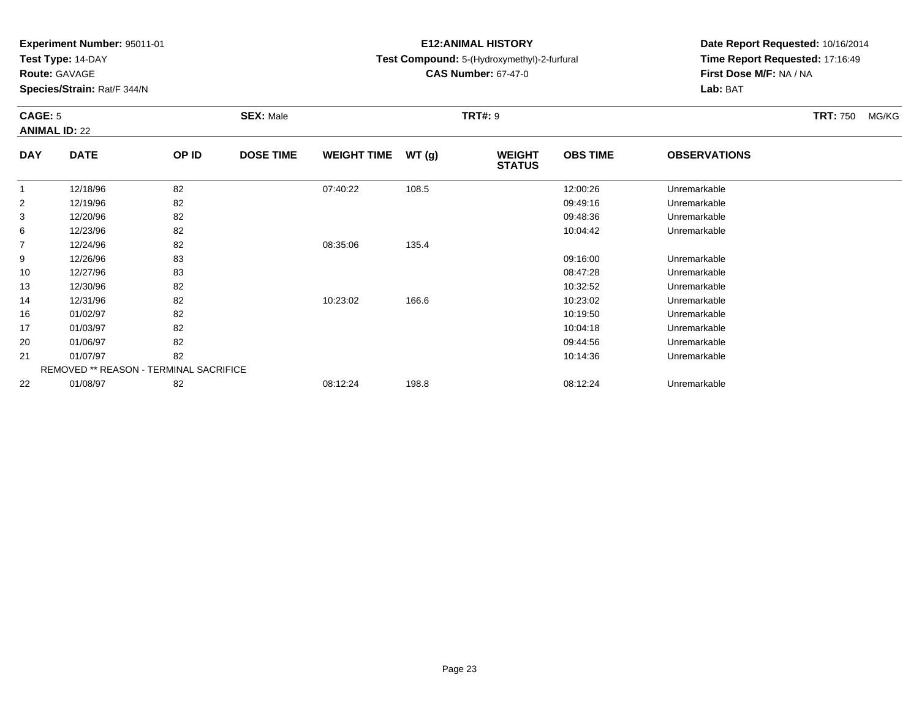**Experiment Number:** 95011-01
**Test Type:** 14-DAY
**Route:** GAVAGE
**Species/Strain:** Rat/F 344/N

**E12:ANIMAL HISTORY**
**Test Compound:** 5-(Hydroxymethyl)-2-furfural
**CAS Number:** 67-47-0

**Date Report Requested:** 10/16/2014
**Time Report Requested:** 17:16:49
**First Dose M/F:** NA / NA
**Lab:** BAT

**CAGE:** 5 **SEX:** Male **TRT#:** 9 **TRT:** 750 MG/KG
**ANIMAL ID:** 22

| DAY | DATE | OP ID | DOSE TIME | WEIGHT TIME | WT (g) | WEIGHT STATUS | OBS TIME | OBSERVATIONS |
|---|---|---|---|---|---|---|---|---|
| 1 | 12/18/96 | 82 | | 07:40:22 | 108.5 | | 12:00:26 | Unremarkable |
| 2 | 12/19/96 | 82 | | | | | 09:49:16 | Unremarkable |
| 3 | 12/20/96 | 82 | | | | | 09:48:36 | Unremarkable |
| 6 | 12/23/96 | 82 | | | | | 10:04:42 | Unremarkable |
| 7 | 12/24/96 | 82 | | 08:35:06 | 135.4 | | | |
| 9 | 12/26/96 | 83 | | | | | 09:16:00 | Unremarkable |
| 10 | 12/27/96 | 83 | | | | | 08:47:28 | Unremarkable |
| 13 | 12/30/96 | 82 | | | | | 10:32:52 | Unremarkable |
| 14 | 12/31/96 | 82 | | 10:23:02 | 166.6 | | 10:23:02 | Unremarkable |
| 16 | 01/02/97 | 82 | | | | | 10:19:50 | Unremarkable |
| 17 | 01/03/97 | 82 | | | | | 10:04:18 | Unremarkable |
| 20 | 01/06/97 | 82 | | | | | 09:44:56 | Unremarkable |
| 21 | 01/07/97 | 82 | | | | | 10:14:36 | Unremarkable |
| REMOVED ** REASON - TERMINAL SACRIFICE | | | | | | | | |
| 22 | 01/08/97 | 82 | | 08:12:24 | 198.8 | | 08:12:24 | Unremarkable |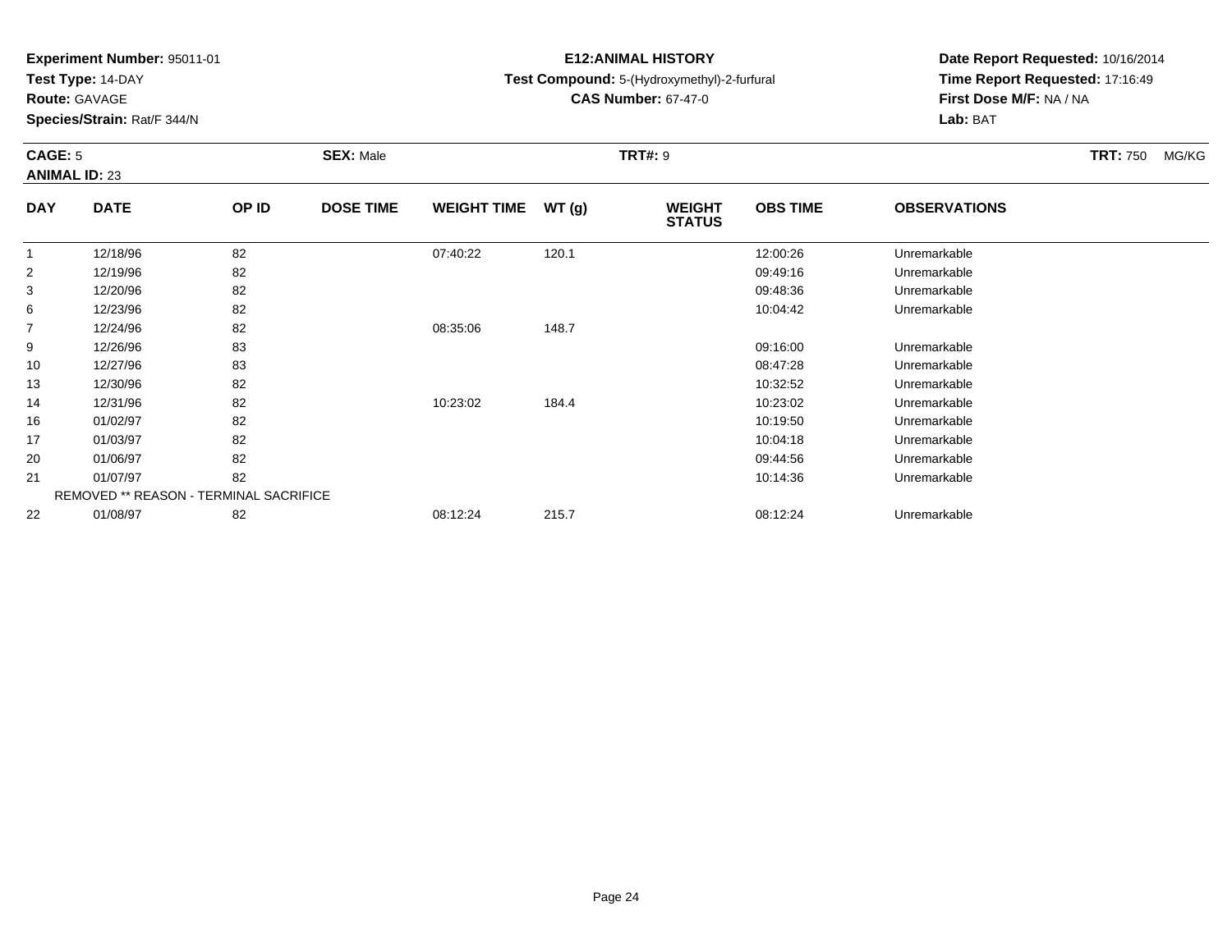**Experiment Number:** 95011-01
**Test Type:** 14-DAY
**Route:** GAVAGE
**Species/Strain:** Rat/F 344/N

**E12:ANIMAL HISTORY**
**Test Compound:** 5-(Hydroxymethyl)-2-furfural
**CAS Number:** 67-47-0

**Date Report Requested:** 10/16/2014
**Time Report Requested:** 17:16:49
**First Dose M/F:** NA / NA
**Lab:** BAT

**CAGE:** 5 **SEX:** Male **TRT#:** 9 **TRT:** 750 MG/KG
**ANIMAL ID:** 23

| DAY | DATE | OP ID | DOSE TIME | WEIGHT TIME | WT (g) | WEIGHT STATUS | OBS TIME | OBSERVATIONS |
|---|---|---|---|---|---|---|---|---|
| 1 | 12/18/96 | 82 | | 07:40:22 | 120.1 | | 12:00:26 | Unremarkable |
| 2 | 12/19/96 | 82 | | | | | 09:49:16 | Unremarkable |
| 3 | 12/20/96 | 82 | | | | | 09:48:36 | Unremarkable |
| 6 | 12/23/96 | 82 | | | | | 10:04:42 | Unremarkable |
| 7 | 12/24/96 | 82 | | 08:35:06 | 148.7 | | | |
| 9 | 12/26/96 | 83 | | | | | 09:16:00 | Unremarkable |
| 10 | 12/27/96 | 83 | | | | | 08:47:28 | Unremarkable |
| 13 | 12/30/96 | 82 | | | | | 10:32:52 | Unremarkable |
| 14 | 12/31/96 | 82 | | 10:23:02 | 184.4 | | 10:23:02 | Unremarkable |
| 16 | 01/02/97 | 82 | | | | | 10:19:50 | Unremarkable |
| 17 | 01/03/97 | 82 | | | | | 10:04:18 | Unremarkable |
| 20 | 01/06/97 | 82 | | | | | 09:44:56 | Unremarkable |
| 21 | 01/07/97 | 82 | | | | | 10:14:36 | Unremarkable |
| | REMOVED ** REASON - TERMINAL SACRIFICE | | | | | | | |
| 22 | 01/08/97 | 82 | | 08:12:24 | 215.7 | | 08:12:24 | Unremarkable |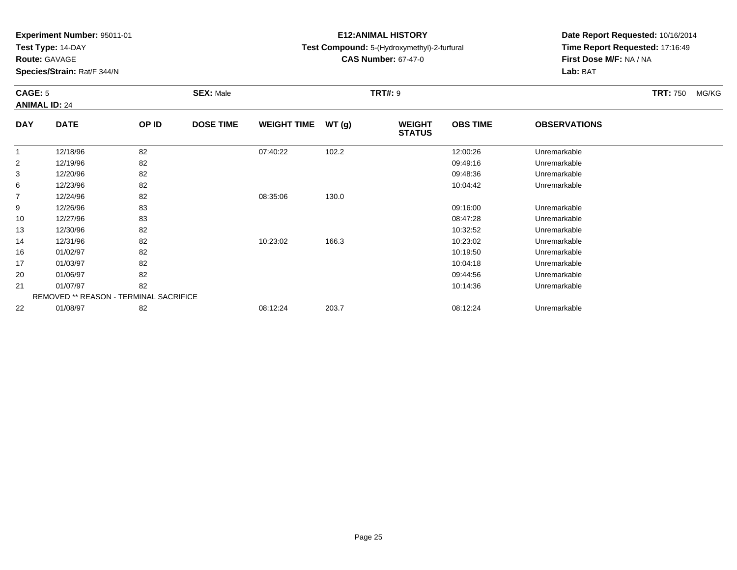**Experiment Number:** 95011-01
**Test Type:** 14-DAY
**Route:** GAVAGE
**Species/Strain:** Rat/F 344/N

**E12:ANIMAL HISTORY**
**Test Compound:** 5-(Hydroxymethyl)-2-furfural
**CAS Number:** 67-47-0

**Date Report Requested:** 10/16/2014
**Time Report Requested:** 17:16:49
**First Dose M/F:** NA / NA
**Lab:** BAT

**CAGE:** 5 **SEX:** Male **TRT#:** 9 **TRT:** 750 MG/KG
**ANIMAL ID:** 24

| DAY | DATE | OP ID | DOSE TIME | WEIGHT TIME | WT (g) | WEIGHT STATUS | OBS TIME | OBSERVATIONS |
|---|---|---|---|---|---|---|---|---|
| 1 | 12/18/96 | 82 | | 07:40:22 | 102.2 | | 12:00:26 | Unremarkable |
| 2 | 12/19/96 | 82 | | | | | 09:49:16 | Unremarkable |
| 3 | 12/20/96 | 82 | | | | | 09:48:36 | Unremarkable |
| 6 | 12/23/96 | 82 | | | | | 10:04:42 | Unremarkable |
| 7 | 12/24/96 | 82 | | 08:35:06 | 130.0 | | | |
| 9 | 12/26/96 | 83 | | | | | 09:16:00 | Unremarkable |
| 10 | 12/27/96 | 83 | | | | | 08:47:28 | Unremarkable |
| 13 | 12/30/96 | 82 | | | | | 10:32:52 | Unremarkable |
| 14 | 12/31/96 | 82 | | 10:23:02 | 166.3 | | 10:23:02 | Unremarkable |
| 16 | 01/02/97 | 82 | | | | | 10:19:50 | Unremarkable |
| 17 | 01/03/97 | 82 | | | | | 10:04:18 | Unremarkable |
| 20 | 01/06/97 | 82 | | | | | 09:44:56 | Unremarkable |
| 21 | 01/07/97 | 82 | | | | | 10:14:36 | Unremarkable |
| | REMOVED ** REASON - TERMINAL SACRIFICE | | | | | | | |
| 22 | 01/08/97 | 82 | | 08:12:24 | 203.7 | | 08:12:24 | Unremarkable |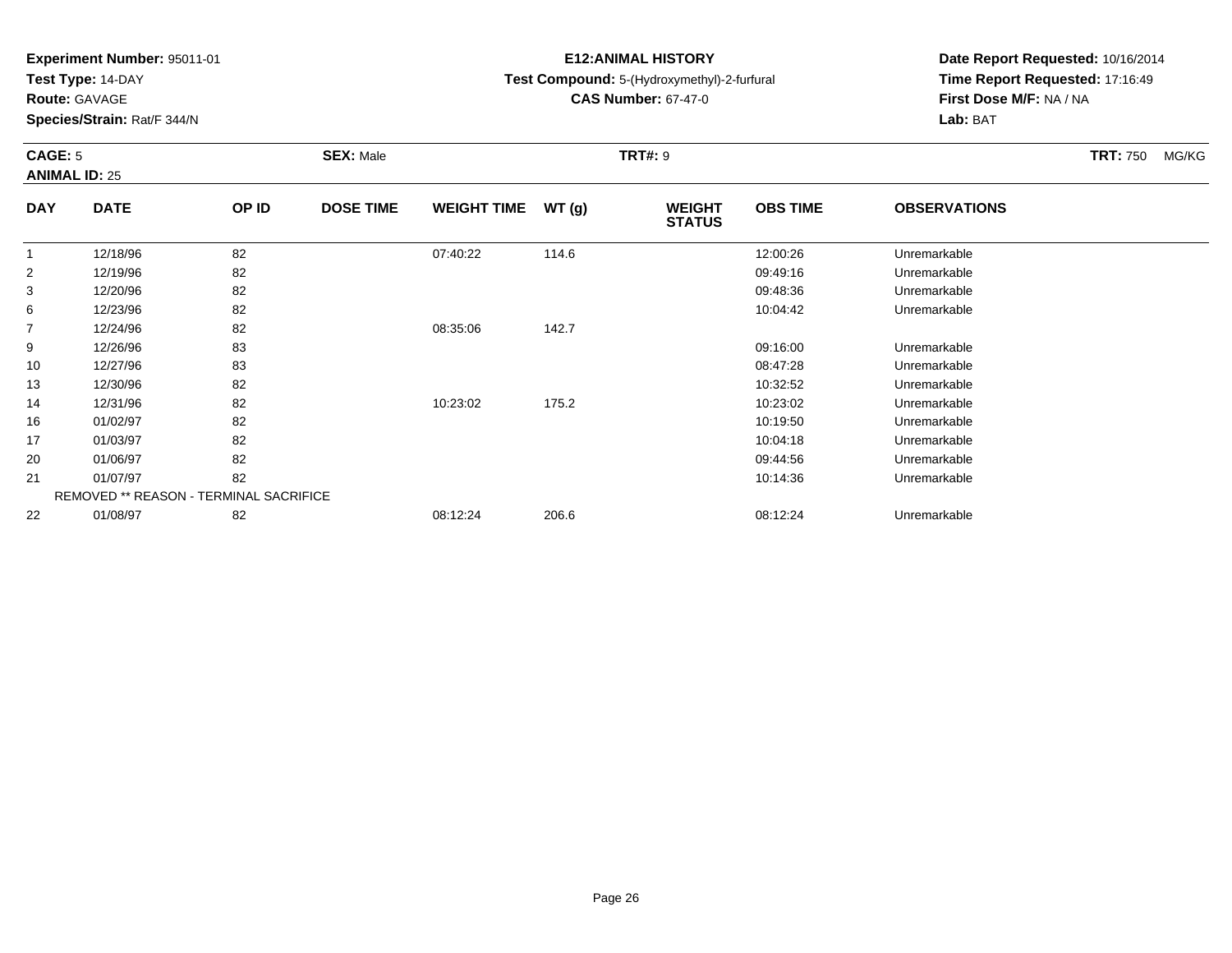**Experiment Number:** 95011-01
**Test Type:** 14-DAY
**Route:** GAVAGE
**Species/Strain:** Rat/F 344/N

**E12:ANIMAL HISTORY**
**Test Compound:** 5-(Hydroxymethyl)-2-furfural
**CAS Number:** 67-47-0

**Date Report Requested:** 10/16/2014
**Time Report Requested:** 17:16:49
**First Dose M/F:** NA / NA
**Lab:** BAT

**CAGE:** 5 **SEX:** Male **TRT#:** 9 **TRT:** 750 MG/KG
**ANIMAL ID:** 25

| DAY | DATE | OP ID | DOSE TIME | WEIGHT TIME | WT (g) | WEIGHT STATUS | OBS TIME | OBSERVATIONS |
|---|---|---|---|---|---|---|---|---|
| 1 | 12/18/96 | 82 | | 07:40:22 | 114.6 | | 12:00:26 | Unremarkable |
| 2 | 12/19/96 | 82 | | | | | 09:49:16 | Unremarkable |
| 3 | 12/20/96 | 82 | | | | | 09:48:36 | Unremarkable |
| 6 | 12/23/96 | 82 | | | | | 10:04:42 | Unremarkable |
| 7 | 12/24/96 | 82 | | 08:35:06 | 142.7 | | | |
| 9 | 12/26/96 | 83 | | | | | 09:16:00 | Unremarkable |
| 10 | 12/27/96 | 83 | | | | | 08:47:28 | Unremarkable |
| 13 | 12/30/96 | 82 | | | | | 10:32:52 | Unremarkable |
| 14 | 12/31/96 | 82 | | 10:23:02 | 175.2 | | 10:23:02 | Unremarkable |
| 16 | 01/02/97 | 82 | | | | | 10:19:50 | Unremarkable |
| 17 | 01/03/97 | 82 | | | | | 10:04:18 | Unremarkable |
| 20 | 01/06/97 | 82 | | | | | 09:44:56 | Unremarkable |
| 21 | 01/07/97 | 82 | | | | | 10:14:36 | Unremarkable |
| | REMOVED ** REASON - TERMINAL SACRIFICE | | | | | | | |
| 22 | 01/08/97 | 82 | | 08:12:24 | 206.6 | | 08:12:24 | Unremarkable |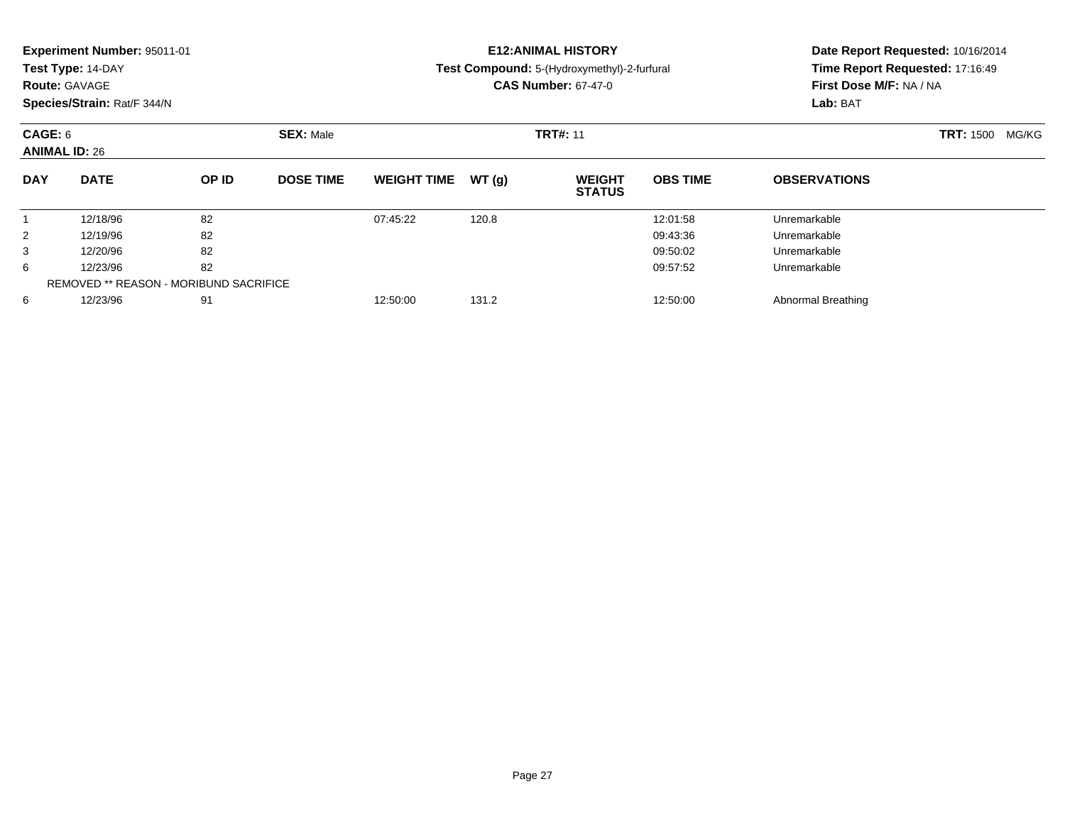**Experiment Number:** 95011-01
**Test Type:** 14-DAY
**Route:** GAVAGE
**Species/Strain:** Rat/F 344/N

**E12:ANIMAL HISTORY**
**Test Compound:** 5-(Hydroxymethyl)-2-furfural
**CAS Number:** 67-47-0

**Date Report Requested:** 10/16/2014
**Time Report Requested:** 17:16:49
**First Dose M/F:** NA / NA
**Lab:** BAT

**CAGE:** 6 **SEX:** Male **TRT#:** 11 **TRT:** 1500 MG/KG
**ANIMAL ID:** 26

| DAY | DATE | OP ID | DOSE TIME | WEIGHT TIME | WT (g) | WEIGHT STATUS | OBS TIME | OBSERVATIONS |
|---|---|---|---|---|---|---|---|---|
| 1 | 12/18/96 | 82 | | 07:45:22 | 120.8 | | 12:01:58 | Unremarkable |
| 2 | 12/19/96 | 82 | | | | | 09:43:36 | Unremarkable |
| 3 | 12/20/96 | 82 | | | | | 09:50:02 | Unremarkable |
| 6 | 12/23/96 | 82 | | | | | 09:57:52 | Unremarkable |
| REMOVED ** REASON - MORIBUND SACRIFICE | | | | | | | | |
| 6 | 12/23/96 | 91 | | 12:50:00 | 131.2 | | 12:50:00 | Abnormal Breathing |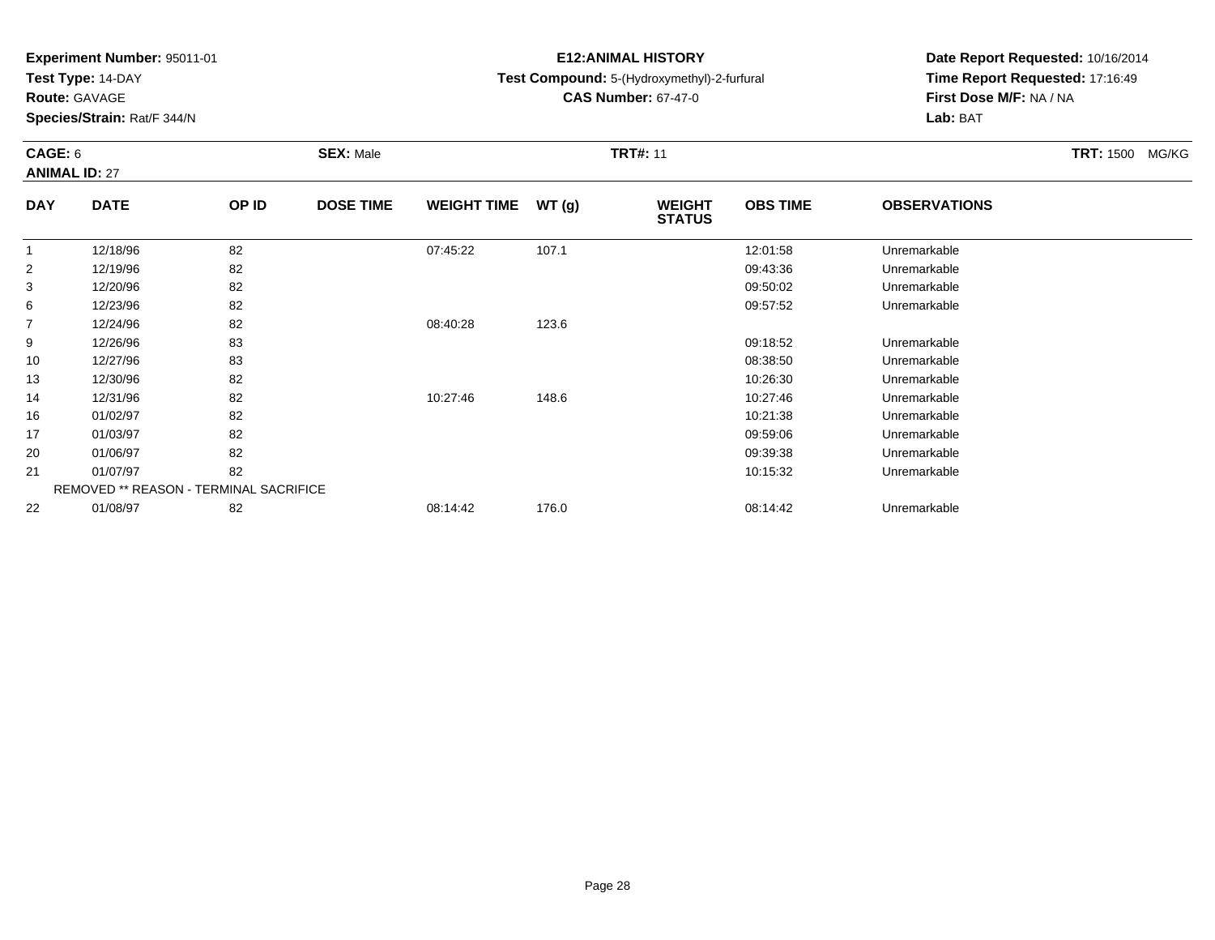**Experiment Number:** 95011-01
**Test Type:** 14-DAY
**Route:** GAVAGE
**Species/Strain:** Rat/F 344/N

**E12:ANIMAL HISTORY**
**Test Compound:** 5-(Hydroxymethyl)-2-furfural
**CAS Number:** 67-47-0

**Date Report Requested:** 10/16/2014
**Time Report Requested:** 17:16:49
**First Dose M/F:** NA / NA
**Lab:** BAT

**CAGE:** 6 **SEX:** Male **TRT#:** 11 **TRT:** 1500 MG/KG
**ANIMAL ID:** 27

| DAY | DATE | OP ID | DOSE TIME | WEIGHT TIME | WT (g) | WEIGHT STATUS | OBS TIME | OBSERVATIONS |
|---|---|---|---|---|---|---|---|---|
| 1 | 12/18/96 | 82 | | 07:45:22 | 107.1 | | 12:01:58 | Unremarkable |
| 2 | 12/19/96 | 82 | | | | | 09:43:36 | Unremarkable |
| 3 | 12/20/96 | 82 | | | | | 09:50:02 | Unremarkable |
| 6 | 12/23/96 | 82 | | | | | 09:57:52 | Unremarkable |
| 7 | 12/24/96 | 82 | | 08:40:28 | 123.6 | | | |
| 9 | 12/26/96 | 83 | | | | | 09:18:52 | Unremarkable |
| 10 | 12/27/96 | 83 | | | | | 08:38:50 | Unremarkable |
| 13 | 12/30/96 | 82 | | | | | 10:26:30 | Unremarkable |
| 14 | 12/31/96 | 82 | | 10:27:46 | 148.6 | | 10:27:46 | Unremarkable |
| 16 | 01/02/97 | 82 | | | | | 10:21:38 | Unremarkable |
| 17 | 01/03/97 | 82 | | | | | 09:59:06 | Unremarkable |
| 20 | 01/06/97 | 82 | | | | | 09:39:38 | Unremarkable |
| 21 | 01/07/97 | 82 | | | | | 10:15:32 | Unremarkable |
| | REMOVED ** REASON - TERMINAL SACRIFICE | | | | | | | |
| 22 | 01/08/97 | 82 | | 08:14:42 | 176.0 | | 08:14:42 | Unremarkable |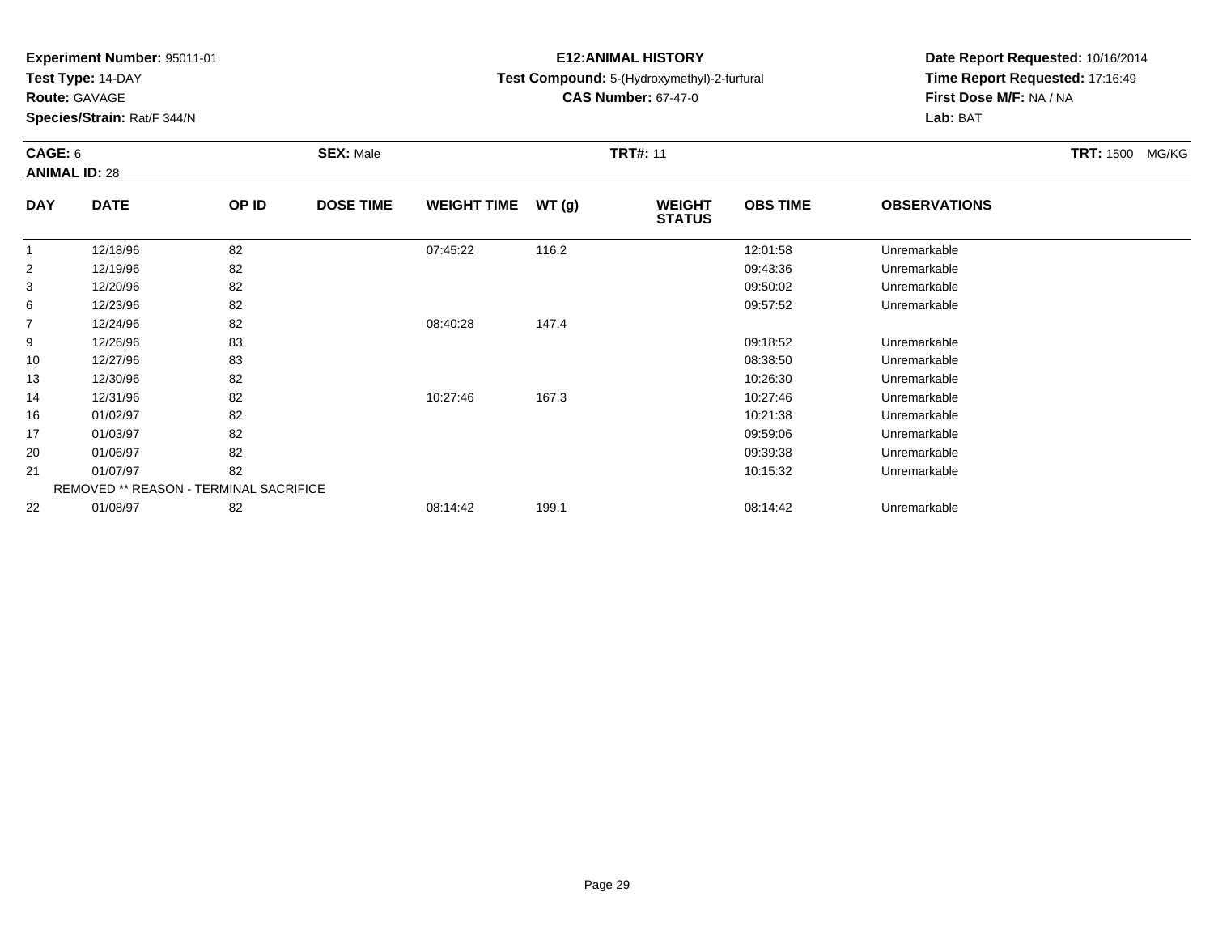**Experiment Number:** 95011-01
**Test Type:** 14-DAY
**Route:** GAVAGE
**Species/Strain:** Rat/F 344/N

**E12:ANIMAL HISTORY**
**Test Compound:** 5-(Hydroxymethyl)-2-furfural
**CAS Number:** 67-47-0

**Date Report Requested:** 10/16/2014
**Time Report Requested:** 17:16:49
**First Dose M/F:** NA / NA
**Lab:** BAT

**CAGE:** 6 **SEX:** Male **TRT#:** 11 **TRT:** 1500 MG/KG
**ANIMAL ID:** 28

| DAY | DATE | OP ID | DOSE TIME | WEIGHT TIME | WT (g) | WEIGHT STATUS | OBS TIME | OBSERVATIONS |
|---|---|---|---|---|---|---|---|---|
| 1 | 12/18/96 | 82 | | 07:45:22 | 116.2 | | 12:01:58 | Unremarkable |
| 2 | 12/19/96 | 82 | | | | | 09:43:36 | Unremarkable |
| 3 | 12/20/96 | 82 | | | | | 09:50:02 | Unremarkable |
| 6 | 12/23/96 | 82 | | | | | 09:57:52 | Unremarkable |
| 7 | 12/24/96 | 82 | | 08:40:28 | 147.4 | | | |
| 9 | 12/26/96 | 83 | | | | | 09:18:52 | Unremarkable |
| 10 | 12/27/96 | 83 | | | | | 08:38:50 | Unremarkable |
| 13 | 12/30/96 | 82 | | | | | 10:26:30 | Unremarkable |
| 14 | 12/31/96 | 82 | | 10:27:46 | 167.3 | | 10:27:46 | Unremarkable |
| 16 | 01/02/97 | 82 | | | | | 10:21:38 | Unremarkable |
| 17 | 01/03/97 | 82 | | | | | 09:59:06 | Unremarkable |
| 20 | 01/06/97 | 82 | | | | | 09:39:38 | Unremarkable |
| 21 | 01/07/97 | 82 | | | | | 10:15:32 | Unremarkable |
| REMOVED ** REASON - TERMINAL SACRIFICE | | | | | | | | |
| 22 | 01/08/97 | 82 | | 08:14:42 | 199.1 | | 08:14:42 | Unremarkable |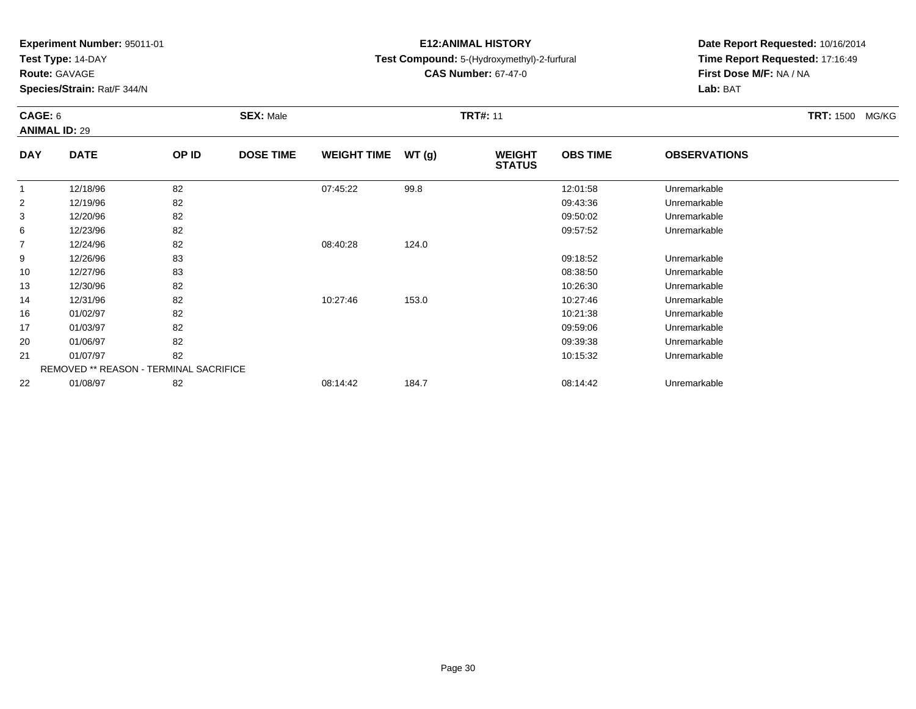**Experiment Number:** 95011-01
**Test Type:** 14-DAY
**Route:** GAVAGE
**Species/Strain:** Rat/F 344/N

**E12:ANIMAL HISTORY**
**Test Compound:** 5-(Hydroxymethyl)-2-furfural
**CAS Number:** 67-47-0

**Date Report Requested:** 10/16/2014
**Time Report Requested:** 17:16:49
**First Dose M/F:** NA / NA
**Lab:** BAT

**CAGE:** 6 **SEX:** Male **TRT#:** 11 **TRT:** 1500 MG/KG
**ANIMAL ID:** 29

| DAY | DATE | OP ID | DOSE TIME | WEIGHT TIME | WT (g) | WEIGHT STATUS | OBS TIME | OBSERVATIONS |
|---|---|---|---|---|---|---|---|---|
| 1 | 12/18/96 | 82 | | 07:45:22 | 99.8 | | 12:01:58 | Unremarkable |
| 2 | 12/19/96 | 82 | | | | | 09:43:36 | Unremarkable |
| 3 | 12/20/96 | 82 | | | | | 09:50:02 | Unremarkable |
| 6 | 12/23/96 | 82 | | | | | 09:57:52 | Unremarkable |
| 7 | 12/24/96 | 82 | | 08:40:28 | 124.0 | | | |
| 9 | 12/26/96 | 83 | | | | | 09:18:52 | Unremarkable |
| 10 | 12/27/96 | 83 | | | | | 08:38:50 | Unremarkable |
| 13 | 12/30/96 | 82 | | | | | 10:26:30 | Unremarkable |
| 14 | 12/31/96 | 82 | | 10:27:46 | 153.0 | | 10:27:46 | Unremarkable |
| 16 | 01/02/97 | 82 | | | | | 10:21:38 | Unremarkable |
| 17 | 01/03/97 | 82 | | | | | 09:59:06 | Unremarkable |
| 20 | 01/06/97 | 82 | | | | | 09:39:38 | Unremarkable |
| 21 | 01/07/97 | 82 | | | | | 10:15:32 | Unremarkable |
| REMOVED ** REASON - TERMINAL SACRIFICE | | | | | | | | |
| 22 | 01/08/97 | 82 | | 08:14:42 | 184.7 | | 08:14:42 | Unremarkable |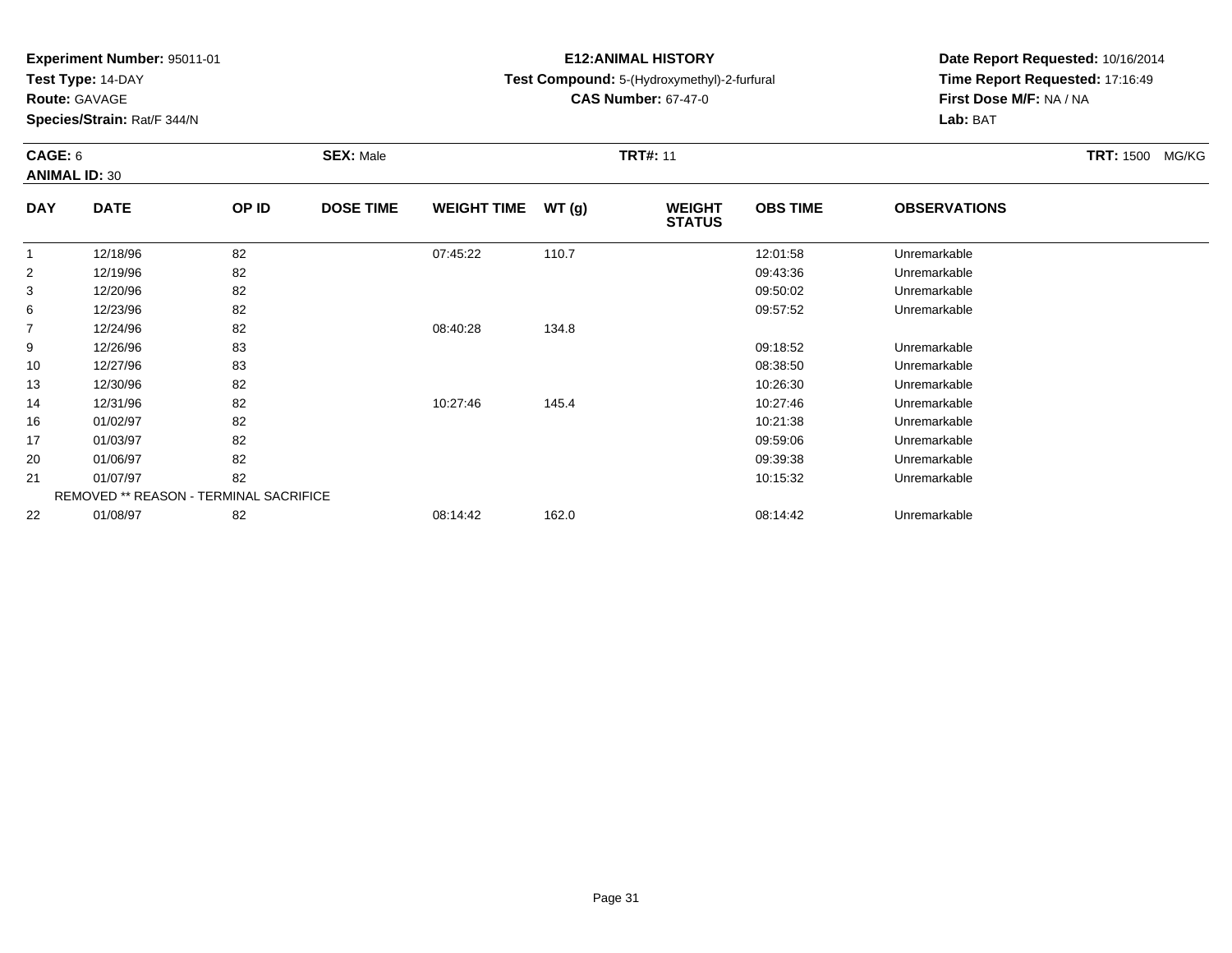**Experiment Number:** 95011-01
**Test Type:** 14-DAY
**Route:** GAVAGE
**Species/Strain:** Rat/F 344/N

**E12:ANIMAL HISTORY**
**Test Compound:** 5-(Hydroxymethyl)-2-furfural
**CAS Number:** 67-47-0

**Date Report Requested:** 10/16/2014
**Time Report Requested:** 17:16:49
**First Dose M/F:** NA / NA
**Lab:** BAT

**CAGE:** 6 **SEX:** Male **TRT#:** 11 **TRT:** 1500 MG/KG
**ANIMAL ID:** 30

| DAY | DATE | OP ID | DOSE TIME | WEIGHT TIME | WT (g) | WEIGHT STATUS | OBS TIME | OBSERVATIONS |
|---|---|---|---|---|---|---|---|---|
| 1 | 12/18/96 | 82 | | 07:45:22 | 110.7 | | 12:01:58 | Unremarkable |
| 2 | 12/19/96 | 82 | | | | | 09:43:36 | Unremarkable |
| 3 | 12/20/96 | 82 | | | | | 09:50:02 | Unremarkable |
| 6 | 12/23/96 | 82 | | | | | 09:57:52 | Unremarkable |
| 7 | 12/24/96 | 82 | | 08:40:28 | 134.8 | | | |
| 9 | 12/26/96 | 83 | | | | | 09:18:52 | Unremarkable |
| 10 | 12/27/96 | 83 | | | | | 08:38:50 | Unremarkable |
| 13 | 12/30/96 | 82 | | | | | 10:26:30 | Unremarkable |
| 14 | 12/31/96 | 82 | | 10:27:46 | 145.4 | | 10:27:46 | Unremarkable |
| 16 | 01/02/97 | 82 | | | | | 10:21:38 | Unremarkable |
| 17 | 01/03/97 | 82 | | | | | 09:59:06 | Unremarkable |
| 20 | 01/06/97 | 82 | | | | | 09:39:38 | Unremarkable |
| 21 | 01/07/97 | 82 | | | | | 10:15:32 | Unremarkable |
| | REMOVED ** REASON - TERMINAL SACRIFICE | | | | | | | |
| 22 | 01/08/97 | 82 | | 08:14:42 | 162.0 | | 08:14:42 | Unremarkable |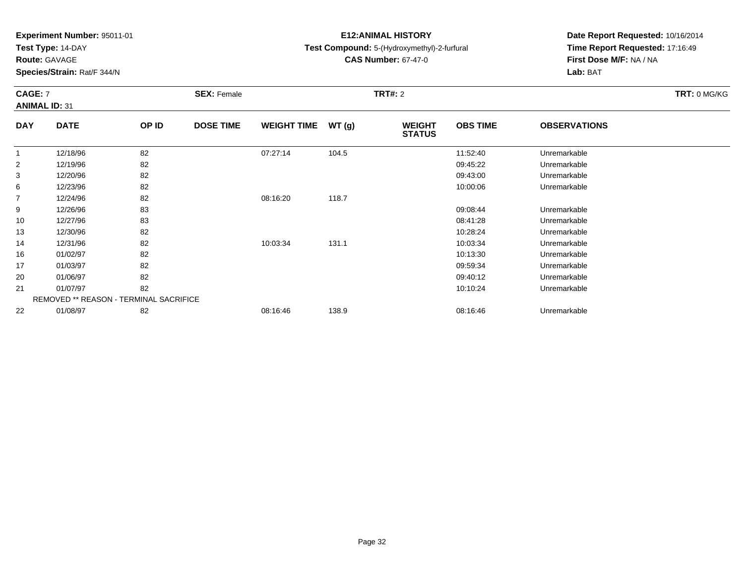**Experiment Number:** 95011-01
**Test Type:** 14-DAY
**Route:** GAVAGE
**Species/Strain:** Rat/F 344/N

**E12:ANIMAL HISTORY**
**Test Compound:** 5-(Hydroxymethyl)-2-furfural
**CAS Number:** 67-47-0

**Date Report Requested:** 10/16/2014
**Time Report Requested:** 17:16:49
**First Dose M/F:** NA / NA
**Lab:** BAT

**CAGE:** 7 **SEX:** Female **TRT#:** 2 **TRT:** 0 MG/KG
**ANIMAL ID:** 31

| DAY | DATE | OP ID | DOSE TIME | WEIGHT TIME | WT (g) | WEIGHT STATUS | OBS TIME | OBSERVATIONS |
|---|---|---|---|---|---|---|---|---|
| 1 | 12/18/96 | 82 | | 07:27:14 | 104.5 | | 11:52:40 | Unremarkable |
| 2 | 12/19/96 | 82 | | | | | 09:45:22 | Unremarkable |
| 3 | 12/20/96 | 82 | | | | | 09:43:00 | Unremarkable |
| 6 | 12/23/96 | 82 | | | | | 10:00:06 | Unremarkable |
| 7 | 12/24/96 | 82 | | 08:16:20 | 118.7 | | | |
| 9 | 12/26/96 | 83 | | | | | 09:08:44 | Unremarkable |
| 10 | 12/27/96 | 83 | | | | | 08:41:28 | Unremarkable |
| 13 | 12/30/96 | 82 | | | | | 10:28:24 | Unremarkable |
| 14 | 12/31/96 | 82 | | 10:03:34 | 131.1 | | 10:03:34 | Unremarkable |
| 16 | 01/02/97 | 82 | | | | | 10:13:30 | Unremarkable |
| 17 | 01/03/97 | 82 | | | | | 09:59:34 | Unremarkable |
| 20 | 01/06/97 | 82 | | | | | 09:40:12 | Unremarkable |
| 21 | 01/07/97 | 82 | | | | | 10:10:24 | Unremarkable |
| | REMOVED ** REASON - TERMINAL SACRIFICE | | | | | | | |
| 22 | 01/08/97 | 82 | | 08:16:46 | 138.9 | | 08:16:46 | Unremarkable |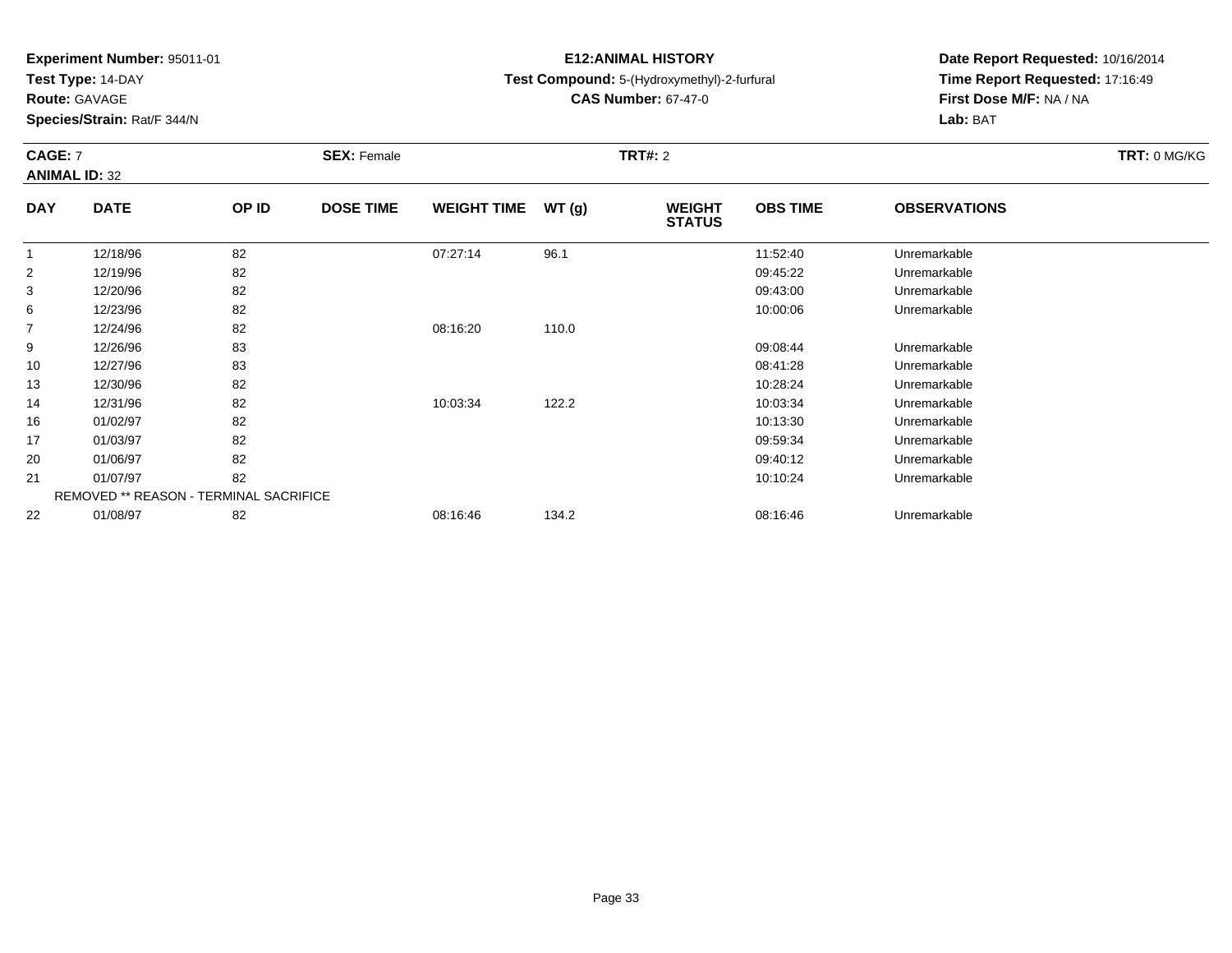**Experiment Number:** 95011-01
**Test Type:** 14-DAY
**Route:** GAVAGE
**Species/Strain:** Rat/F 344/N

**E12:ANIMAL HISTORY**
**Test Compound:** 5-(Hydroxymethyl)-2-furfural
**CAS Number:** 67-47-0

**Date Report Requested:** 10/16/2014
**Time Report Requested:** 17:16:49
**First Dose M/F:** NA / NA
**Lab:** BAT

**CAGE:** 7 **SEX:** Female **TRT#:** 2 **TRT:** 0 MG/KG
**ANIMAL ID:** 32

| DAY | DATE | OP ID | DOSE TIME | WEIGHT TIME | WT (g) | WEIGHT STATUS | OBS TIME | OBSERVATIONS |
|---|---|---|---|---|---|---|---|---|
| 1 | 12/18/96 | 82 | | 07:27:14 | 96.1 | | 11:52:40 | Unremarkable |
| 2 | 12/19/96 | 82 | | | | | 09:45:22 | Unremarkable |
| 3 | 12/20/96 | 82 | | | | | 09:43:00 | Unremarkable |
| 6 | 12/23/96 | 82 | | | | | 10:00:06 | Unremarkable |
| 7 | 12/24/96 | 82 | | 08:16:20 | 110.0 | | | |
| 9 | 12/26/96 | 83 | | | | | 09:08:44 | Unremarkable |
| 10 | 12/27/96 | 83 | | | | | 08:41:28 | Unremarkable |
| 13 | 12/30/96 | 82 | | | | | 10:28:24 | Unremarkable |
| 14 | 12/31/96 | 82 | | 10:03:34 | 122.2 | | 10:03:34 | Unremarkable |
| 16 | 01/02/97 | 82 | | | | | 10:13:30 | Unremarkable |
| 17 | 01/03/97 | 82 | | | | | 09:59:34 | Unremarkable |
| 20 | 01/06/97 | 82 | | | | | 09:40:12 | Unremarkable |
| 21 | 01/07/97 | 82 | | | | | 10:10:24 | Unremarkable |
| REMOVED ** REASON - TERMINAL SACRIFICE | | | | | | | | |
| 22 | 01/08/97 | 82 | | 08:16:46 | 134.2 | | 08:16:46 | Unremarkable |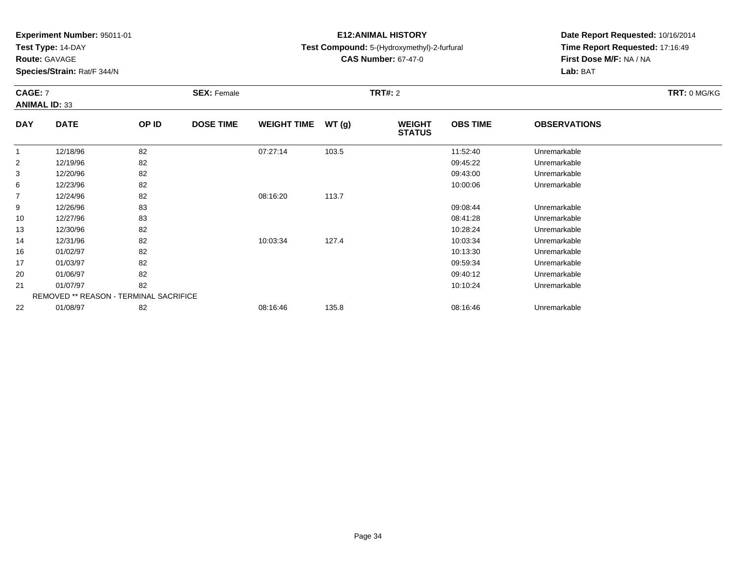**Experiment Number:** 95011-01
**Test Type:** 14-DAY
**Route:** GAVAGE
**Species/Strain:** Rat/F 344/N

**E12:ANIMAL HISTORY**
**Test Compound:** 5-(Hydroxymethyl)-2-furfural
**CAS Number:** 67-47-0

**Date Report Requested:** 10/16/2014
**Time Report Requested:** 17:16:49
**First Dose M/F:** NA / NA
**Lab:** BAT

**CAGE:** 7 **SEX:** Female **TRT#:** 2 **TRT:** 0 MG/KG
**ANIMAL ID:** 33

| DAY | DATE | OP ID | DOSE TIME | WEIGHT TIME | WT (g) | WEIGHT STATUS | OBS TIME | OBSERVATIONS |
|---|---|---|---|---|---|---|---|---|
| 1 | 12/18/96 | 82 | | 07:27:14 | 103.5 | | 11:52:40 | Unremarkable |
| 2 | 12/19/96 | 82 | | | | | 09:45:22 | Unremarkable |
| 3 | 12/20/96 | 82 | | | | | 09:43:00 | Unremarkable |
| 6 | 12/23/96 | 82 | | | | | 10:00:06 | Unremarkable |
| 7 | 12/24/96 | 82 | | 08:16:20 | 113.7 | | | |
| 9 | 12/26/96 | 83 | | | | | 09:08:44 | Unremarkable |
| 10 | 12/27/96 | 83 | | | | | 08:41:28 | Unremarkable |
| 13 | 12/30/96 | 82 | | | | | 10:28:24 | Unremarkable |
| 14 | 12/31/96 | 82 | | 10:03:34 | 127.4 | | 10:03:34 | Unremarkable |
| 16 | 01/02/97 | 82 | | | | | 10:13:30 | Unremarkable |
| 17 | 01/03/97 | 82 | | | | | 09:59:34 | Unremarkable |
| 20 | 01/06/97 | 82 | | | | | 09:40:12 | Unremarkable |
| 21 | 01/07/97 | 82 | | | | | 10:10:24 | Unremarkable |
| | REMOVED ** REASON - TERMINAL SACRIFICE | | | | | | | |
| 22 | 01/08/97 | 82 | | 08:16:46 | 135.8 | | 08:16:46 | Unremarkable |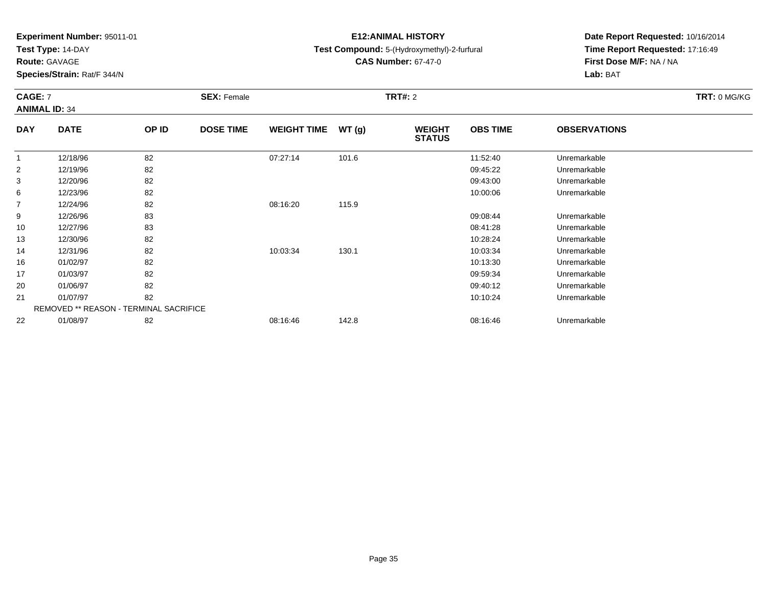**Experiment Number:** 95011-01
**Test Type:** 14-DAY
**Route:** GAVAGE
**Species/Strain:** Rat/F 344/N

**E12:ANIMAL HISTORY**
**Test Compound:** 5-(Hydroxymethyl)-2-furfural
**CAS Number:** 67-47-0

**Date Report Requested:** 10/16/2014
**Time Report Requested:** 17:16:49
**First Dose M/F:** NA / NA
**Lab:** BAT

**CAGE:** 7 **SEX:** Female **TRT#:** 2 **TRT:** 0 MG/KG
**ANIMAL ID:** 34

| DAY | DATE | OP ID | DOSE TIME | WEIGHT TIME | WT (g) | WEIGHT STATUS | OBS TIME | OBSERVATIONS |
|---|---|---|---|---|---|---|---|---|
| 1 | 12/18/96 | 82 | | 07:27:14 | 101.6 | | 11:52:40 | Unremarkable |
| 2 | 12/19/96 | 82 | | | | | 09:45:22 | Unremarkable |
| 3 | 12/20/96 | 82 | | | | | 09:43:00 | Unremarkable |
| 6 | 12/23/96 | 82 | | | | | 10:00:06 | Unremarkable |
| 7 | 12/24/96 | 82 | | 08:16:20 | 115.9 | | | |
| 9 | 12/26/96 | 83 | | | | | 09:08:44 | Unremarkable |
| 10 | 12/27/96 | 83 | | | | | 08:41:28 | Unremarkable |
| 13 | 12/30/96 | 82 | | | | | 10:28:24 | Unremarkable |
| 14 | 12/31/96 | 82 | | 10:03:34 | 130.1 | | 10:03:34 | Unremarkable |
| 16 | 01/02/97 | 82 | | | | | 10:13:30 | Unremarkable |
| 17 | 01/03/97 | 82 | | | | | 09:59:34 | Unremarkable |
| 20 | 01/06/97 | 82 | | | | | 09:40:12 | Unremarkable |
| 21 | 01/07/97 | 82 | | | | | 10:10:24 | Unremarkable |
| REMOVED ** REASON - TERMINAL SACRIFICE | | | | | | | | |
| 22 | 01/08/97 | 82 | | 08:16:46 | 142.8 | | 08:16:46 | Unremarkable |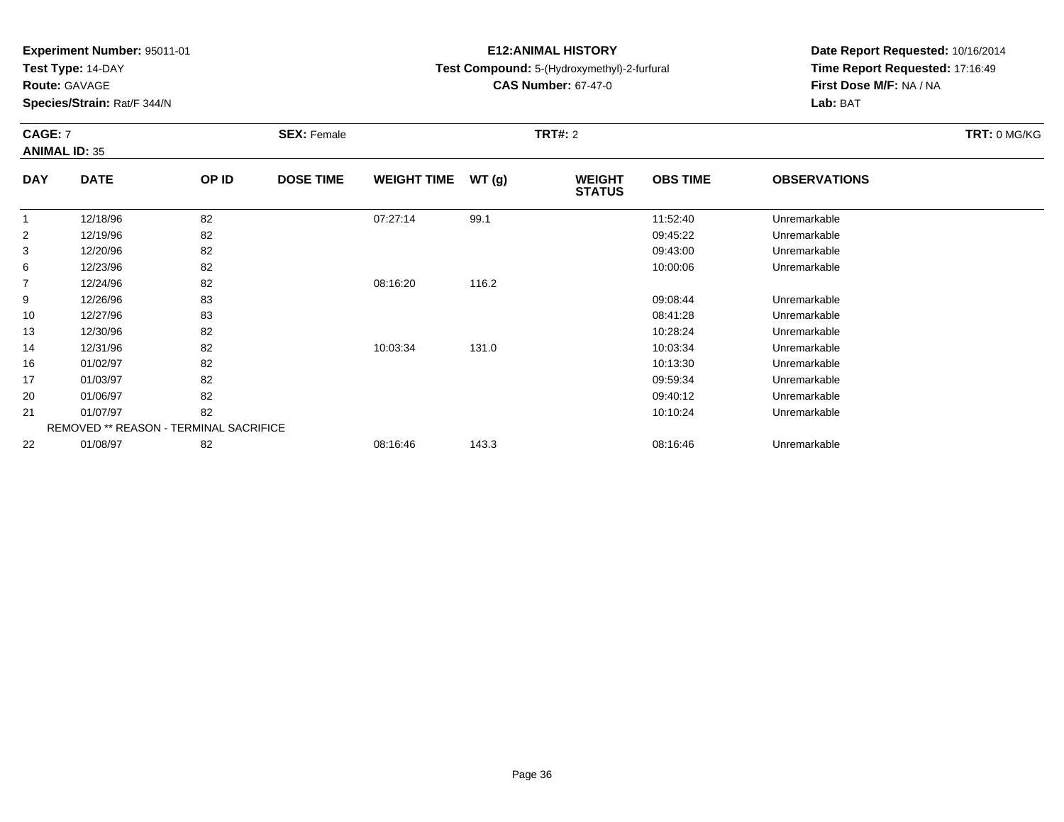**Experiment Number:** 95011-01
**Test Type:** 14-DAY
**Route:** GAVAGE
**Species/Strain:** Rat/F 344/N

**E12:ANIMAL HISTORY**
**Test Compound:** 5-(Hydroxymethyl)-2-furfural
**CAS Number:** 67-47-0

**Date Report Requested:** 10/16/2014
**Time Report Requested:** 17:16:49
**First Dose M/F:** NA / NA
**Lab:** BAT

**CAGE:** 7 **SEX:** Female **TRT#:** 2 **TRT:** 0 MG/KG
**ANIMAL ID:** 35

| DAY | DATE | OP ID | DOSE TIME | WEIGHT TIME | WT (g) | WEIGHT STATUS | OBS TIME | OBSERVATIONS |
|---|---|---|---|---|---|---|---|---|
| 1 | 12/18/96 | 82 | | 07:27:14 | 99.1 | | 11:52:40 | Unremarkable |
| 2 | 12/19/96 | 82 | | | | | 09:45:22 | Unremarkable |
| 3 | 12/20/96 | 82 | | | | | 09:43:00 | Unremarkable |
| 6 | 12/23/96 | 82 | | | | | 10:00:06 | Unremarkable |
| 7 | 12/24/96 | 82 | | 08:16:20 | 116.2 | | | |
| 9 | 12/26/96 | 83 | | | | | 09:08:44 | Unremarkable |
| 10 | 12/27/96 | 83 | | | | | 08:41:28 | Unremarkable |
| 13 | 12/30/96 | 82 | | | | | 10:28:24 | Unremarkable |
| 14 | 12/31/96 | 82 | | 10:03:34 | 131.0 | | 10:03:34 | Unremarkable |
| 16 | 01/02/97 | 82 | | | | | 10:13:30 | Unremarkable |
| 17 | 01/03/97 | 82 | | | | | 09:59:34 | Unremarkable |
| 20 | 01/06/97 | 82 | | | | | 09:40:12 | Unremarkable |
| 21 | 01/07/97 | 82 | | | | | 10:10:24 | Unremarkable |
| | REMOVED ** REASON - TERMINAL SACRIFICE | | | | | | | |
| 22 | 01/08/97 | 82 | | 08:16:46 | 143.3 | | 08:16:46 | Unremarkable |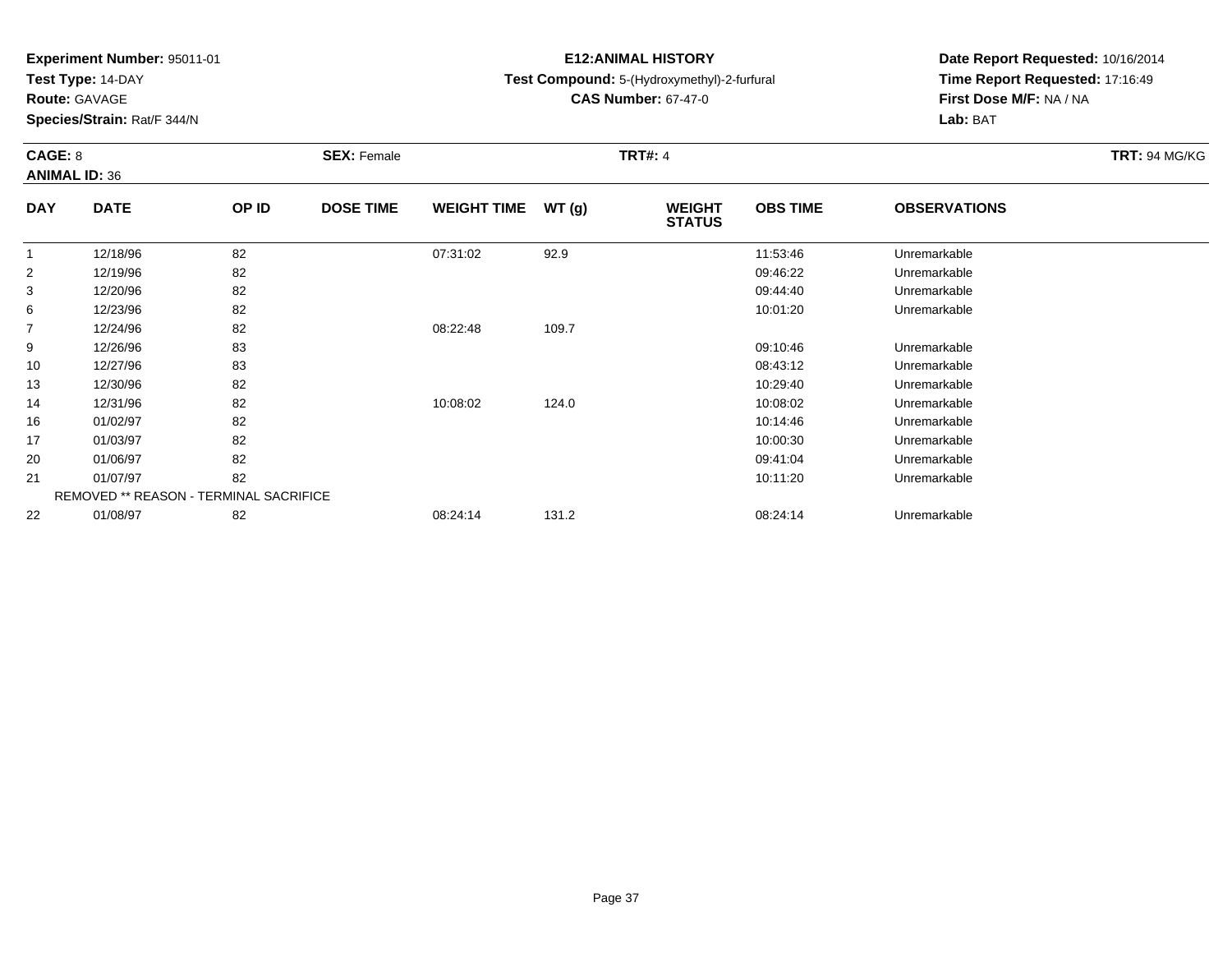**Experiment Number:** 95011-01
**Test Type:** 14-DAY
**Route:** GAVAGE
**Species/Strain:** Rat/F 344/N

**E12:ANIMAL HISTORY**
**Test Compound:** 5-(Hydroxymethyl)-2-furfural
**CAS Number:** 67-47-0

**Date Report Requested:** 10/16/2014
**Time Report Requested:** 17:16:49
**First Dose M/F:** NA / NA
**Lab:** BAT

**CAGE:** 8　**SEX:** Female　**TRT#:** 4　**TRT:** 94 MG/KG
**ANIMAL ID:** 36

| DAY | DATE | OP ID | DOSE TIME | WEIGHT TIME | WT (g) | WEIGHT STATUS | OBS TIME | OBSERVATIONS |
|---|---|---|---|---|---|---|---|---|
| 1 | 12/18/96 | 82 | | 07:31:02 | 92.9 | | 11:53:46 | Unremarkable |
| 2 | 12/19/96 | 82 | | | | | 09:46:22 | Unremarkable |
| 3 | 12/20/96 | 82 | | | | | 09:44:40 | Unremarkable |
| 6 | 12/23/96 | 82 | | | | | 10:01:20 | Unremarkable |
| 7 | 12/24/96 | 82 | | 08:22:48 | 109.7 | | | |
| 9 | 12/26/96 | 83 | | | | | 09:10:46 | Unremarkable |
| 10 | 12/27/96 | 83 | | | | | 08:43:12 | Unremarkable |
| 13 | 12/30/96 | 82 | | | | | 10:29:40 | Unremarkable |
| 14 | 12/31/96 | 82 | | 10:08:02 | 124.0 | | 10:08:02 | Unremarkable |
| 16 | 01/02/97 | 82 | | | | | 10:14:46 | Unremarkable |
| 17 | 01/03/97 | 82 | | | | | 10:00:30 | Unremarkable |
| 20 | 01/06/97 | 82 | | | | | 09:41:04 | Unremarkable |
| 21 | 01/07/97 | 82 | | | | | 10:11:20 | Unremarkable |
| | REMOVED ** REASON - TERMINAL SACRIFICE | | | | | | | |
| 22 | 01/08/97 | 82 | | 08:24:14 | 131.2 | | 08:24:14 | Unremarkable |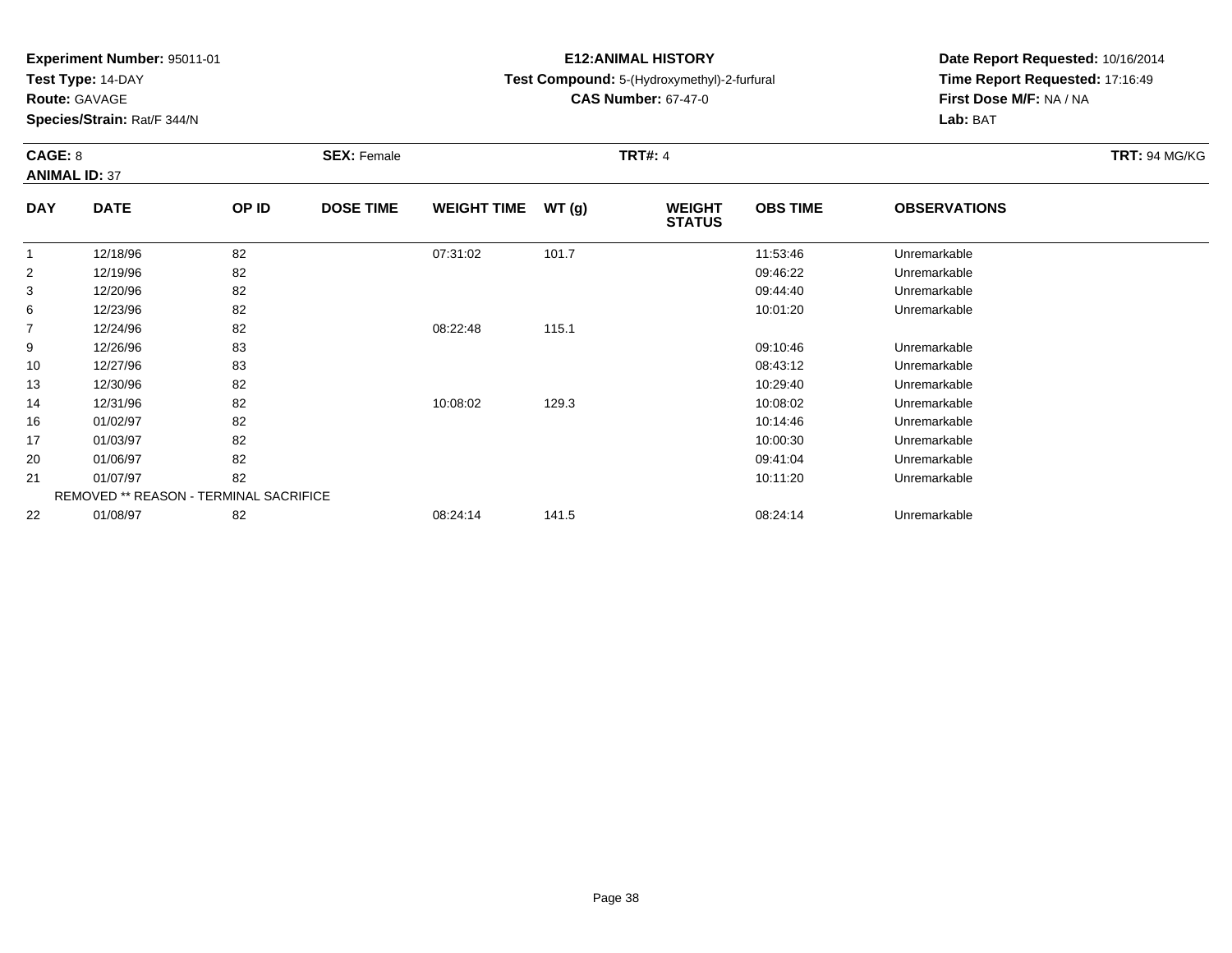**Experiment Number:** 95011-01
**Test Type:** 14-DAY
**Route:** GAVAGE
**Species/Strain:** Rat/F 344/N

**E12:ANIMAL HISTORY**
**Test Compound:** 5-(Hydroxymethyl)-2-furfural
**CAS Number:** 67-47-0

**Date Report Requested:** 10/16/2014
**Time Report Requested:** 17:16:49
**First Dose M/F:** NA / NA
**Lab:** BAT

**CAGE:** 8 **SEX:** Female **TRT#:** 4 **TRT:** 94 MG/KG
**ANIMAL ID:** 37

| DAY | DATE | OP ID | DOSE TIME | WEIGHT TIME | WT (g) | WEIGHT STATUS | OBS TIME | OBSERVATIONS |
|---|---|---|---|---|---|---|---|---|
| 1 | 12/18/96 | 82 | | 07:31:02 | 101.7 | | 11:53:46 | Unremarkable |
| 2 | 12/19/96 | 82 | | | | | 09:46:22 | Unremarkable |
| 3 | 12/20/96 | 82 | | | | | 09:44:40 | Unremarkable |
| 6 | 12/23/96 | 82 | | | | | 10:01:20 | Unremarkable |
| 7 | 12/24/96 | 82 | | 08:22:48 | 115.1 | | | |
| 9 | 12/26/96 | 83 | | | | | 09:10:46 | Unremarkable |
| 10 | 12/27/96 | 83 | | | | | 08:43:12 | Unremarkable |
| 13 | 12/30/96 | 82 | | | | | 10:29:40 | Unremarkable |
| 14 | 12/31/96 | 82 | | 10:08:02 | 129.3 | | 10:08:02 | Unremarkable |
| 16 | 01/02/97 | 82 | | | | | 10:14:46 | Unremarkable |
| 17 | 01/03/97 | 82 | | | | | 10:00:30 | Unremarkable |
| 20 | 01/06/97 | 82 | | | | | 09:41:04 | Unremarkable |
| 21 | 01/07/97 | 82 | | | | | 10:11:20 | Unremarkable |
| REMOVED ** REASON - TERMINAL SACRIFICE | | | | | | | | |
| 22 | 01/08/97 | 82 | | 08:24:14 | 141.5 | | 08:24:14 | Unremarkable |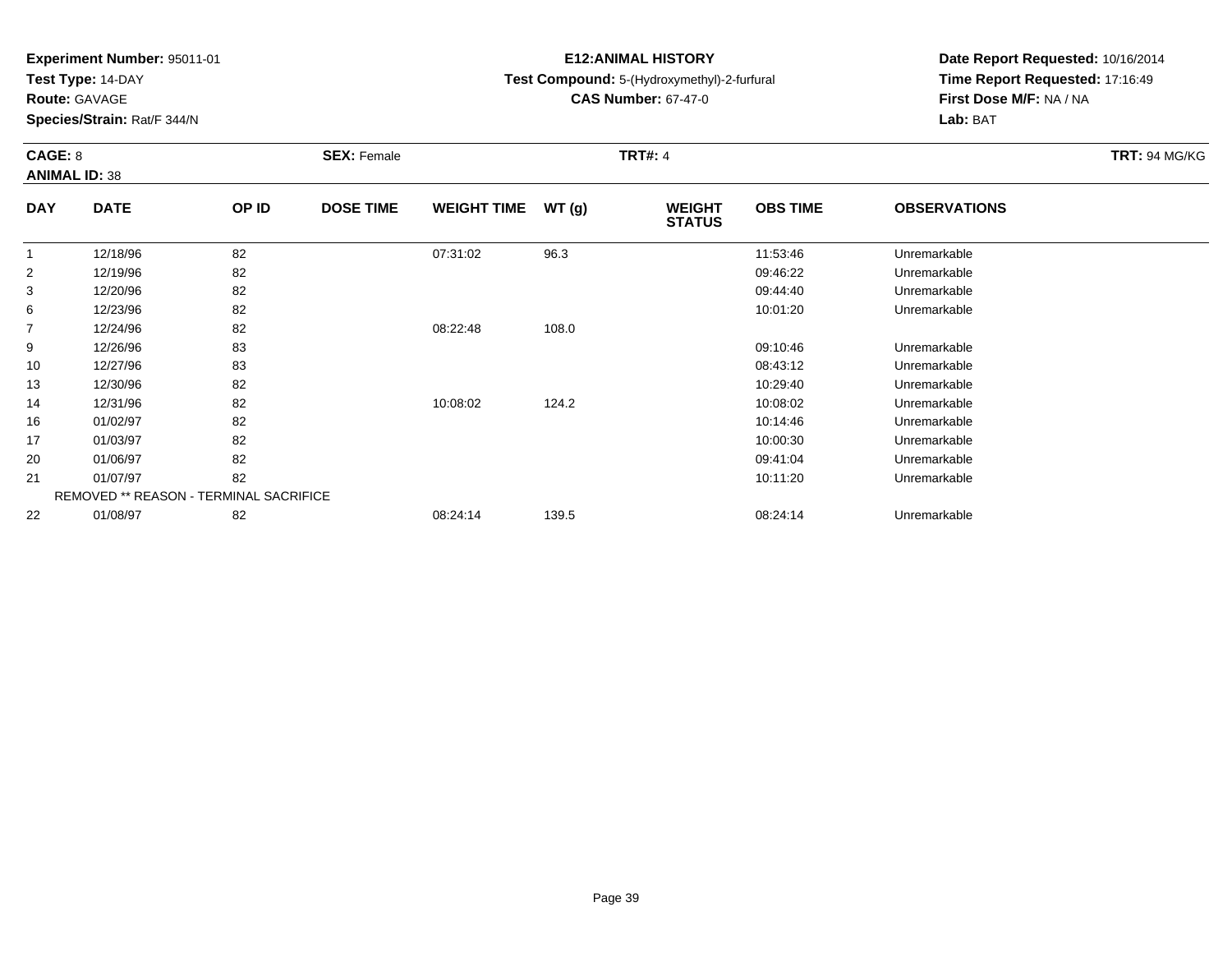**Experiment Number:** 95011-01
**Test Type:** 14-DAY
**Route:** GAVAGE
**Species/Strain:** Rat/F 344/N

**E12:ANIMAL HISTORY**
**Test Compound:** 5-(Hydroxymethyl)-2-furfural
**CAS Number:** 67-47-0

**Date Report Requested:** 10/16/2014
**Time Report Requested:** 17:16:49
**First Dose M/F:** NA / NA
**Lab:** BAT

**CAGE:** 8 **SEX:** Female **TRT#:** 4 **TRT:** 94 MG/KG
**ANIMAL ID:** 38

| DAY | DATE | OP ID | DOSE TIME | WEIGHT TIME | WT (g) | WEIGHT STATUS | OBS TIME | OBSERVATIONS |
|---|---|---|---|---|---|---|---|---|
| 1 | 12/18/96 | 82 | | 07:31:02 | 96.3 | | 11:53:46 | Unremarkable |
| 2 | 12/19/96 | 82 | | | | | 09:46:22 | Unremarkable |
| 3 | 12/20/96 | 82 | | | | | 09:44:40 | Unremarkable |
| 6 | 12/23/96 | 82 | | | | | 10:01:20 | Unremarkable |
| 7 | 12/24/96 | 82 | | 08:22:48 | 108.0 | | | |
| 9 | 12/26/96 | 83 | | | | | 09:10:46 | Unremarkable |
| 10 | 12/27/96 | 83 | | | | | 08:43:12 | Unremarkable |
| 13 | 12/30/96 | 82 | | | | | 10:29:40 | Unremarkable |
| 14 | 12/31/96 | 82 | | 10:08:02 | 124.2 | | 10:08:02 | Unremarkable |
| 16 | 01/02/97 | 82 | | | | | 10:14:46 | Unremarkable |
| 17 | 01/03/97 | 82 | | | | | 10:00:30 | Unremarkable |
| 20 | 01/06/97 | 82 | | | | | 09:41:04 | Unremarkable |
| 21 | 01/07/97 | 82 | | | | | 10:11:20 | Unremarkable |
| | REMOVED ** REASON - TERMINAL SACRIFICE | | | | | | | |
| 22 | 01/08/97 | 82 | | 08:24:14 | 139.5 | | 08:24:14 | Unremarkable |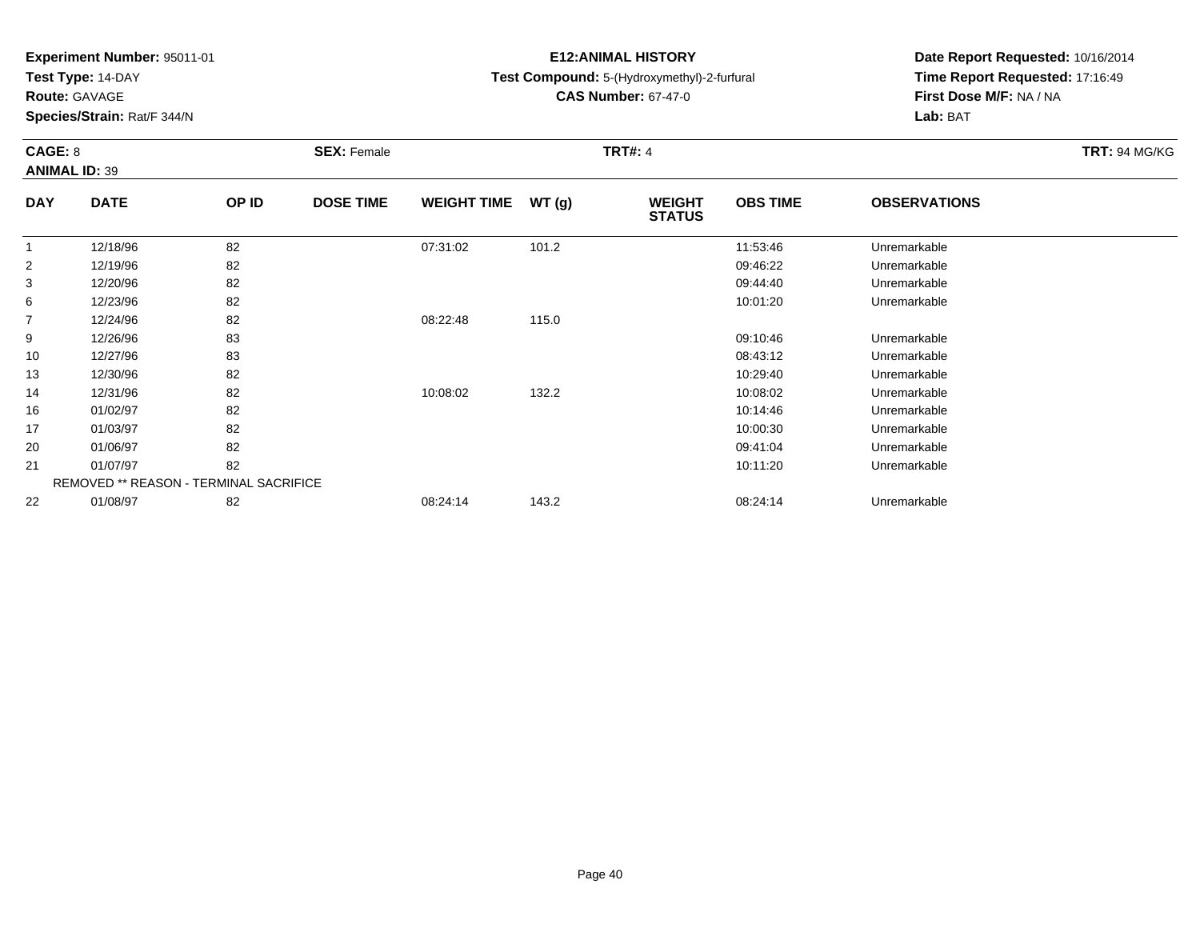**Experiment Number:** 95011-01
**Test Type:** 14-DAY
**Route:** GAVAGE
**Species/Strain:** Rat/F 344/N

**E12:ANIMAL HISTORY**
**Test Compound:** 5-(Hydroxymethyl)-2-furfural
**CAS Number:** 67-47-0

**Date Report Requested:** 10/16/2014
**Time Report Requested:** 17:16:49
**First Dose M/F:** NA / NA
**Lab:** BAT

**CAGE:** 8 | **SEX:** Female | **TRT#:** 4 | **TRT:** 94 MG/KG
**ANIMAL ID:** 39

| DAY | DATE | OP ID | DOSE TIME | WEIGHT TIME | WT (g) | WEIGHT STATUS | OBS TIME | OBSERVATIONS |
|---|---|---|---|---|---|---|---|---|
| 1 | 12/18/96 | 82 | | 07:31:02 | 101.2 | | 11:53:46 | Unremarkable |
| 2 | 12/19/96 | 82 | | | | | 09:46:22 | Unremarkable |
| 3 | 12/20/96 | 82 | | | | | 09:44:40 | Unremarkable |
| 6 | 12/23/96 | 82 | | | | | 10:01:20 | Unremarkable |
| 7 | 12/24/96 | 82 | | 08:22:48 | 115.0 | | | |
| 9 | 12/26/96 | 83 | | | | | 09:10:46 | Unremarkable |
| 10 | 12/27/96 | 83 | | | | | 08:43:12 | Unremarkable |
| 13 | 12/30/96 | 82 | | | | | 10:29:40 | Unremarkable |
| 14 | 12/31/96 | 82 | | 10:08:02 | 132.2 | | 10:08:02 | Unremarkable |
| 16 | 01/02/97 | 82 | | | | | 10:14:46 | Unremarkable |
| 17 | 01/03/97 | 82 | | | | | 10:00:30 | Unremarkable |
| 20 | 01/06/97 | 82 | | | | | 09:41:04 | Unremarkable |
| 21 | 01/07/97 | 82 | | | | | 10:11:20 | Unremarkable |
| REMOVED ** REASON - TERMINAL SACRIFICE | | | | | | | | |
| 22 | 01/08/97 | 82 | | 08:24:14 | 143.2 | | 08:24:14 | Unremarkable |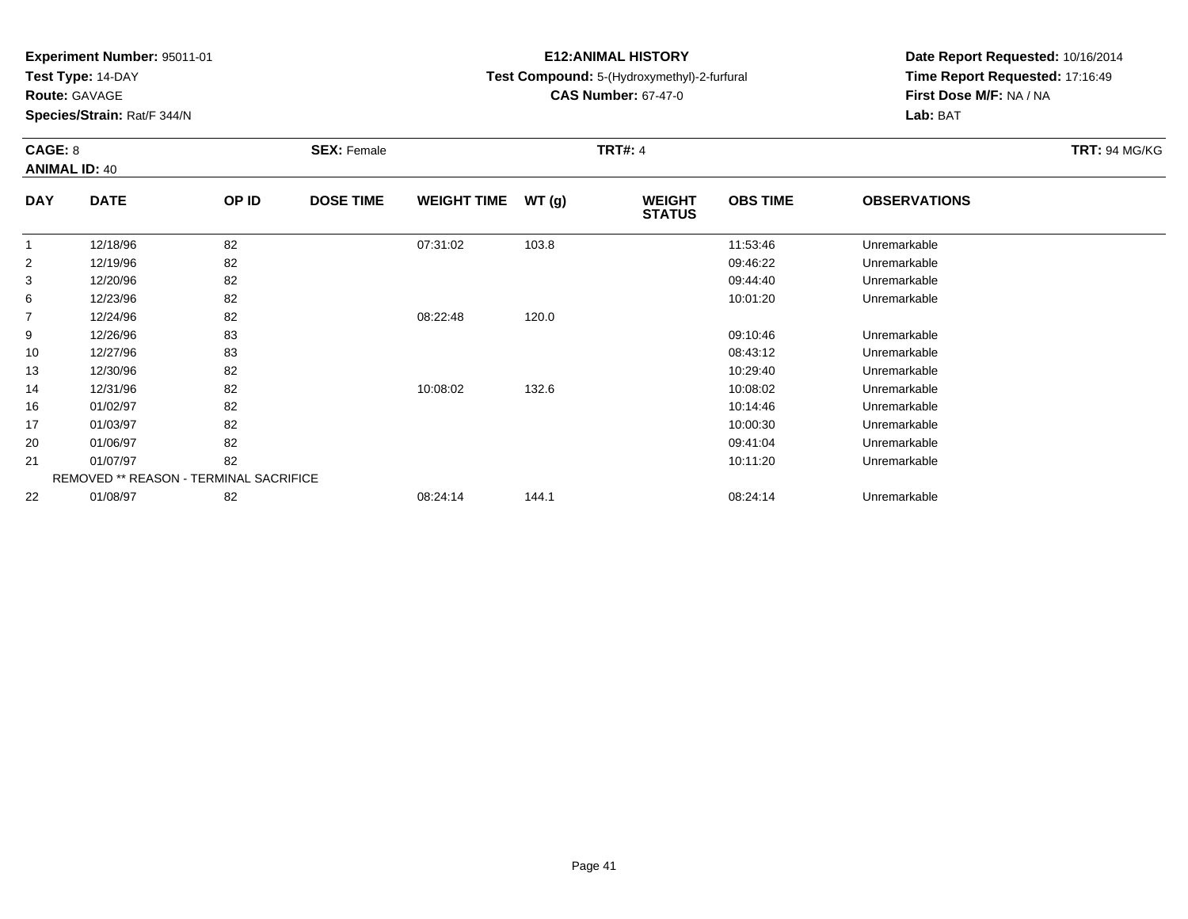**Experiment Number:** 95011-01
**Test Type:** 14-DAY
**Route:** GAVAGE
**Species/Strain:** Rat/F 344/N

**E12:ANIMAL HISTORY**
**Test Compound:** 5-(Hydroxymethyl)-2-furfural
**CAS Number:** 67-47-0

**Date Report Requested:** 10/16/2014
**Time Report Requested:** 17:16:49
**First Dose M/F:** NA / NA
**Lab:** BAT

**CAGE:** 8 **SEX:** Female **TRT#:** 4 **TRT:** 94 MG/KG
**ANIMAL ID:** 40

| DAY | DATE | OP ID | DOSE TIME | WEIGHT TIME | WT (g) | WEIGHT STATUS | OBS TIME | OBSERVATIONS |
|---|---|---|---|---|---|---|---|---|
| 1 | 12/18/96 | 82 | | 07:31:02 | 103.8 | | 11:53:46 | Unremarkable |
| 2 | 12/19/96 | 82 | | | | | 09:46:22 | Unremarkable |
| 3 | 12/20/96 | 82 | | | | | 09:44:40 | Unremarkable |
| 6 | 12/23/96 | 82 | | | | | 10:01:20 | Unremarkable |
| 7 | 12/24/96 | 82 | | 08:22:48 | 120.0 | | | |
| 9 | 12/26/96 | 83 | | | | | 09:10:46 | Unremarkable |
| 10 | 12/27/96 | 83 | | | | | 08:43:12 | Unremarkable |
| 13 | 12/30/96 | 82 | | | | | 10:29:40 | Unremarkable |
| 14 | 12/31/96 | 82 | | 10:08:02 | 132.6 | | 10:08:02 | Unremarkable |
| 16 | 01/02/97 | 82 | | | | | 10:14:46 | Unremarkable |
| 17 | 01/03/97 | 82 | | | | | 10:00:30 | Unremarkable |
| 20 | 01/06/97 | 82 | | | | | 09:41:04 | Unremarkable |
| 21 | 01/07/97 | 82 | | | | | 10:11:20 | Unremarkable |
| REMOVED ** REASON - TERMINAL SACRIFICE | | | | | | | | |
| 22 | 01/08/97 | 82 | | 08:24:14 | 144.1 | | 08:24:14 | Unremarkable |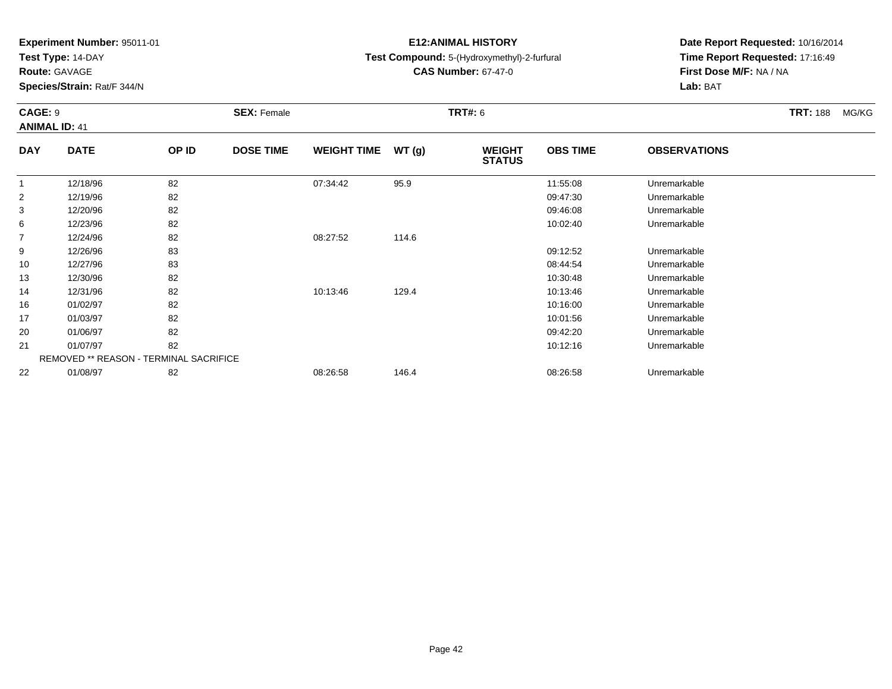**Experiment Number:** 95011-01
**Test Type:** 14-DAY
**Route:** GAVAGE
**Species/Strain:** Rat/F 344/N

**E12:ANIMAL HISTORY**
**Test Compound:** 5-(Hydroxymethyl)-2-furfural
**CAS Number:** 67-47-0

**Date Report Requested:** 10/16/2014
**Time Report Requested:** 17:16:49
**First Dose M/F:** NA / NA
**Lab:** BAT

**CAGE:** 9 **SEX:** Female **TRT#:** 6 **TRT:** 188 MG/KG
**ANIMAL ID:** 41

| DAY | DATE | OP ID | DOSE TIME | WEIGHT TIME | WT (g) | WEIGHT STATUS | OBS TIME | OBSERVATIONS |
|---|---|---|---|---|---|---|---|---|
| 1 | 12/18/96 | 82 | | 07:34:42 | 95.9 | | 11:55:08 | Unremarkable |
| 2 | 12/19/96 | 82 | | | | | 09:47:30 | Unremarkable |
| 3 | 12/20/96 | 82 | | | | | 09:46:08 | Unremarkable |
| 6 | 12/23/96 | 82 | | | | | 10:02:40 | Unremarkable |
| 7 | 12/24/96 | 82 | | 08:27:52 | 114.6 | | | |
| 9 | 12/26/96 | 83 | | | | | 09:12:52 | Unremarkable |
| 10 | 12/27/96 | 83 | | | | | 08:44:54 | Unremarkable |
| 13 | 12/30/96 | 82 | | | | | 10:30:48 | Unremarkable |
| 14 | 12/31/96 | 82 | | 10:13:46 | 129.4 | | 10:13:46 | Unremarkable |
| 16 | 01/02/97 | 82 | | | | | 10:16:00 | Unremarkable |
| 17 | 01/03/97 | 82 | | | | | 10:01:56 | Unremarkable |
| 20 | 01/06/97 | 82 | | | | | 09:42:20 | Unremarkable |
| 21 | 01/07/97 | 82 | | | | | 10:12:16 | Unremarkable |
| REMOVED ** REASON - TERMINAL SACRIFICE | | | | | | | | |
| 22 | 01/08/97 | 82 | | 08:26:58 | 146.4 | | 08:26:58 | Unremarkable |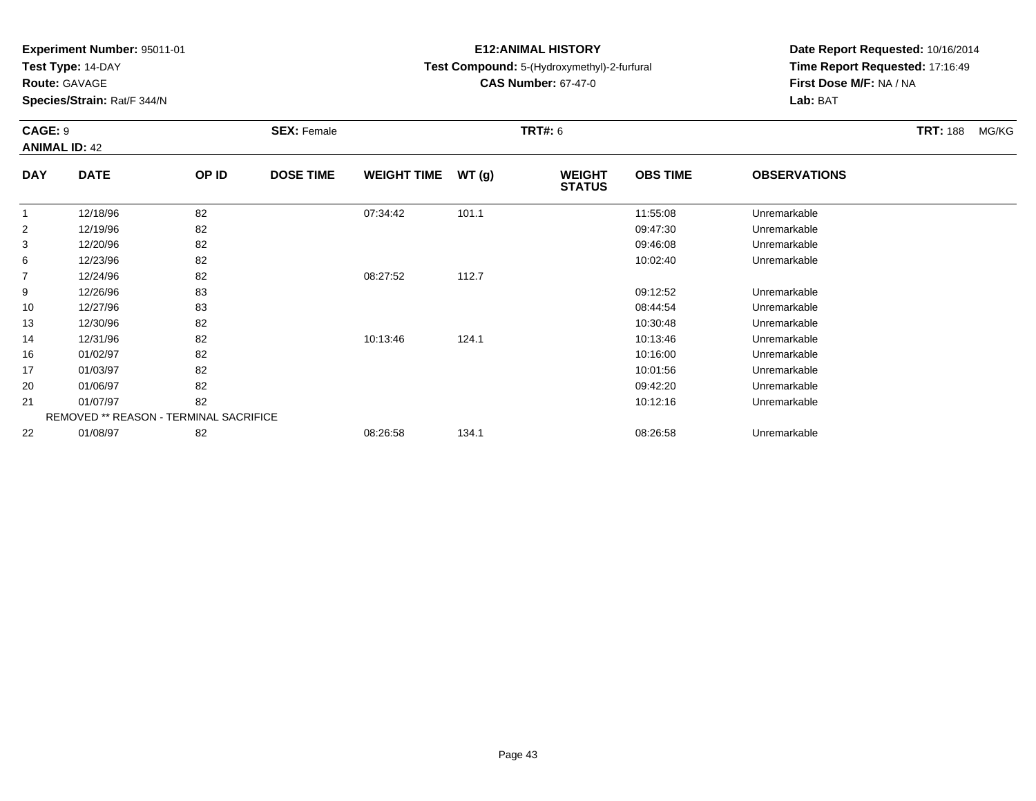**Experiment Number:** 95011-01
**Test Type:** 14-DAY
**Route:** GAVAGE
**Species/Strain:** Rat/F 344/N

**E12:ANIMAL HISTORY**
**Test Compound:** 5-(Hydroxymethyl)-2-furfural
**CAS Number:** 67-47-0

**Date Report Requested:** 10/16/2014
**Time Report Requested:** 17:16:49
**First Dose M/F:** NA / NA
**Lab:** BAT

**CAGE:** 9 **SEX:** Female **TRT#:** 6 **TRT:** 188 MG/KG
**ANIMAL ID:** 42

| DAY | DATE | OP ID | DOSE TIME | WEIGHT TIME | WT (g) | WEIGHT STATUS | OBS TIME | OBSERVATIONS |
|---|---|---|---|---|---|---|---|---|
| 1 | 12/18/96 | 82 | | 07:34:42 | 101.1 | | 11:55:08 | Unremarkable |
| 2 | 12/19/96 | 82 | | | | | 09:47:30 | Unremarkable |
| 3 | 12/20/96 | 82 | | | | | 09:46:08 | Unremarkable |
| 6 | 12/23/96 | 82 | | | | | 10:02:40 | Unremarkable |
| 7 | 12/24/96 | 82 | | 08:27:52 | 112.7 | | | |
| 9 | 12/26/96 | 83 | | | | | 09:12:52 | Unremarkable |
| 10 | 12/27/96 | 83 | | | | | 08:44:54 | Unremarkable |
| 13 | 12/30/96 | 82 | | | | | 10:30:48 | Unremarkable |
| 14 | 12/31/96 | 82 | | 10:13:46 | 124.1 | | 10:13:46 | Unremarkable |
| 16 | 01/02/97 | 82 | | | | | 10:16:00 | Unremarkable |
| 17 | 01/03/97 | 82 | | | | | 10:01:56 | Unremarkable |
| 20 | 01/06/97 | 82 | | | | | 09:42:20 | Unremarkable |
| 21 | 01/07/97 | 82 | | | | | 10:12:16 | Unremarkable |
| | REMOVED ** REASON - TERMINAL SACRIFICE | | | | | | | |
| 22 | 01/08/97 | 82 | | 08:26:58 | 134.1 | | 08:26:58 | Unremarkable |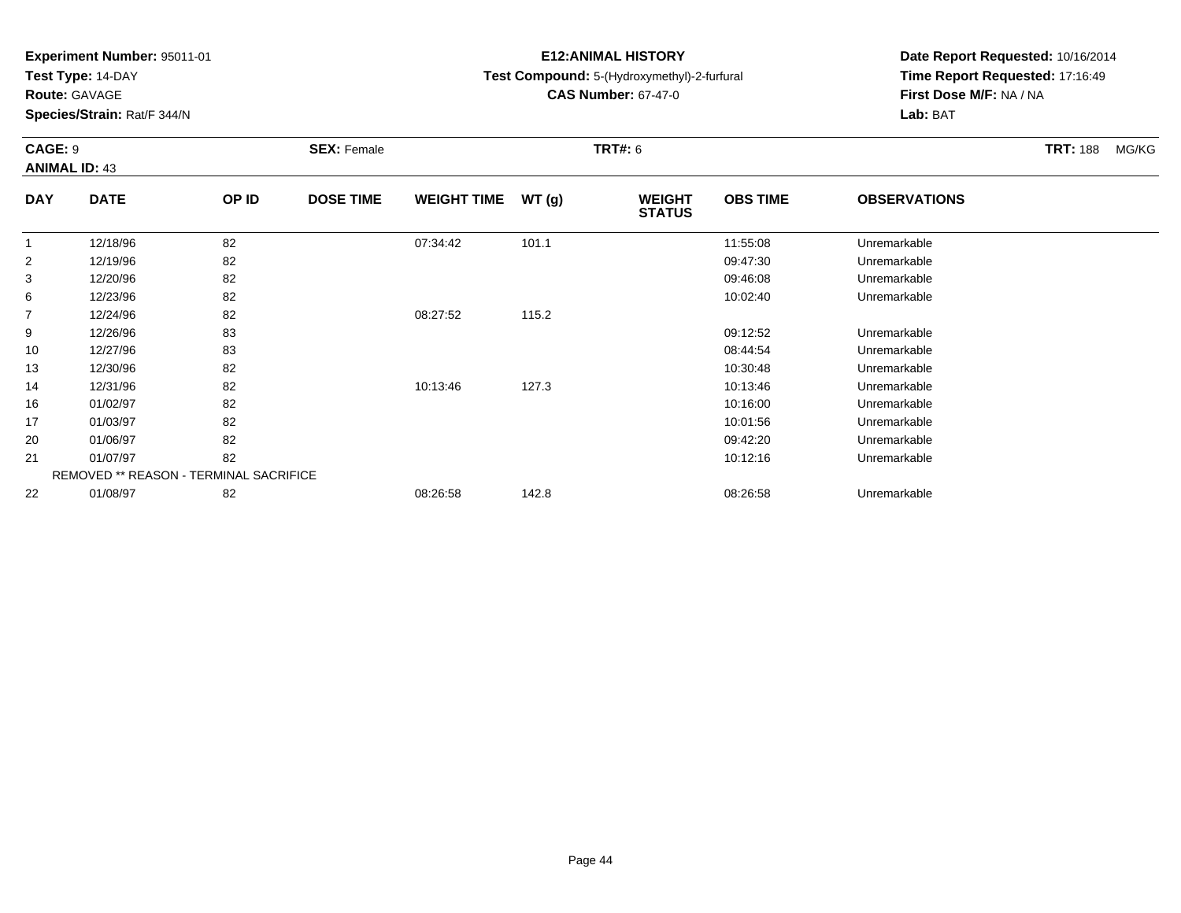**Experiment Number:** 95011-01
**Test Type:** 14-DAY
**Route:** GAVAGE
**Species/Strain:** Rat/F 344/N

**E12:ANIMAL HISTORY**
**Test Compound:** 5-(Hydroxymethyl)-2-furfural
**CAS Number:** 67-47-0

**Date Report Requested:** 10/16/2014
**Time Report Requested:** 17:16:49
**First Dose M/F:** NA / NA
**Lab:** BAT

**CAGE:** 9 **SEX:** Female **TRT#:** 6 **TRT:** 188 MG/KG
**ANIMAL ID:** 43

| DAY | DATE | OP ID | DOSE TIME | WEIGHT TIME | WT (g) | WEIGHT STATUS | OBS TIME | OBSERVATIONS |
|---|---|---|---|---|---|---|---|---|
| 1 | 12/18/96 | 82 | | 07:34:42 | 101.1 | | 11:55:08 | Unremarkable |
| 2 | 12/19/96 | 82 | | | | | 09:47:30 | Unremarkable |
| 3 | 12/20/96 | 82 | | | | | 09:46:08 | Unremarkable |
| 6 | 12/23/96 | 82 | | | | | 10:02:40 | Unremarkable |
| 7 | 12/24/96 | 82 | | 08:27:52 | 115.2 | | | |
| 9 | 12/26/96 | 83 | | | | | 09:12:52 | Unremarkable |
| 10 | 12/27/96 | 83 | | | | | 08:44:54 | Unremarkable |
| 13 | 12/30/96 | 82 | | | | | 10:30:48 | Unremarkable |
| 14 | 12/31/96 | 82 | | 10:13:46 | 127.3 | | 10:13:46 | Unremarkable |
| 16 | 01/02/97 | 82 | | | | | 10:16:00 | Unremarkable |
| 17 | 01/03/97 | 82 | | | | | 10:01:56 | Unremarkable |
| 20 | 01/06/97 | 82 | | | | | 09:42:20 | Unremarkable |
| 21 | 01/07/97 | 82 | | | | | 10:12:16 | Unremarkable |
| | REMOVED ** REASON - TERMINAL SACRIFICE | | | | | | | |
| 22 | 01/08/97 | 82 | | 08:26:58 | 142.8 | | 08:26:58 | Unremarkable |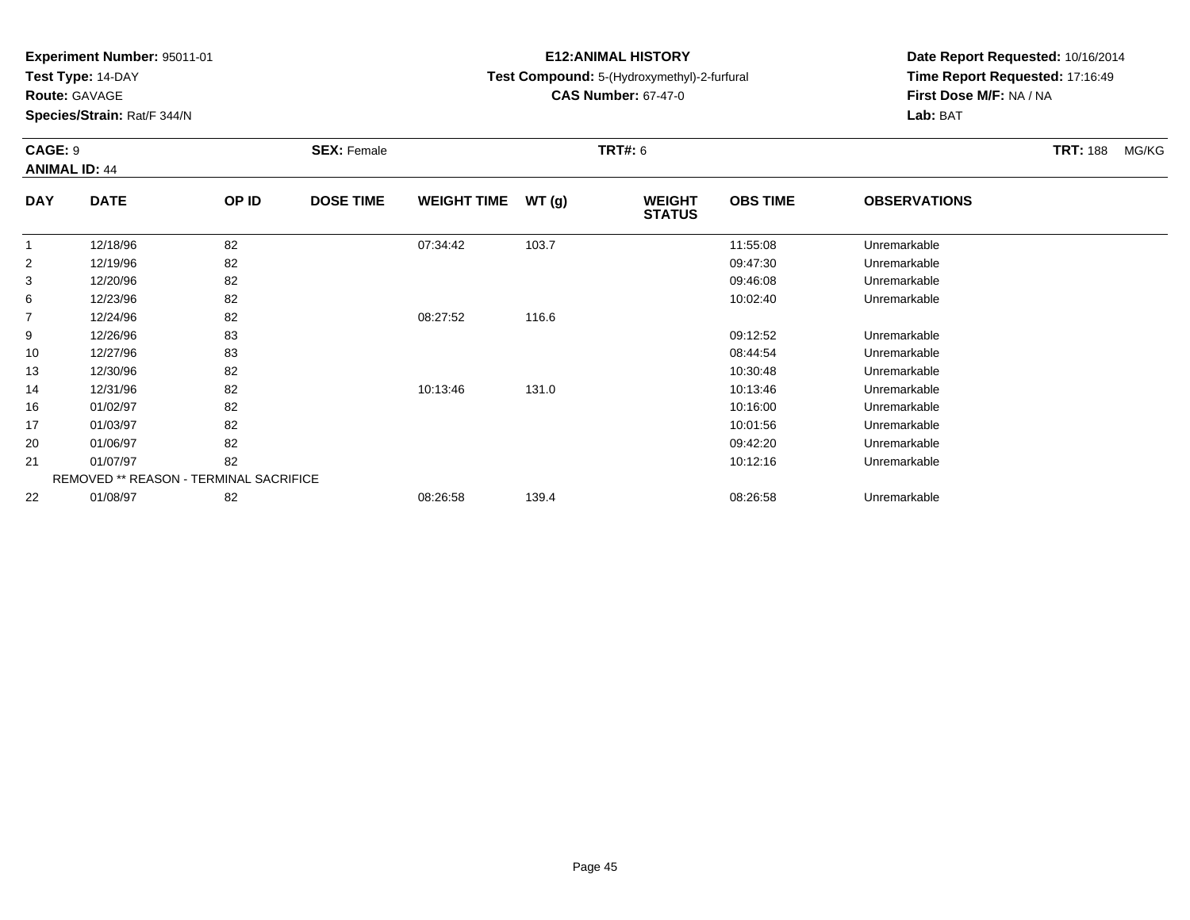**Experiment Number:** 95011-01
**Test Type:** 14-DAY
**Route:** GAVAGE
**Species/Strain:** Rat/F 344/N

**E12:ANIMAL HISTORY**
**Test Compound:** 5-(Hydroxymethyl)-2-furfural
**CAS Number:** 67-47-0

**Date Report Requested:** 10/16/2014
**Time Report Requested:** 17:16:49
**First Dose M/F:** NA / NA
**Lab:** BAT

**CAGE:** 9 **SEX:** Female **TRT#:** 6 **TRT:** 188 MG/KG
**ANIMAL ID:** 44

| DAY | DATE | OP ID | DOSE TIME | WEIGHT TIME | WT (g) | WEIGHT STATUS | OBS TIME | OBSERVATIONS |
|---|---|---|---|---|---|---|---|---|
| 1 | 12/18/96 | 82 | | 07:34:42 | 103.7 | | 11:55:08 | Unremarkable |
| 2 | 12/19/96 | 82 | | | | | 09:47:30 | Unremarkable |
| 3 | 12/20/96 | 82 | | | | | 09:46:08 | Unremarkable |
| 6 | 12/23/96 | 82 | | | | | 10:02:40 | Unremarkable |
| 7 | 12/24/96 | 82 | | 08:27:52 | 116.6 | | | |
| 9 | 12/26/96 | 83 | | | | | 09:12:52 | Unremarkable |
| 10 | 12/27/96 | 83 | | | | | 08:44:54 | Unremarkable |
| 13 | 12/30/96 | 82 | | | | | 10:30:48 | Unremarkable |
| 14 | 12/31/96 | 82 | | 10:13:46 | 131.0 | | 10:13:46 | Unremarkable |
| 16 | 01/02/97 | 82 | | | | | 10:16:00 | Unremarkable |
| 17 | 01/03/97 | 82 | | | | | 10:01:56 | Unremarkable |
| 20 | 01/06/97 | 82 | | | | | 09:42:20 | Unremarkable |
| 21 | 01/07/97 | 82 | | | | | 10:12:16 | Unremarkable |
| REMOVED ** REASON - TERMINAL SACRIFICE | | | | | | | | |
| 22 | 01/08/97 | 82 | | 08:26:58 | 139.4 | | 08:26:58 | Unremarkable |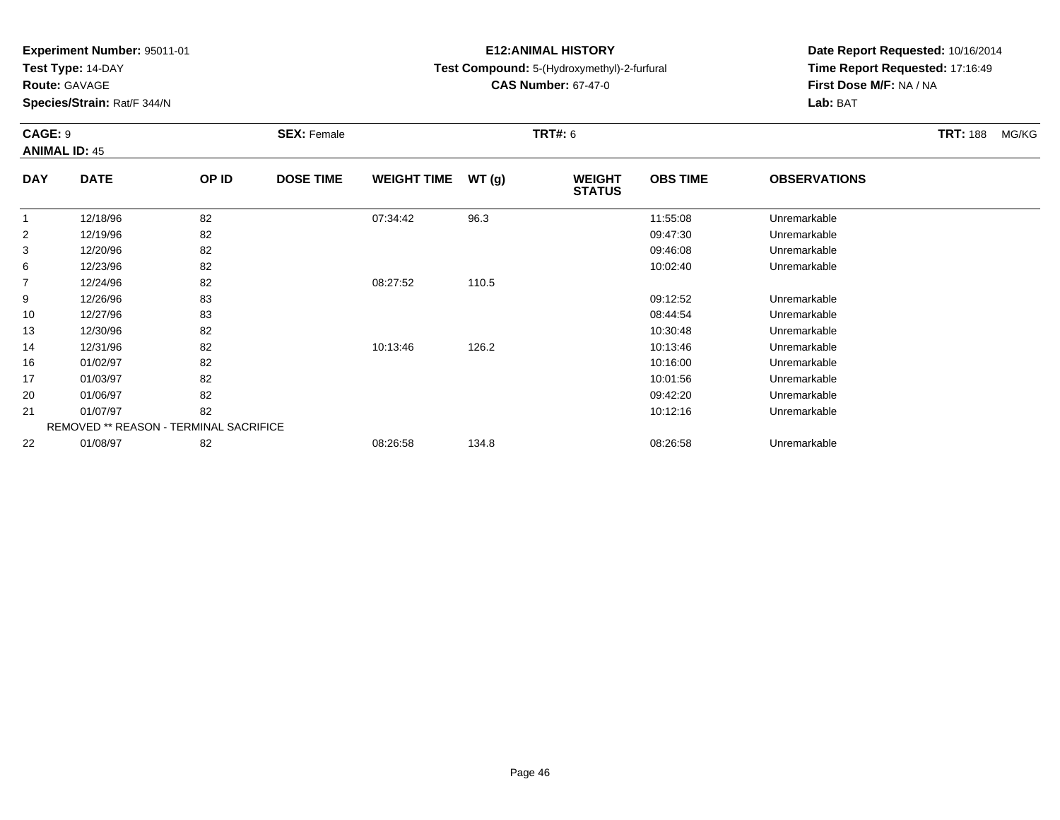**Experiment Number:** 95011-01
**Test Type:** 14-DAY
**Route:** GAVAGE
**Species/Strain:** Rat/F 344/N

**E12:ANIMAL HISTORY**
**Test Compound:** 5-(Hydroxymethyl)-2-furfural
**CAS Number:** 67-47-0

**Date Report Requested:** 10/16/2014
**Time Report Requested:** 17:16:49
**First Dose M/F:** NA / NA
**Lab:** BAT

**CAGE:** 9 **SEX:** Female **TRT#:** 6 **TRT:** 188 MG/KG
**ANIMAL ID:** 45

| DAY | DATE | OP ID | DOSE TIME | WEIGHT TIME | WT (g) | WEIGHT STATUS | OBS TIME | OBSERVATIONS |
|---|---|---|---|---|---|---|---|---|
| 1 | 12/18/96 | 82 | | 07:34:42 | 96.3 | | 11:55:08 | Unremarkable |
| 2 | 12/19/96 | 82 | | | | | 09:47:30 | Unremarkable |
| 3 | 12/20/96 | 82 | | | | | 09:46:08 | Unremarkable |
| 6 | 12/23/96 | 82 | | | | | 10:02:40 | Unremarkable |
| 7 | 12/24/96 | 82 | | 08:27:52 | 110.5 | | | |
| 9 | 12/26/96 | 83 | | | | | 09:12:52 | Unremarkable |
| 10 | 12/27/96 | 83 | | | | | 08:44:54 | Unremarkable |
| 13 | 12/30/96 | 82 | | | | | 10:30:48 | Unremarkable |
| 14 | 12/31/96 | 82 | | 10:13:46 | 126.2 | | 10:13:46 | Unremarkable |
| 16 | 01/02/97 | 82 | | | | | 10:16:00 | Unremarkable |
| 17 | 01/03/97 | 82 | | | | | 10:01:56 | Unremarkable |
| 20 | 01/06/97 | 82 | | | | | 09:42:20 | Unremarkable |
| 21 | 01/07/97 | 82 | | | | | 10:12:16 | Unremarkable |
| | REMOVED ** REASON - TERMINAL SACRIFICE | | | | | | | |
| 22 | 01/08/97 | 82 | | 08:26:58 | 134.8 | | 08:26:58 | Unremarkable |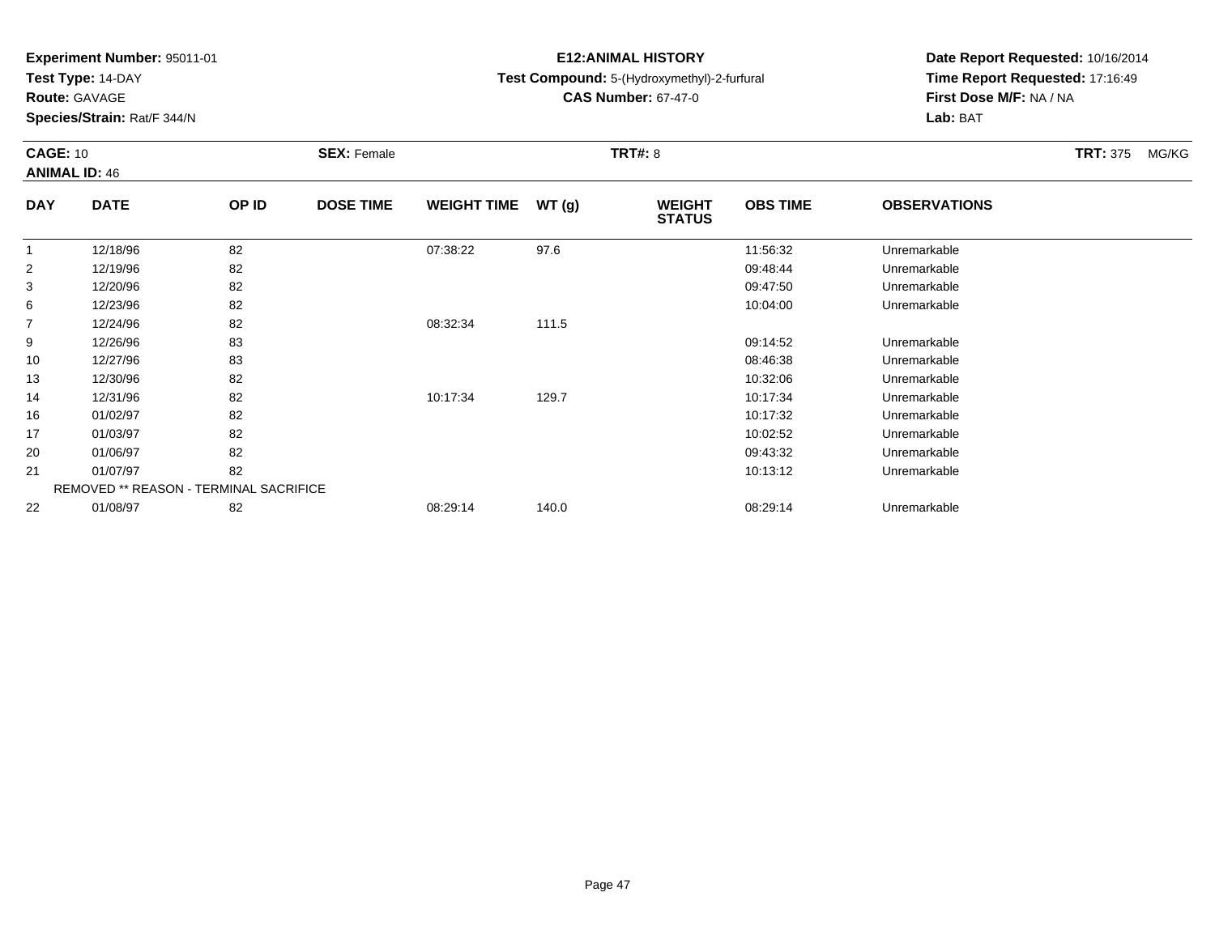**Experiment Number:** 95011-01
**Test Type:** 14-DAY
**Route:** GAVAGE
**Species/Strain:** Rat/F 344/N

**E12:ANIMAL HISTORY**
**Test Compound:** 5-(Hydroxymethyl)-2-furfural
**CAS Number:** 67-47-0

**Date Report Requested:** 10/16/2014
**Time Report Requested:** 17:16:49
**First Dose M/F:** NA / NA
**Lab:** BAT

**CAGE:** 10 **SEX:** Female **TRT#:** 8 **TRT:** 375 MG/KG
**ANIMAL ID:** 46

| DAY | DATE | OP ID | DOSE TIME | WEIGHT TIME | WT (g) | WEIGHT STATUS | OBS TIME | OBSERVATIONS |
|---|---|---|---|---|---|---|---|---|
| 1 | 12/18/96 | 82 | | 07:38:22 | 97.6 | | 11:56:32 | Unremarkable |
| 2 | 12/19/96 | 82 | | | | | 09:48:44 | Unremarkable |
| 3 | 12/20/96 | 82 | | | | | 09:47:50 | Unremarkable |
| 6 | 12/23/96 | 82 | | | | | 10:04:00 | Unremarkable |
| 7 | 12/24/96 | 82 | | 08:32:34 | 111.5 | | | |
| 9 | 12/26/96 | 83 | | | | | 09:14:52 | Unremarkable |
| 10 | 12/27/96 | 83 | | | | | 08:46:38 | Unremarkable |
| 13 | 12/30/96 | 82 | | | | | 10:32:06 | Unremarkable |
| 14 | 12/31/96 | 82 | | 10:17:34 | 129.7 | | 10:17:34 | Unremarkable |
| 16 | 01/02/97 | 82 | | | | | 10:17:32 | Unremarkable |
| 17 | 01/03/97 | 82 | | | | | 10:02:52 | Unremarkable |
| 20 | 01/06/97 | 82 | | | | | 09:43:32 | Unremarkable |
| 21 | 01/07/97 | 82 | | | | | 10:13:12 | Unremarkable |
| | REMOVED ** REASON - TERMINAL SACRIFICE | | | | | | | |
| 22 | 01/08/97 | 82 | | 08:29:14 | 140.0 | | 08:29:14 | Unremarkable |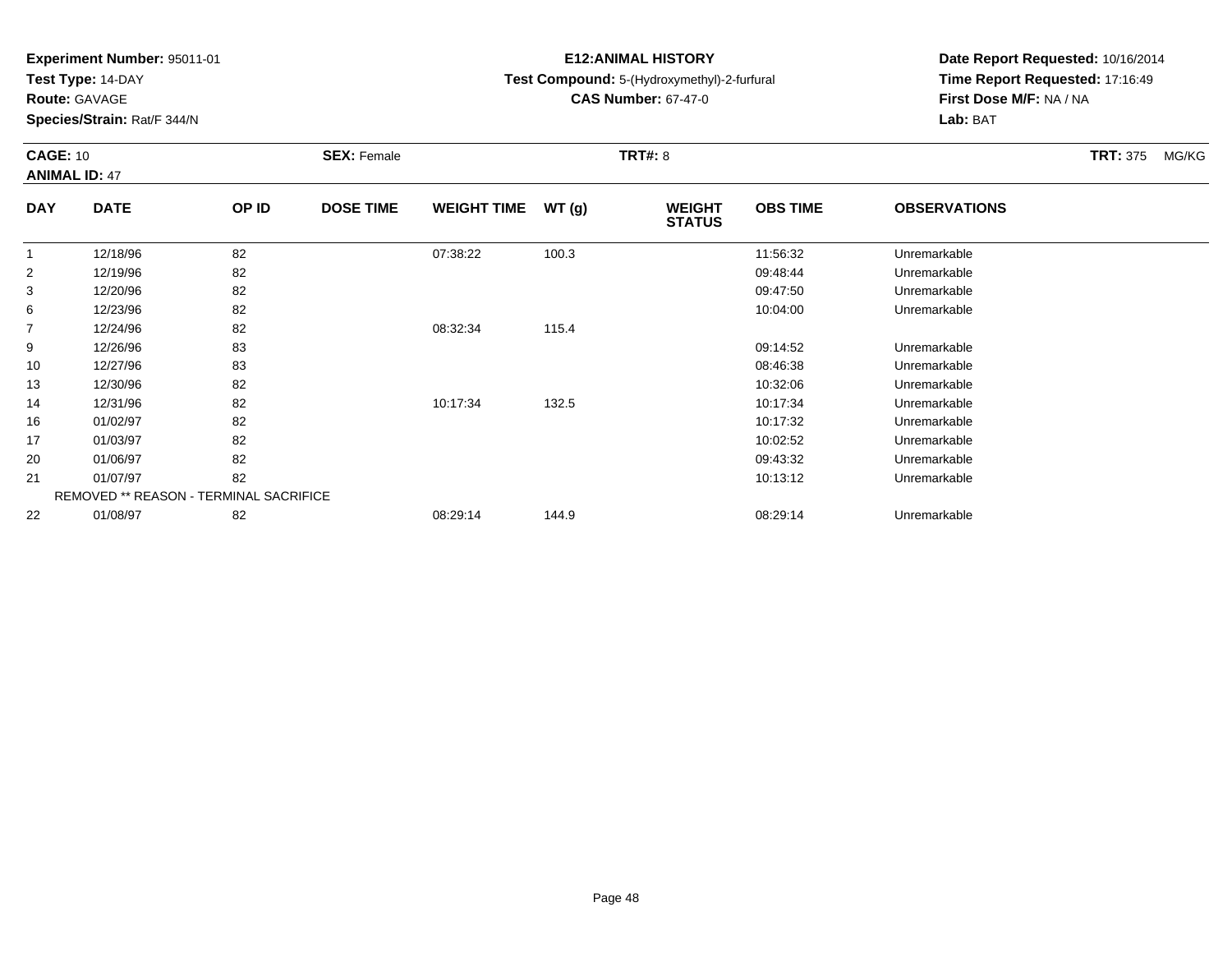**Experiment Number:** 95011-01
**Test Type:** 14-DAY
**Route:** GAVAGE
**Species/Strain:** Rat/F 344/N

**E12:ANIMAL HISTORY**
**Test Compound:** 5-(Hydroxymethyl)-2-furfural
**CAS Number:** 67-47-0

**Date Report Requested:** 10/16/2014
**Time Report Requested:** 17:16:49
**First Dose M/F:** NA / NA
**Lab:** BAT

**CAGE:** 10 **SEX:** Female **TRT#:** 8 **TRT:** 375 MG/KG
**ANIMAL ID:** 47

| DAY | DATE | OP ID | DOSE TIME | WEIGHT TIME | WT (g) | WEIGHT STATUS | OBS TIME | OBSERVATIONS |
|---|---|---|---|---|---|---|---|---|
| 1 | 12/18/96 | 82 | | 07:38:22 | 100.3 | | 11:56:32 | Unremarkable |
| 2 | 12/19/96 | 82 | | | | | 09:48:44 | Unremarkable |
| 3 | 12/20/96 | 82 | | | | | 09:47:50 | Unremarkable |
| 6 | 12/23/96 | 82 | | | | | 10:04:00 | Unremarkable |
| 7 | 12/24/96 | 82 | | 08:32:34 | 115.4 | | | |
| 9 | 12/26/96 | 83 | | | | | 09:14:52 | Unremarkable |
| 10 | 12/27/96 | 83 | | | | | 08:46:38 | Unremarkable |
| 13 | 12/30/96 | 82 | | | | | 10:32:06 | Unremarkable |
| 14 | 12/31/96 | 82 | | 10:17:34 | 132.5 | | 10:17:34 | Unremarkable |
| 16 | 01/02/97 | 82 | | | | | 10:17:32 | Unremarkable |
| 17 | 01/03/97 | 82 | | | | | 10:02:52 | Unremarkable |
| 20 | 01/06/97 | 82 | | | | | 09:43:32 | Unremarkable |
| 21 | 01/07/97 | 82 | | | | | 10:13:12 | Unremarkable |
| REMOVED ** REASON - TERMINAL SACRIFICE | | | | | | | | |
| 22 | 01/08/97 | 82 | | 08:29:14 | 144.9 | | 08:29:14 | Unremarkable |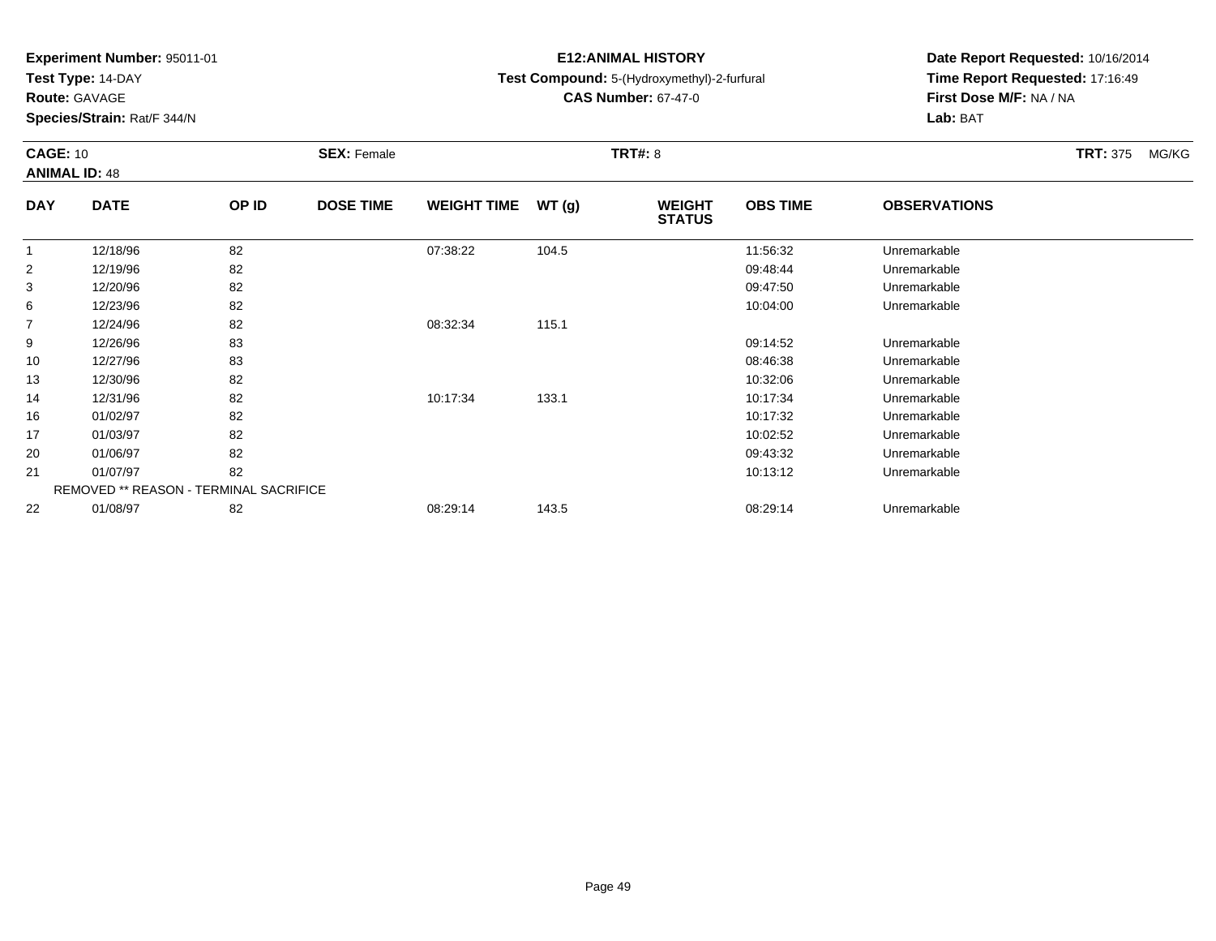**Experiment Number:** 95011-01
**Test Type:** 14-DAY
**Route:** GAVAGE
**Species/Strain:** Rat/F 344/N

**E12:ANIMAL HISTORY**
**Test Compound:** 5-(Hydroxymethyl)-2-furfural
**CAS Number:** 67-47-0

**Date Report Requested:** 10/16/2014
**Time Report Requested:** 17:16:49
**First Dose M/F:** NA / NA
**Lab:** BAT

**CAGE:** 10 **SEX:** Female **TRT#:** 8 **TRT:** 375 MG/KG
**ANIMAL ID:** 48

| DAY | DATE | OP ID | DOSE TIME | WEIGHT TIME | WT (g) | WEIGHT STATUS | OBS TIME | OBSERVATIONS |
|---|---|---|---|---|---|---|---|---|
| 1 | 12/18/96 | 82 | | 07:38:22 | 104.5 | | 11:56:32 | Unremarkable |
| 2 | 12/19/96 | 82 | | | | | 09:48:44 | Unremarkable |
| 3 | 12/20/96 | 82 | | | | | 09:47:50 | Unremarkable |
| 6 | 12/23/96 | 82 | | | | | 10:04:00 | Unremarkable |
| 7 | 12/24/96 | 82 | | 08:32:34 | 115.1 | | | |
| 9 | 12/26/96 | 83 | | | | | 09:14:52 | Unremarkable |
| 10 | 12/27/96 | 83 | | | | | 08:46:38 | Unremarkable |
| 13 | 12/30/96 | 82 | | | | | 10:32:06 | Unremarkable |
| 14 | 12/31/96 | 82 | | 10:17:34 | 133.1 | | 10:17:34 | Unremarkable |
| 16 | 01/02/97 | 82 | | | | | 10:17:32 | Unremarkable |
| 17 | 01/03/97 | 82 | | | | | 10:02:52 | Unremarkable |
| 20 | 01/06/97 | 82 | | | | | 09:43:32 | Unremarkable |
| 21 | 01/07/97 | 82 | | | | | 10:13:12 | Unremarkable |
| | REMOVED ** REASON - TERMINAL SACRIFICE | | | | | | | |
| 22 | 01/08/97 | 82 | | 08:29:14 | 143.5 | | 08:29:14 | Unremarkable |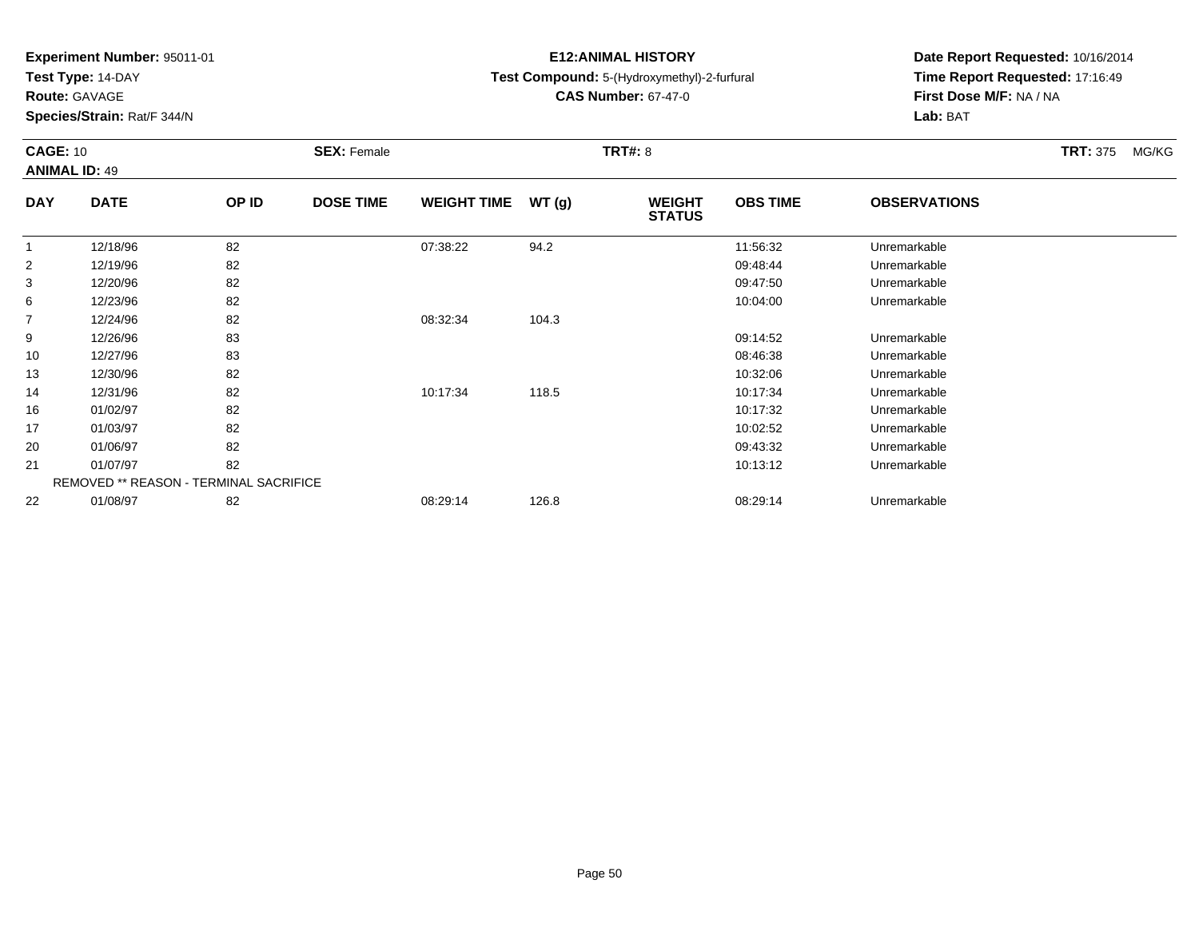**Experiment Number:** 95011-01
**Test Type:** 14-DAY
**Route:** GAVAGE
**Species/Strain:** Rat/F 344/N

**E12:ANIMAL HISTORY**
**Test Compound:** 5-(Hydroxymethyl)-2-furfural
**CAS Number:** 67-47-0

**Date Report Requested:** 10/16/2014
**Time Report Requested:** 17:16:49
**First Dose M/F:** NA / NA
**Lab:** BAT

**CAGE:** 10 **SEX:** Female **TRT#:** 8 **TRT:** 375 MG/KG
**ANIMAL ID:** 49

| DAY | DATE | OP ID | DOSE TIME | WEIGHT TIME | WT (g) | WEIGHT STATUS | OBS TIME | OBSERVATIONS |
|---|---|---|---|---|---|---|---|---|
| 1 | 12/18/96 | 82 | | 07:38:22 | 94.2 | | 11:56:32 | Unremarkable |
| 2 | 12/19/96 | 82 | | | | | 09:48:44 | Unremarkable |
| 3 | 12/20/96 | 82 | | | | | 09:47:50 | Unremarkable |
| 6 | 12/23/96 | 82 | | | | | 10:04:00 | Unremarkable |
| 7 | 12/24/96 | 82 | | 08:32:34 | 104.3 | | | |
| 9 | 12/26/96 | 83 | | | | | 09:14:52 | Unremarkable |
| 10 | 12/27/96 | 83 | | | | | 08:46:38 | Unremarkable |
| 13 | 12/30/96 | 82 | | | | | 10:32:06 | Unremarkable |
| 14 | 12/31/96 | 82 | | 10:17:34 | 118.5 | | 10:17:34 | Unremarkable |
| 16 | 01/02/97 | 82 | | | | | 10:17:32 | Unremarkable |
| 17 | 01/03/97 | 82 | | | | | 10:02:52 | Unremarkable |
| 20 | 01/06/97 | 82 | | | | | 09:43:32 | Unremarkable |
| 21 | 01/07/97 | 82 | | | | | 10:13:12 | Unremarkable |
| REMOVED ** REASON - TERMINAL SACRIFICE | | | | | | | | |
| 22 | 01/08/97 | 82 | | 08:29:14 | 126.8 | | 08:29:14 | Unremarkable |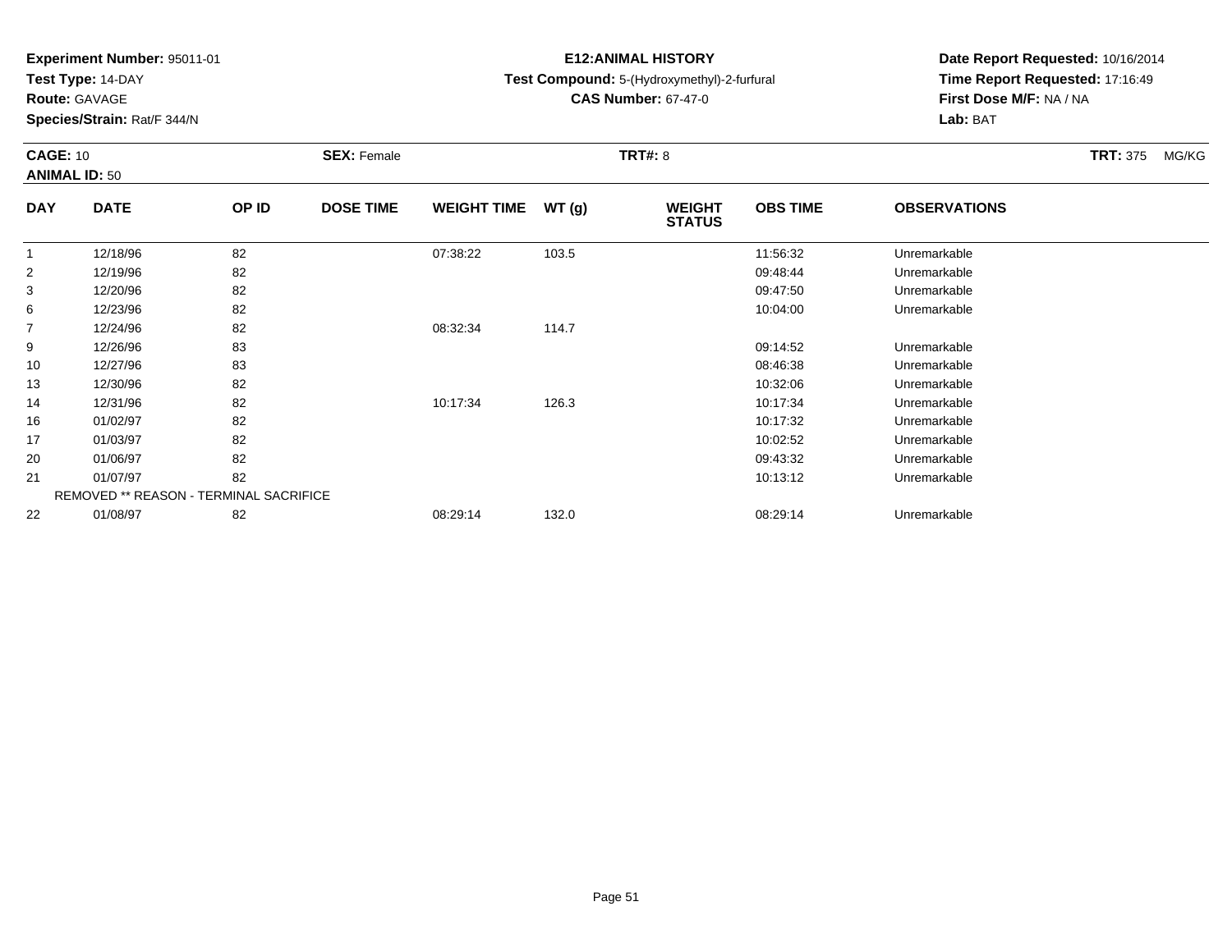**Experiment Number:** 95011-01
**Test Type:** 14-DAY
**Route:** GAVAGE
**Species/Strain:** Rat/F 344/N

**E12:ANIMAL HISTORY**
**Test Compound:** 5-(Hydroxymethyl)-2-furfural
**CAS Number:** 67-47-0

**Date Report Requested:** 10/16/2014
**Time Report Requested:** 17:16:49
**First Dose M/F:** NA / NA
**Lab:** BAT

**CAGE:** 10 **SEX:** Female **TRT#:** 8 **TRT:** 375 MG/KG
**ANIMAL ID:** 50

| DAY | DATE | OP ID | DOSE TIME | WEIGHT TIME | WT (g) | WEIGHT STATUS | OBS TIME | OBSERVATIONS |
|---|---|---|---|---|---|---|---|---|
| 1 | 12/18/96 | 82 | | 07:38:22 | 103.5 | | 11:56:32 | Unremarkable |
| 2 | 12/19/96 | 82 | | | | | 09:48:44 | Unremarkable |
| 3 | 12/20/96 | 82 | | | | | 09:47:50 | Unremarkable |
| 6 | 12/23/96 | 82 | | | | | 10:04:00 | Unremarkable |
| 7 | 12/24/96 | 82 | | 08:32:34 | 114.7 | | | |
| 9 | 12/26/96 | 83 | | | | | 09:14:52 | Unremarkable |
| 10 | 12/27/96 | 83 | | | | | 08:46:38 | Unremarkable |
| 13 | 12/30/96 | 82 | | | | | 10:32:06 | Unremarkable |
| 14 | 12/31/96 | 82 | | 10:17:34 | 126.3 | | 10:17:34 | Unremarkable |
| 16 | 01/02/97 | 82 | | | | | 10:17:32 | Unremarkable |
| 17 | 01/03/97 | 82 | | | | | 10:02:52 | Unremarkable |
| 20 | 01/06/97 | 82 | | | | | 09:43:32 | Unremarkable |
| 21 | 01/07/97 | 82 | | | | | 10:13:12 | Unremarkable |
| REMOVED ** REASON - TERMINAL SACRIFICE | | | | | | | | |
| 22 | 01/08/97 | 82 | | 08:29:14 | 132.0 | | 08:29:14 | Unremarkable |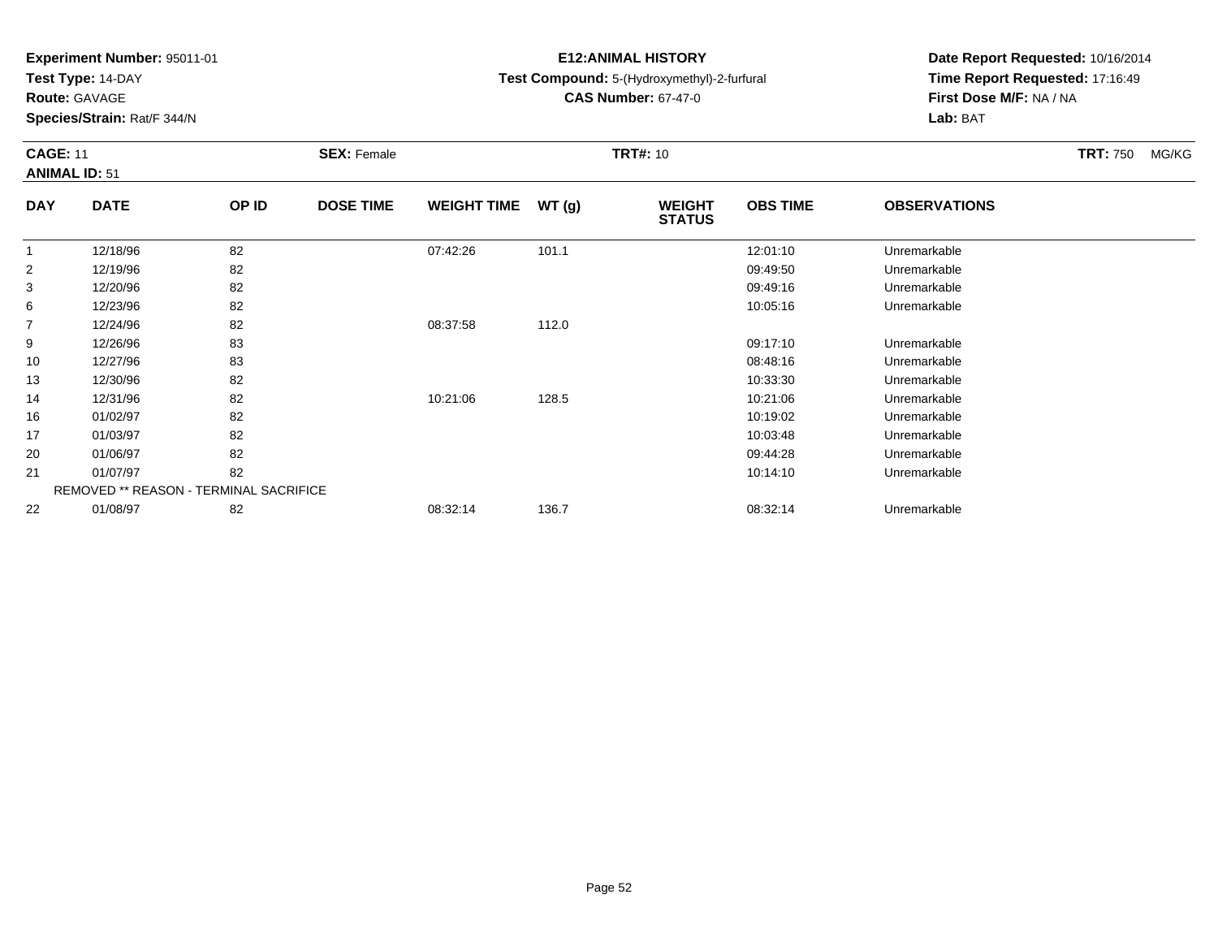**Experiment Number:** 95011-01
**Test Type:** 14-DAY
**Route:** GAVAGE
**Species/Strain:** Rat/F 344/N

**E12:ANIMAL HISTORY**
**Test Compound:** 5-(Hydroxymethyl)-2-furfural
**CAS Number:** 67-47-0

**Date Report Requested:** 10/16/2014
**Time Report Requested:** 17:16:49
**First Dose M/F:** NA / NA
**Lab:** BAT

**CAGE:** 11 | **SEX:** Female | **TRT#:** 10 | **TRT:** 750 MG/KG
**ANIMAL ID:** 51

| DAY | DATE | OP ID | DOSE TIME | WEIGHT TIME | WT (g) | WEIGHT STATUS | OBS TIME | OBSERVATIONS |
|---|---|---|---|---|---|---|---|---|
| 1 | 12/18/96 | 82 | | 07:42:26 | 101.1 | | 12:01:10 | Unremarkable |
| 2 | 12/19/96 | 82 | | | | | 09:49:50 | Unremarkable |
| 3 | 12/20/96 | 82 | | | | | 09:49:16 | Unremarkable |
| 6 | 12/23/96 | 82 | | | | | 10:05:16 | Unremarkable |
| 7 | 12/24/96 | 82 | | 08:37:58 | 112.0 | | | |
| 9 | 12/26/96 | 83 | | | | | 09:17:10 | Unremarkable |
| 10 | 12/27/96 | 83 | | | | | 08:48:16 | Unremarkable |
| 13 | 12/30/96 | 82 | | | | | 10:33:30 | Unremarkable |
| 14 | 12/31/96 | 82 | | 10:21:06 | 128.5 | | 10:21:06 | Unremarkable |
| 16 | 01/02/97 | 82 | | | | | 10:19:02 | Unremarkable |
| 17 | 01/03/97 | 82 | | | | | 10:03:48 | Unremarkable |
| 20 | 01/06/97 | 82 | | | | | 09:44:28 | Unremarkable |
| 21 | 01/07/97 | 82 | | | | | 10:14:10 | Unremarkable |
| REMOVED ** REASON - TERMINAL SACRIFICE | | | | | | | | |
| 22 | 01/08/97 | 82 | | 08:32:14 | 136.7 | | 08:32:14 | Unremarkable |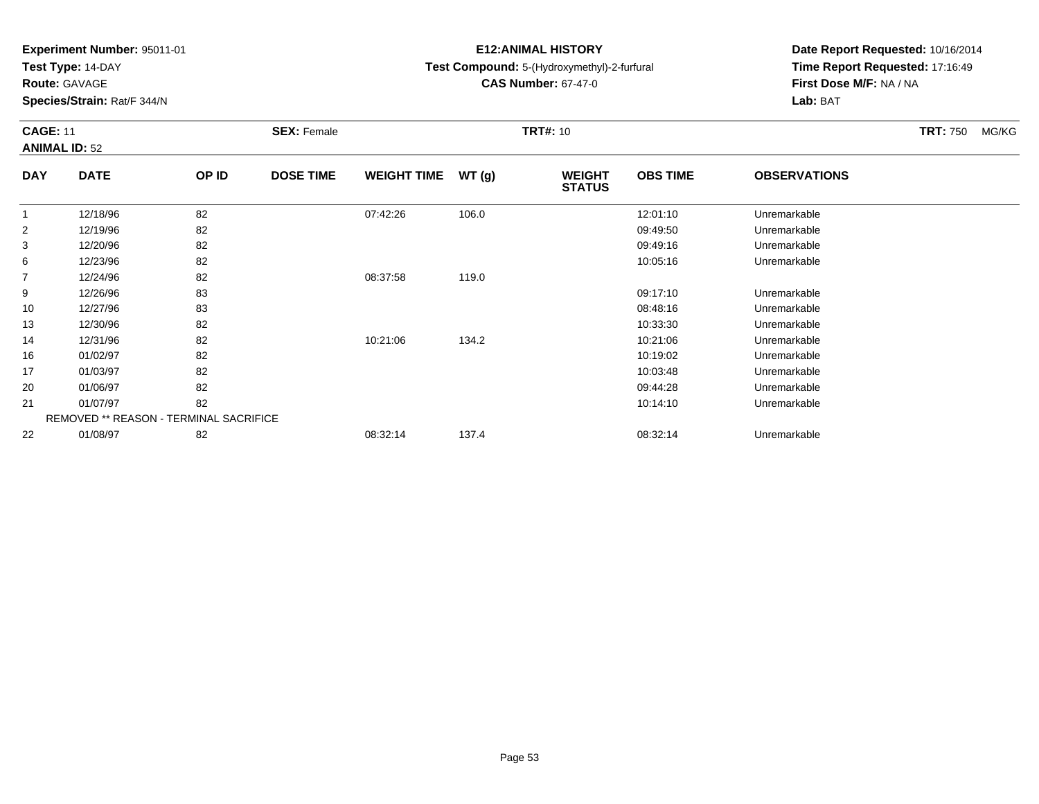**Experiment Number:** 95011-01
**Test Type:** 14-DAY
**Route:** GAVAGE
**Species/Strain:** Rat/F 344/N

**E12:ANIMAL HISTORY**
**Test Compound:** 5-(Hydroxymethyl)-2-furfural
**CAS Number:** 67-47-0

**Date Report Requested:** 10/16/2014
**Time Report Requested:** 17:16:49
**First Dose M/F:** NA / NA
**Lab:** BAT

**CAGE:** 11 **SEX:** Female **TRT#:** 10 **TRT:** 750 MG/KG
**ANIMAL ID:** 52

| DAY | DATE | OP ID | DOSE TIME | WEIGHT TIME | WT (g) | WEIGHT STATUS | OBS TIME | OBSERVATIONS |
|---|---|---|---|---|---|---|---|---|
| 1 | 12/18/96 | 82 | | 07:42:26 | 106.0 | | 12:01:10 | Unremarkable |
| 2 | 12/19/96 | 82 | | | | | 09:49:50 | Unremarkable |
| 3 | 12/20/96 | 82 | | | | | 09:49:16 | Unremarkable |
| 6 | 12/23/96 | 82 | | | | | 10:05:16 | Unremarkable |
| 7 | 12/24/96 | 82 | | 08:37:58 | 119.0 | | | |
| 9 | 12/26/96 | 83 | | | | | 09:17:10 | Unremarkable |
| 10 | 12/27/96 | 83 | | | | | 08:48:16 | Unremarkable |
| 13 | 12/30/96 | 82 | | | | | 10:33:30 | Unremarkable |
| 14 | 12/31/96 | 82 | | 10:21:06 | 134.2 | | 10:21:06 | Unremarkable |
| 16 | 01/02/97 | 82 | | | | | 10:19:02 | Unremarkable |
| 17 | 01/03/97 | 82 | | | | | 10:03:48 | Unremarkable |
| 20 | 01/06/97 | 82 | | | | | 09:44:28 | Unremarkable |
| 21 | 01/07/97 | 82 | | | | | 10:14:10 | Unremarkable |
| REMOVED ** REASON - TERMINAL SACRIFICE | | | | | | | | |
| 22 | 01/08/97 | 82 | | 08:32:14 | 137.4 | | 08:32:14 | Unremarkable |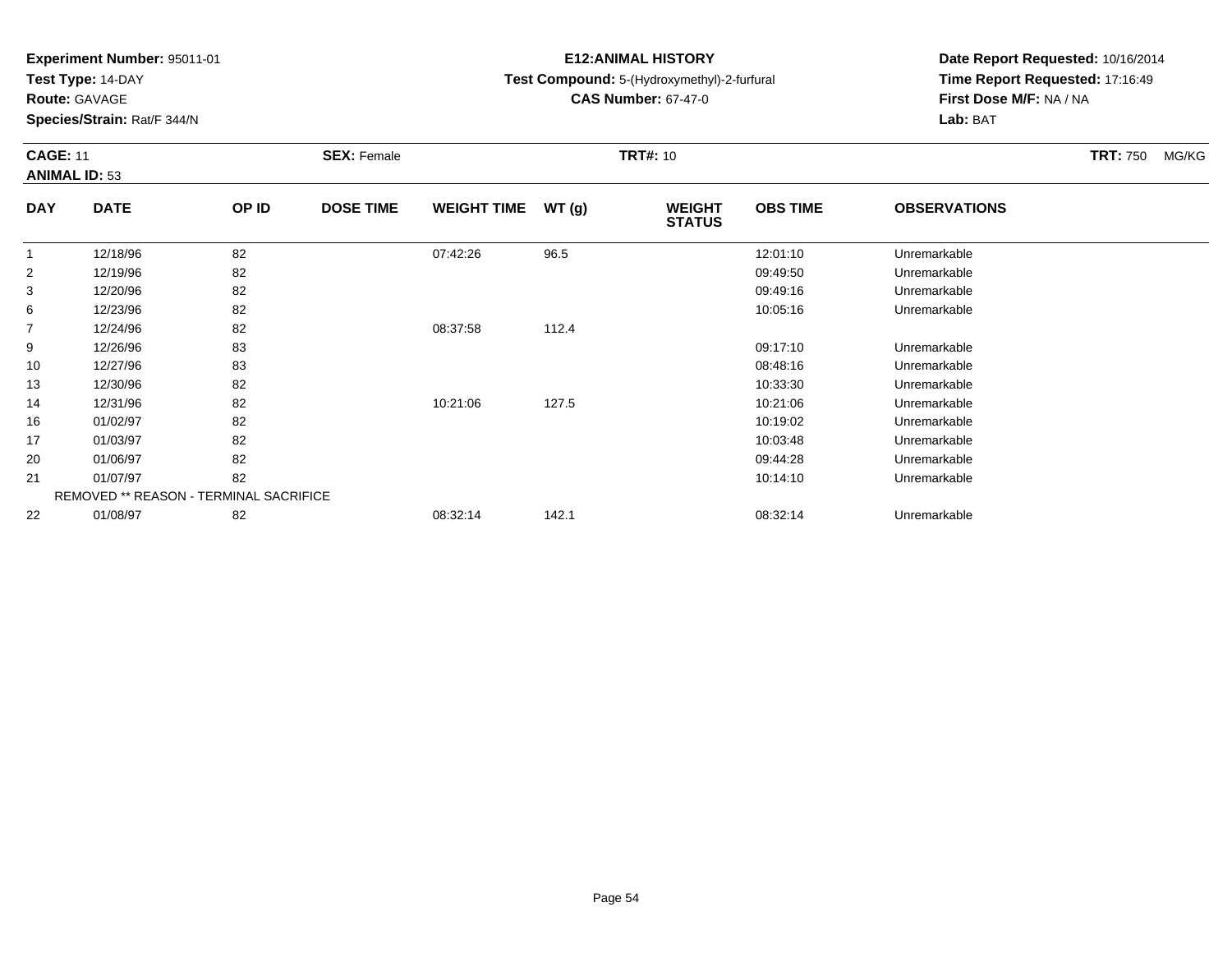**Experiment Number:** 95011-01
**Test Type:** 14-DAY
**Route:** GAVAGE
**Species/Strain:** Rat/F 344/N

**E12:ANIMAL HISTORY**
**Test Compound:** 5-(Hydroxymethyl)-2-furfural
**CAS Number:** 67-47-0

**Date Report Requested:** 10/16/2014
**Time Report Requested:** 17:16:49
**First Dose M/F:** NA / NA
**Lab:** BAT

**CAGE:** 11 **SEX:** Female **TRT#:** 10 **TRT:** 750 MG/KG
**ANIMAL ID:** 53

| DAY | DATE | OP ID | DOSE TIME | WEIGHT TIME | WT (g) | WEIGHT STATUS | OBS TIME | OBSERVATIONS |
|---|---|---|---|---|---|---|---|---|
| 1 | 12/18/96 | 82 | | 07:42:26 | 96.5 | | 12:01:10 | Unremarkable |
| 2 | 12/19/96 | 82 | | | | | 09:49:50 | Unremarkable |
| 3 | 12/20/96 | 82 | | | | | 09:49:16 | Unremarkable |
| 6 | 12/23/96 | 82 | | | | | 10:05:16 | Unremarkable |
| 7 | 12/24/96 | 82 | | 08:37:58 | 112.4 | | | |
| 9 | 12/26/96 | 83 | | | | | 09:17:10 | Unremarkable |
| 10 | 12/27/96 | 83 | | | | | 08:48:16 | Unremarkable |
| 13 | 12/30/96 | 82 | | | | | 10:33:30 | Unremarkable |
| 14 | 12/31/96 | 82 | | 10:21:06 | 127.5 | | 10:21:06 | Unremarkable |
| 16 | 01/02/97 | 82 | | | | | 10:19:02 | Unremarkable |
| 17 | 01/03/97 | 82 | | | | | 10:03:48 | Unremarkable |
| 20 | 01/06/97 | 82 | | | | | 09:44:28 | Unremarkable |
| 21 | 01/07/97 | 82 | | | | | 10:14:10 | Unremarkable |
| REMOVED ** REASON - TERMINAL SACRIFICE | | | | | | | | |
| 22 | 01/08/97 | 82 | | 08:32:14 | 142.1 | | 08:32:14 | Unremarkable |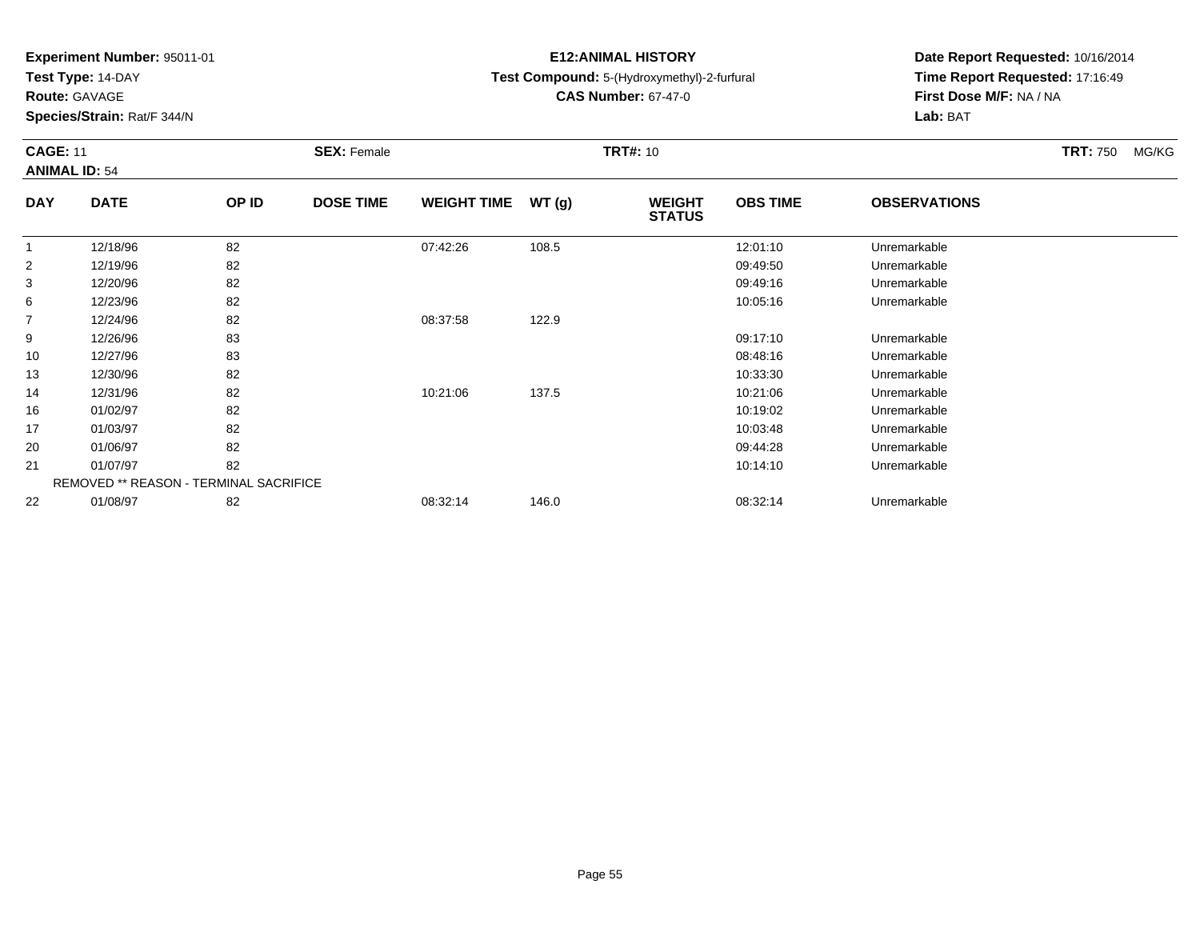**Experiment Number:** 95011-01
**Test Type:** 14-DAY
**Route:** GAVAGE
**Species/Strain:** Rat/F 344/N

**E12:ANIMAL HISTORY**
**Test Compound:** 5-(Hydroxymethyl)-2-furfural
**CAS Number:** 67-47-0

**Date Report Requested:** 10/16/2014
**Time Report Requested:** 17:16:49
**First Dose M/F:** NA / NA
**Lab:** BAT

**CAGE:** 11 **SEX:** Female **TRT#:** 10 **TRT:** 750 MG/KG
**ANIMAL ID:** 54

| DAY | DATE | OP ID | DOSE TIME | WEIGHT TIME | WT (g) | WEIGHT STATUS | OBS TIME | OBSERVATIONS |
|---|---|---|---|---|---|---|---|---|
| 1 | 12/18/96 | 82 | | 07:42:26 | 108.5 | | 12:01:10 | Unremarkable |
| 2 | 12/19/96 | 82 | | | | | 09:49:50 | Unremarkable |
| 3 | 12/20/96 | 82 | | | | | 09:49:16 | Unremarkable |
| 6 | 12/23/96 | 82 | | | | | 10:05:16 | Unremarkable |
| 7 | 12/24/96 | 82 | | 08:37:58 | 122.9 | | | |
| 9 | 12/26/96 | 83 | | | | | 09:17:10 | Unremarkable |
| 10 | 12/27/96 | 83 | | | | | 08:48:16 | Unremarkable |
| 13 | 12/30/96 | 82 | | | | | 10:33:30 | Unremarkable |
| 14 | 12/31/96 | 82 | | 10:21:06 | 137.5 | | 10:21:06 | Unremarkable |
| 16 | 01/02/97 | 82 | | | | | 10:19:02 | Unremarkable |
| 17 | 01/03/97 | 82 | | | | | 10:03:48 | Unremarkable |
| 20 | 01/06/97 | 82 | | | | | 09:44:28 | Unremarkable |
| 21 | 01/07/97 | 82 | | | | | 10:14:10 | Unremarkable |
| REMOVED ** REASON - TERMINAL SACRIFICE | | | | | | | | |
| 22 | 01/08/97 | 82 | | 08:32:14 | 146.0 | | 08:32:14 | Unremarkable |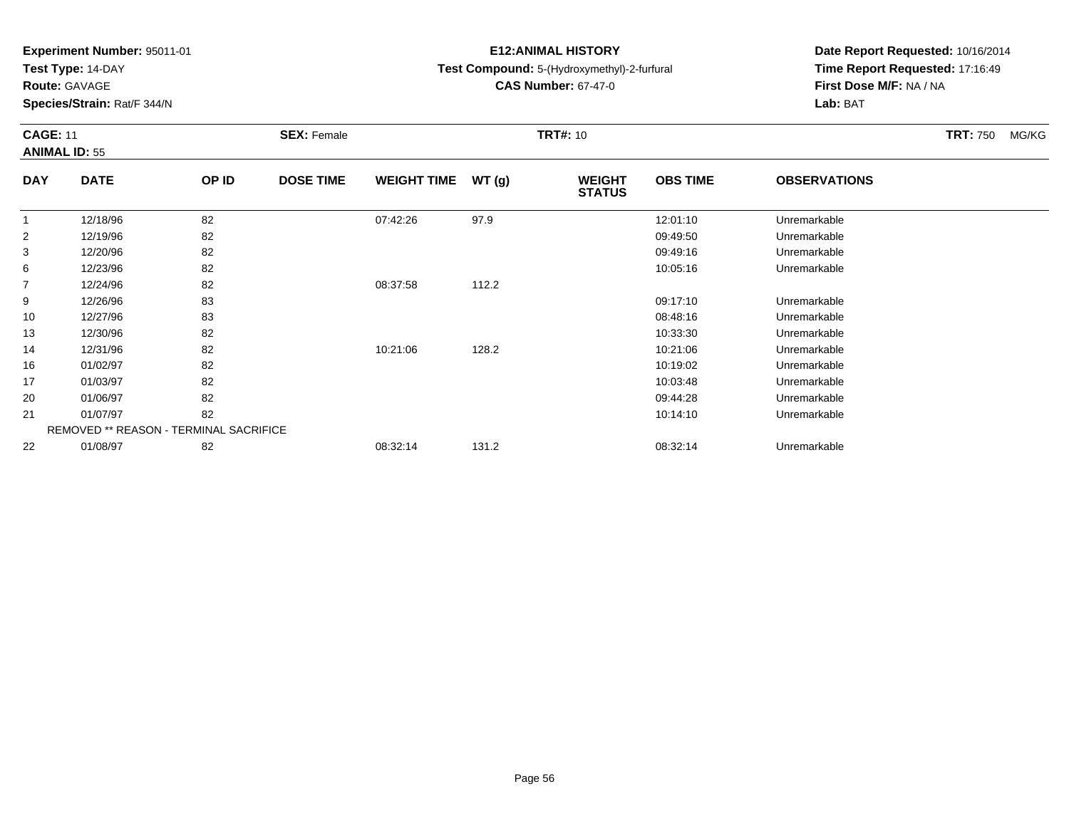**Experiment Number:** 95011-01
**Test Type:** 14-DAY
**Route:** GAVAGE
**Species/Strain:** Rat/F 344/N

**E12:ANIMAL HISTORY**
**Test Compound:** 5-(Hydroxymethyl)-2-furfural
**CAS Number:** 67-47-0

**Date Report Requested:** 10/16/2014
**Time Report Requested:** 17:16:49
**First Dose M/F:** NA / NA
**Lab:** BAT

**CAGE:** 11 **SEX:** Female **TRT#:** 10 **TRT:** 750 MG/KG
**ANIMAL ID:** 55

| DAY | DATE | OP ID | DOSE TIME | WEIGHT TIME | WT (g) | WEIGHT STATUS | OBS TIME | OBSERVATIONS |
|---|---|---|---|---|---|---|---|---|
| 1 | 12/18/96 | 82 | | 07:42:26 | 97.9 | | 12:01:10 | Unremarkable |
| 2 | 12/19/96 | 82 | | | | | 09:49:50 | Unremarkable |
| 3 | 12/20/96 | 82 | | | | | 09:49:16 | Unremarkable |
| 6 | 12/23/96 | 82 | | | | | 10:05:16 | Unremarkable |
| 7 | 12/24/96 | 82 | | 08:37:58 | 112.2 | | | |
| 9 | 12/26/96 | 83 | | | | | 09:17:10 | Unremarkable |
| 10 | 12/27/96 | 83 | | | | | 08:48:16 | Unremarkable |
| 13 | 12/30/96 | 82 | | | | | 10:33:30 | Unremarkable |
| 14 | 12/31/96 | 82 | | 10:21:06 | 128.2 | | 10:21:06 | Unremarkable |
| 16 | 01/02/97 | 82 | | | | | 10:19:02 | Unremarkable |
| 17 | 01/03/97 | 82 | | | | | 10:03:48 | Unremarkable |
| 20 | 01/06/97 | 82 | | | | | 09:44:28 | Unremarkable |
| 21 | 01/07/97 | 82 | | | | | 10:14:10 | Unremarkable |
| REMOVED ** REASON - TERMINAL SACRIFICE | | | | | | | | |
| 22 | 01/08/97 | 82 | | 08:32:14 | 131.2 | | 08:32:14 | Unremarkable |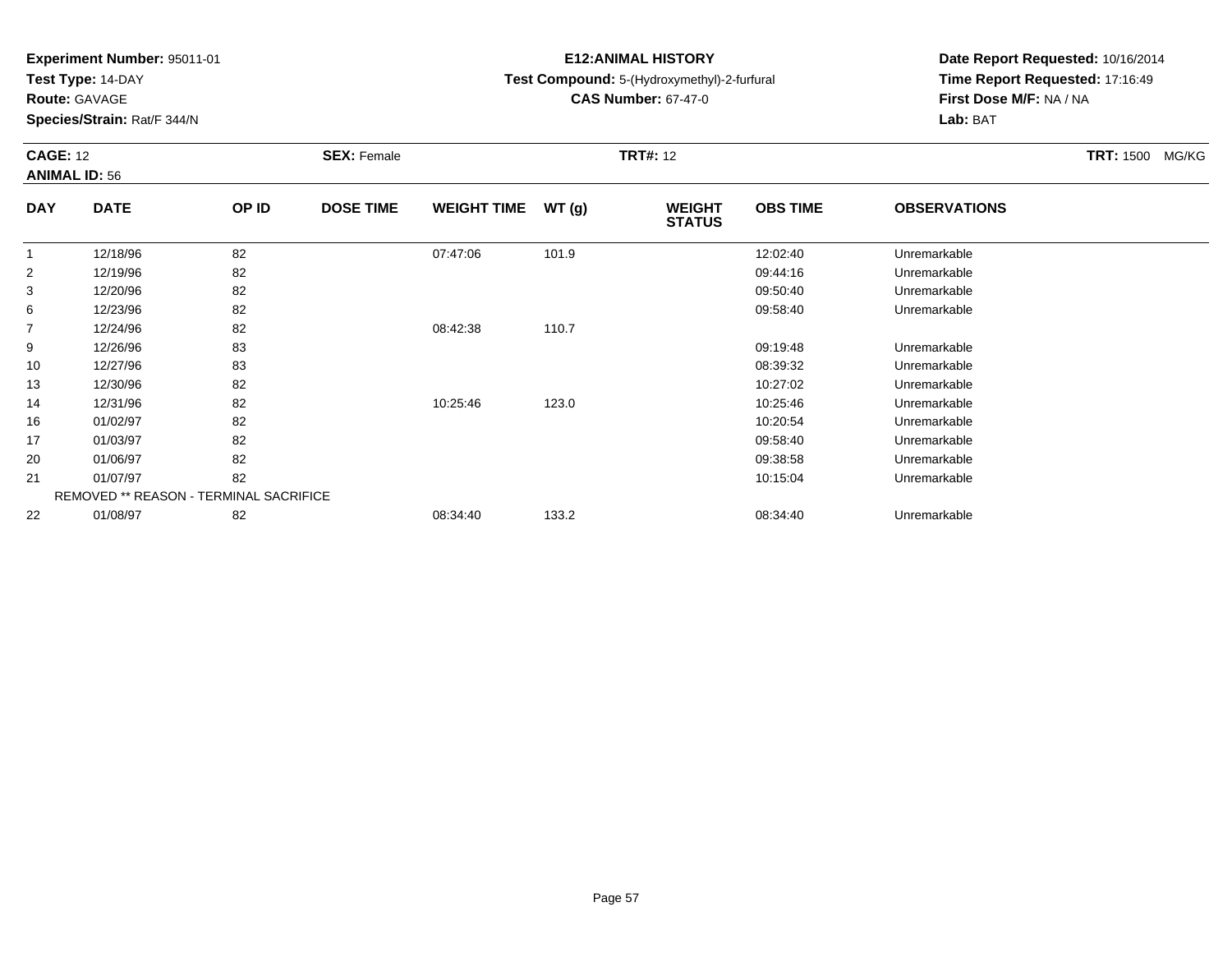**Experiment Number:** 95011-01
**Test Type:** 14-DAY
**Route:** GAVAGE
**Species/Strain:** Rat/F 344/N

**E12:ANIMAL HISTORY**
**Test Compound:** 5-(Hydroxymethyl)-2-furfural
**CAS Number:** 67-47-0

**Date Report Requested:** 10/16/2014
**Time Report Requested:** 17:16:49
**First Dose M/F:** NA / NA
**Lab:** BAT

**CAGE:** 12 **SEX:** Female **TRT#:** 12 **TRT:** 1500 MG/KG
**ANIMAL ID:** 56

| DAY | DATE | OP ID | DOSE TIME | WEIGHT TIME | WT (g) | WEIGHT STATUS | OBS TIME | OBSERVATIONS |
|---|---|---|---|---|---|---|---|---|
| 1 | 12/18/96 | 82 | | 07:47:06 | 101.9 | | 12:02:40 | Unremarkable |
| 2 | 12/19/96 | 82 | | | | | 09:44:16 | Unremarkable |
| 3 | 12/20/96 | 82 | | | | | 09:50:40 | Unremarkable |
| 6 | 12/23/96 | 82 | | | | | 09:58:40 | Unremarkable |
| 7 | 12/24/96 | 82 | | 08:42:38 | 110.7 | | | |
| 9 | 12/26/96 | 83 | | | | | 09:19:48 | Unremarkable |
| 10 | 12/27/96 | 83 | | | | | 08:39:32 | Unremarkable |
| 13 | 12/30/96 | 82 | | | | | 10:27:02 | Unremarkable |
| 14 | 12/31/96 | 82 | | 10:25:46 | 123.0 | | 10:25:46 | Unremarkable |
| 16 | 01/02/97 | 82 | | | | | 10:20:54 | Unremarkable |
| 17 | 01/03/97 | 82 | | | | | 09:58:40 | Unremarkable |
| 20 | 01/06/97 | 82 | | | | | 09:38:58 | Unremarkable |
| 21 | 01/07/97 | 82 | | | | | 10:15:04 | Unremarkable |
| REMOVED ** REASON - TERMINAL SACRIFICE | | | | | | | | |
| 22 | 01/08/97 | 82 | | 08:34:40 | 133.2 | | 08:34:40 | Unremarkable |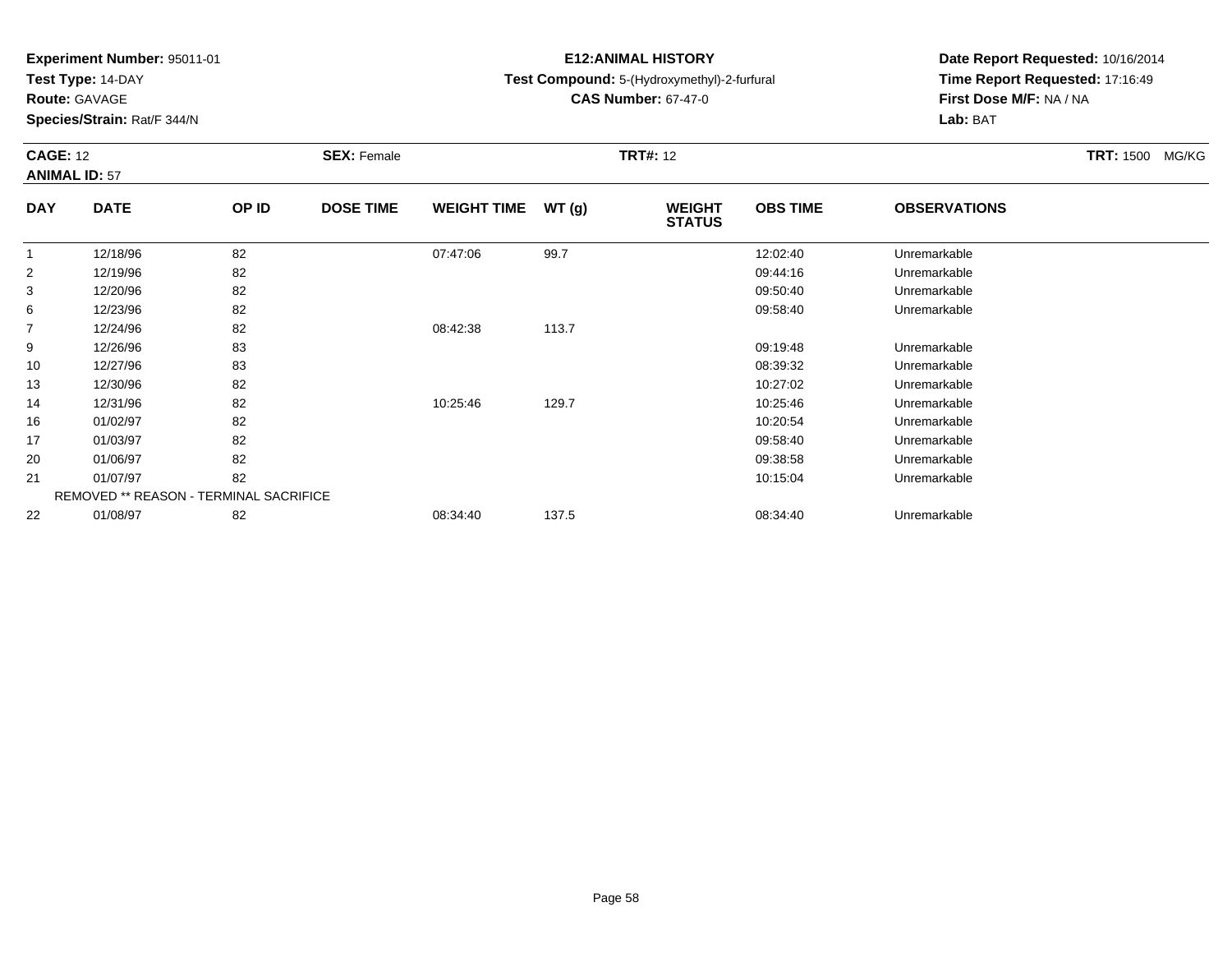**Experiment Number:** 95011-01
**Test Type:** 14-DAY
**Route:** GAVAGE
**Species/Strain:** Rat/F 344/N

**E12:ANIMAL HISTORY**
**Test Compound:** 5-(Hydroxymethyl)-2-furfural
**CAS Number:** 67-47-0

**Date Report Requested:** 10/16/2014
**Time Report Requested:** 17:16:49
**First Dose M/F:** NA / NA
**Lab:** BAT

**CAGE:** 12 **SEX:** Female **TRT#:** 12 **TRT:** 1500 MG/KG
**ANIMAL ID:** 57

| DAY | DATE | OP ID | DOSE TIME | WEIGHT TIME | WT (g) | WEIGHT STATUS | OBS TIME | OBSERVATIONS |
|---|---|---|---|---|---|---|---|---|
| 1 | 12/18/96 | 82 | | 07:47:06 | 99.7 | | 12:02:40 | Unremarkable |
| 2 | 12/19/96 | 82 | | | | | 09:44:16 | Unremarkable |
| 3 | 12/20/96 | 82 | | | | | 09:50:40 | Unremarkable |
| 6 | 12/23/96 | 82 | | | | | 09:58:40 | Unremarkable |
| 7 | 12/24/96 | 82 | | 08:42:38 | 113.7 | | | |
| 9 | 12/26/96 | 83 | | | | | 09:19:48 | Unremarkable |
| 10 | 12/27/96 | 83 | | | | | 08:39:32 | Unremarkable |
| 13 | 12/30/96 | 82 | | | | | 10:27:02 | Unremarkable |
| 14 | 12/31/96 | 82 | | 10:25:46 | 129.7 | | 10:25:46 | Unremarkable |
| 16 | 01/02/97 | 82 | | | | | 10:20:54 | Unremarkable |
| 17 | 01/03/97 | 82 | | | | | 09:58:40 | Unremarkable |
| 20 | 01/06/97 | 82 | | | | | 09:38:58 | Unremarkable |
| 21 | 01/07/97 | 82 | | | | | 10:15:04 | Unremarkable |
| REMOVED ** REASON - TERMINAL SACRIFICE | | | | | | | | |
| 22 | 01/08/97 | 82 | | 08:34:40 | 137.5 | | 08:34:40 | Unremarkable |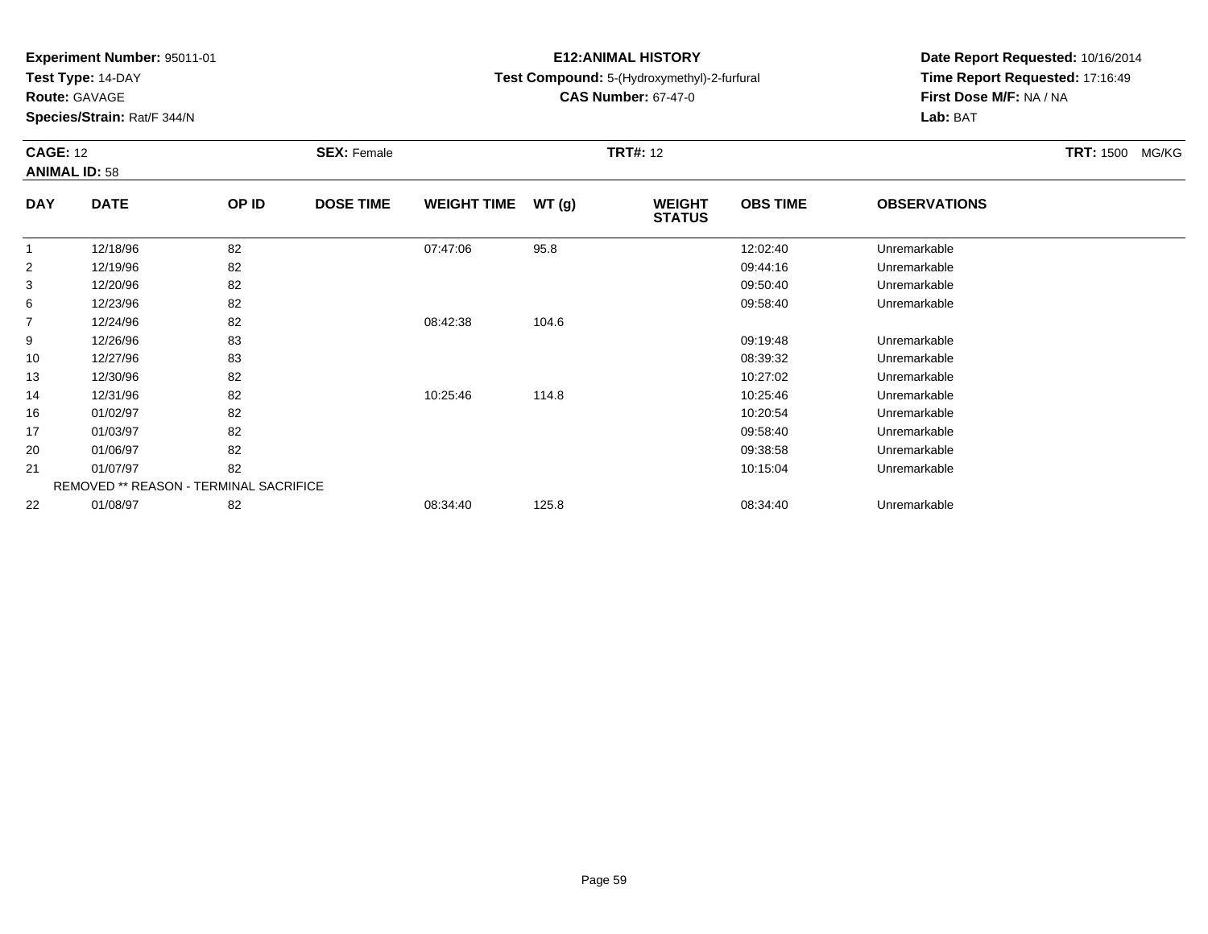**Experiment Number:** 95011-01
**Test Type:** 14-DAY
**Route:** GAVAGE
**Species/Strain:** Rat/F 344/N

**E12:ANIMAL HISTORY**
**Test Compound:** 5-(Hydroxymethyl)-2-furfural
**CAS Number:** 67-47-0

**Date Report Requested:** 10/16/2014
**Time Report Requested:** 17:16:49
**First Dose M/F:** NA / NA
**Lab:** BAT

**CAGE:** 12 **SEX:** Female **TRT#:** 12 **TRT:** 1500 MG/KG
**ANIMAL ID:** 58

| DAY | DATE | OP ID | DOSE TIME | WEIGHT TIME | WT (g) | WEIGHT STATUS | OBS TIME | OBSERVATIONS |
|---|---|---|---|---|---|---|---|---|
| 1 | 12/18/96 | 82 | | 07:47:06 | 95.8 | | 12:02:40 | Unremarkable |
| 2 | 12/19/96 | 82 | | | | | 09:44:16 | Unremarkable |
| 3 | 12/20/96 | 82 | | | | | 09:50:40 | Unremarkable |
| 6 | 12/23/96 | 82 | | | | | 09:58:40 | Unremarkable |
| 7 | 12/24/96 | 82 | | 08:42:38 | 104.6 | | | |
| 9 | 12/26/96 | 83 | | | | | 09:19:48 | Unremarkable |
| 10 | 12/27/96 | 83 | | | | | 08:39:32 | Unremarkable |
| 13 | 12/30/96 | 82 | | | | | 10:27:02 | Unremarkable |
| 14 | 12/31/96 | 82 | | 10:25:46 | 114.8 | | 10:25:46 | Unremarkable |
| 16 | 01/02/97 | 82 | | | | | 10:20:54 | Unremarkable |
| 17 | 01/03/97 | 82 | | | | | 09:58:40 | Unremarkable |
| 20 | 01/06/97 | 82 | | | | | 09:38:58 | Unremarkable |
| 21 | 01/07/97 | 82 | | | | | 10:15:04 | Unremarkable |
| REMOVED ** REASON - TERMINAL SACRIFICE | | | | | | | | |
| 22 | 01/08/97 | 82 | | 08:34:40 | 125.8 | | 08:34:40 | Unremarkable |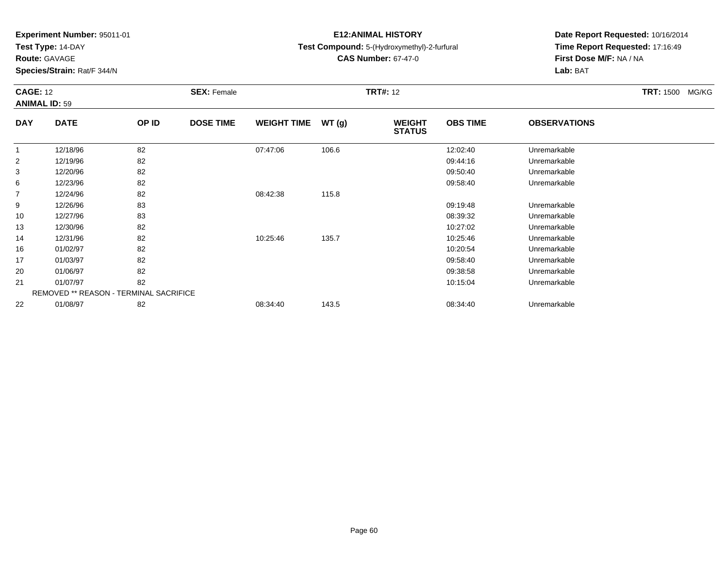**Experiment Number:** 95011-01
**Test Type:** 14-DAY
**Route:** GAVAGE
**Species/Strain:** Rat/F 344/N

**E12:ANIMAL HISTORY**
**Test Compound:** 5-(Hydroxymethyl)-2-furfural
**CAS Number:** 67-47-0

**Date Report Requested:** 10/16/2014
**Time Report Requested:** 17:16:49
**First Dose M/F:** NA / NA
**Lab:** BAT

**CAGE:** 12 **SEX:** Female **TRT#:** 12 **TRT:** 1500 MG/KG
**ANIMAL ID:** 59

| DAY | DATE | OP ID | DOSE TIME | WEIGHT TIME | WT (g) | WEIGHT STATUS | OBS TIME | OBSERVATIONS |
|---|---|---|---|---|---|---|---|---|
| 1 | 12/18/96 | 82 | | 07:47:06 | 106.6 | | 12:02:40 | Unremarkable |
| 2 | 12/19/96 | 82 | | | | | 09:44:16 | Unremarkable |
| 3 | 12/20/96 | 82 | | | | | 09:50:40 | Unremarkable |
| 6 | 12/23/96 | 82 | | | | | 09:58:40 | Unremarkable |
| 7 | 12/24/96 | 82 | | 08:42:38 | 115.8 | | | |
| 9 | 12/26/96 | 83 | | | | | 09:19:48 | Unremarkable |
| 10 | 12/27/96 | 83 | | | | | 08:39:32 | Unremarkable |
| 13 | 12/30/96 | 82 | | | | | 10:27:02 | Unremarkable |
| 14 | 12/31/96 | 82 | | 10:25:46 | 135.7 | | 10:25:46 | Unremarkable |
| 16 | 01/02/97 | 82 | | | | | 10:20:54 | Unremarkable |
| 17 | 01/03/97 | 82 | | | | | 09:58:40 | Unremarkable |
| 20 | 01/06/97 | 82 | | | | | 09:38:58 | Unremarkable |
| 21 | 01/07/97 | 82 | | | | | 10:15:04 | Unremarkable |
| REMOVED ** REASON - TERMINAL SACRIFICE | | | | | | | | |
| 22 | 01/08/97 | 82 | | 08:34:40 | 143.5 | | 08:34:40 | Unremarkable |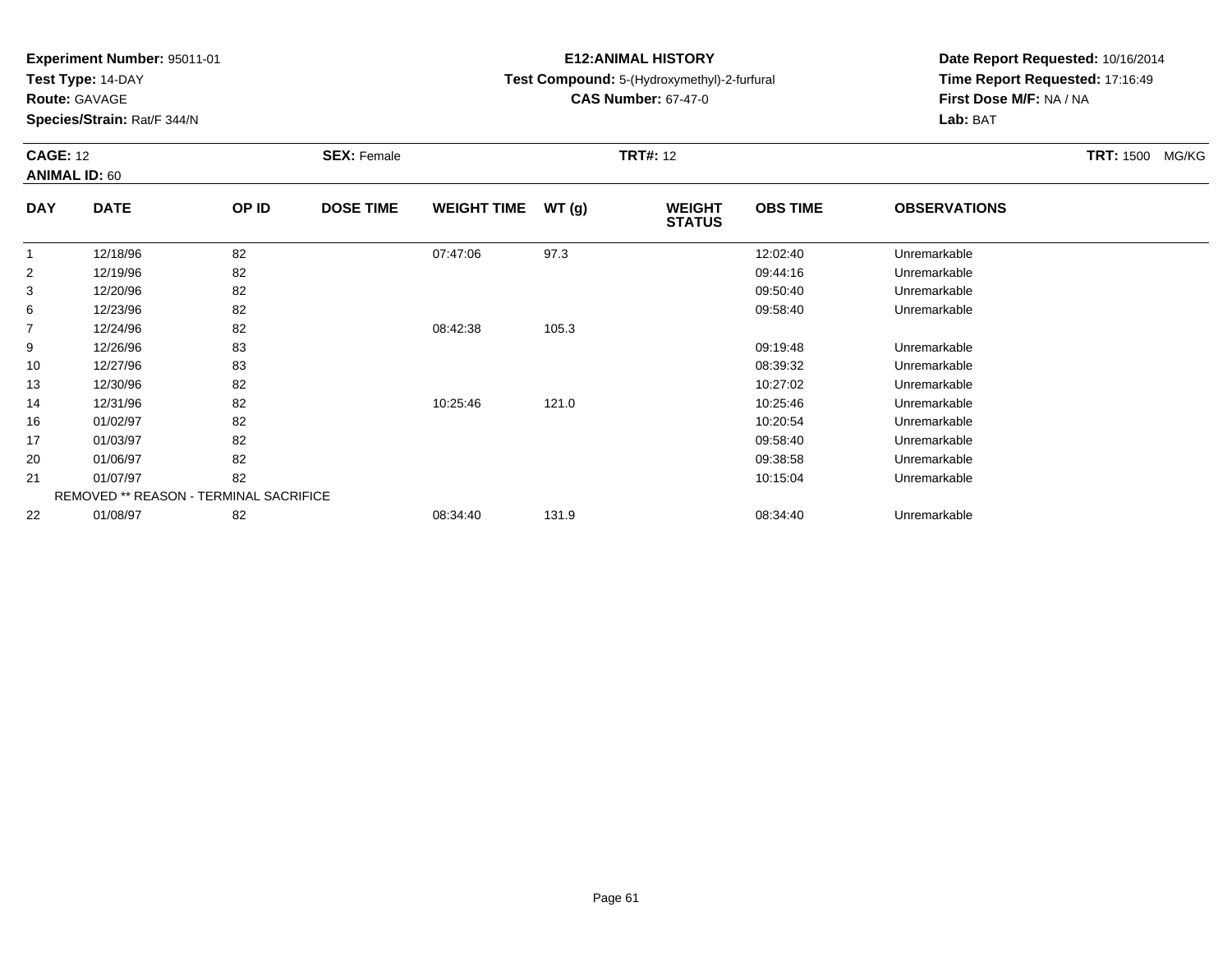**Experiment Number:** 95011-01
**Test Type:** 14-DAY
**Route:** GAVAGE
**Species/Strain:** Rat/F 344/N

# E12:ANIMAL HISTORY

**Test Compound:** 5-(Hydroxymethyl)-2-furfural
**CAS Number:** 67-47-0

**Date Report Requested:** 10/16/2014
**Time Report Requested:** 17:16:49
**First Dose M/F:** NA / NA
**Lab:** BAT

**CAGE:** 12 **SEX:** Female **TRT#:** 12 **TRT:** 1500 MG/KG
**ANIMAL ID:** 60

| DAY | DATE | OP ID | DOSE TIME | WEIGHT TIME | WT (g) | WEIGHT STATUS | OBS TIME | OBSERVATIONS |
|---|---|---|---|---|---|---|---|---|
| 1 | 12/18/96 | 82 | | 07:47:06 | 97.3 | | 12:02:40 | Unremarkable |
| 2 | 12/19/96 | 82 | | | | | 09:44:16 | Unremarkable |
| 3 | 12/20/96 | 82 | | | | | 09:50:40 | Unremarkable |
| 6 | 12/23/96 | 82 | | | | | 09:58:40 | Unremarkable |
| 7 | 12/24/96 | 82 | | 08:42:38 | 105.3 | | | |
| 9 | 12/26/96 | 83 | | | | | 09:19:48 | Unremarkable |
| 10 | 12/27/96 | 83 | | | | | 08:39:32 | Unremarkable |
| 13 | 12/30/96 | 82 | | | | | 10:27:02 | Unremarkable |
| 14 | 12/31/96 | 82 | | 10:25:46 | 121.0 | | 10:25:46 | Unremarkable |
| 16 | 01/02/97 | 82 | | | | | 10:20:54 | Unremarkable |
| 17 | 01/03/97 | 82 | | | | | 09:58:40 | Unremarkable |
| 20 | 01/06/97 | 82 | | | | | 09:38:58 | Unremarkable |
| 21 | 01/07/97 | 82 | | | | | 10:15:04 | Unremarkable |
| REMOVED ** REASON - TERMINAL SACRIFICE | | | | | | | | |
| 22 | 01/08/97 | 82 | | 08:34:40 | 131.9 | | 08:34:40 | Unremarkable |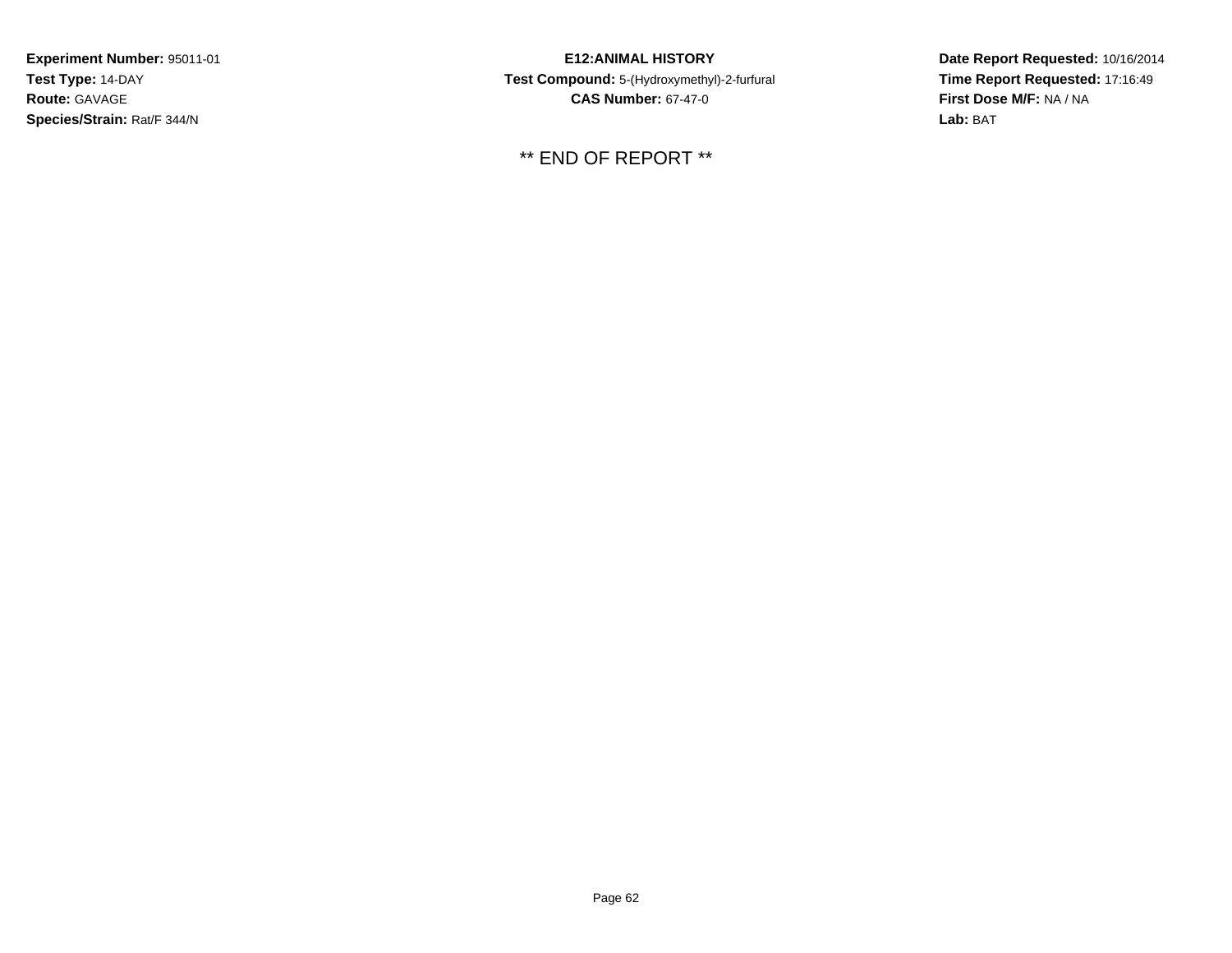**Experiment Number:** 95011-01
**Test Type:** 14-DAY
**Route:** GAVAGE
**Species/Strain:** Rat/F 344/N

**E12:ANIMAL HISTORY**
**Test Compound:** 5-(Hydroxymethyl)-2-furfural
**CAS Number:** 67-47-0

**Date Report Requested:** 10/16/2014
**Time Report Requested:** 17:16:49
**First Dose M/F:** NA / NA
**Lab:** BAT

** END OF REPORT **